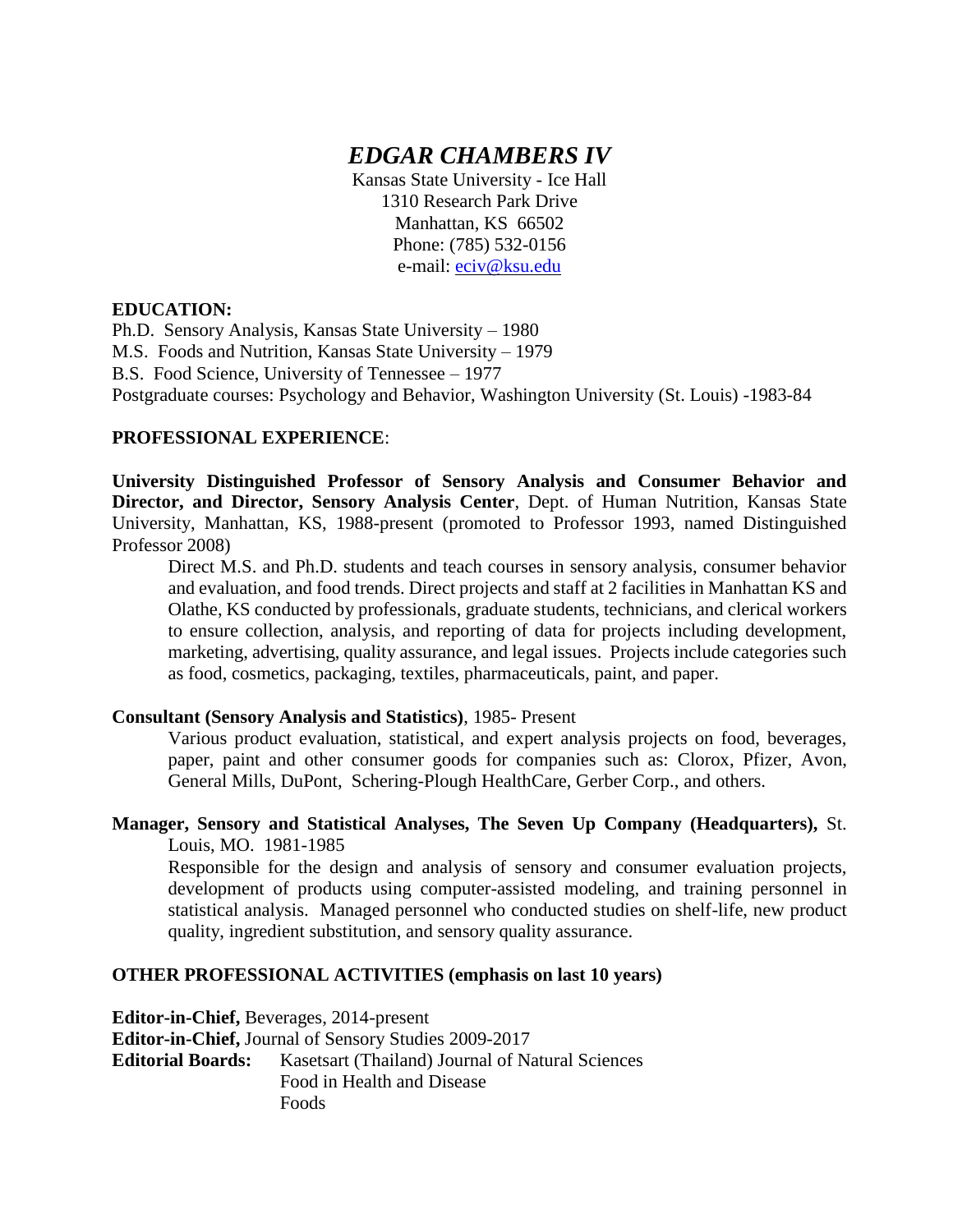# *EDGAR CHAMBERS IV*

Kansas State University - Ice Hall
1310 Research Park Drive
Manhattan, KS 66502
Phone: (785) 532-0156
e-mail: eciv@ksu.edu

**EDUCATION:**

Ph.D. Sensory Analysis, Kansas State University – 1980
M.S. Foods and Nutrition, Kansas State University – 1979
B.S. Food Science, University of Tennessee – 1977
Postgraduate courses: Psychology and Behavior, Washington University (St. Louis) -1983-84

**PROFESSIONAL EXPERIENCE**:

**University Distinguished Professor of Sensory Analysis and Consumer Behavior and Director, and Director, Sensory Analysis Center**, Dept. of Human Nutrition, Kansas State University, Manhattan, KS, 1988-present (promoted to Professor 1993, named Distinguished Professor 2008)

Direct M.S. and Ph.D. students and teach courses in sensory analysis, consumer behavior and evaluation, and food trends. Direct projects and staff at 2 facilities in Manhattan KS and Olathe, KS conducted by professionals, graduate students, technicians, and clerical workers to ensure collection, analysis, and reporting of data for projects including development, marketing, advertising, quality assurance, and legal issues. Projects include categories such as food, cosmetics, packaging, textiles, pharmaceuticals, paint, and paper.

**Consultant (Sensory Analysis and Statistics)**, 1985- Present

Various product evaluation, statistical, and expert analysis projects on food, beverages, paper, paint and other consumer goods for companies such as: Clorox, Pfizer, Avon, General Mills, DuPont, Schering-Plough HealthCare, Gerber Corp., and others.

**Manager, Sensory and Statistical Analyses, The Seven Up Company (Headquarters),** St. Louis, MO. 1981-1985

Responsible for the design and analysis of sensory and consumer evaluation projects, development of products using computer-assisted modeling, and training personnel in statistical analysis. Managed personnel who conducted studies on shelf-life, new product quality, ingredient substitution, and sensory quality assurance.

**OTHER PROFESSIONAL ACTIVITIES (emphasis on last 10 years)**

**Editor-in-Chief,** Beverages, 2014-present
**Editor-in-Chief,** Journal of Sensory Studies 2009-2017
**Editorial Boards:** Kasetsart (Thailand) Journal of Natural Sciences
Food in Health and Disease
Foods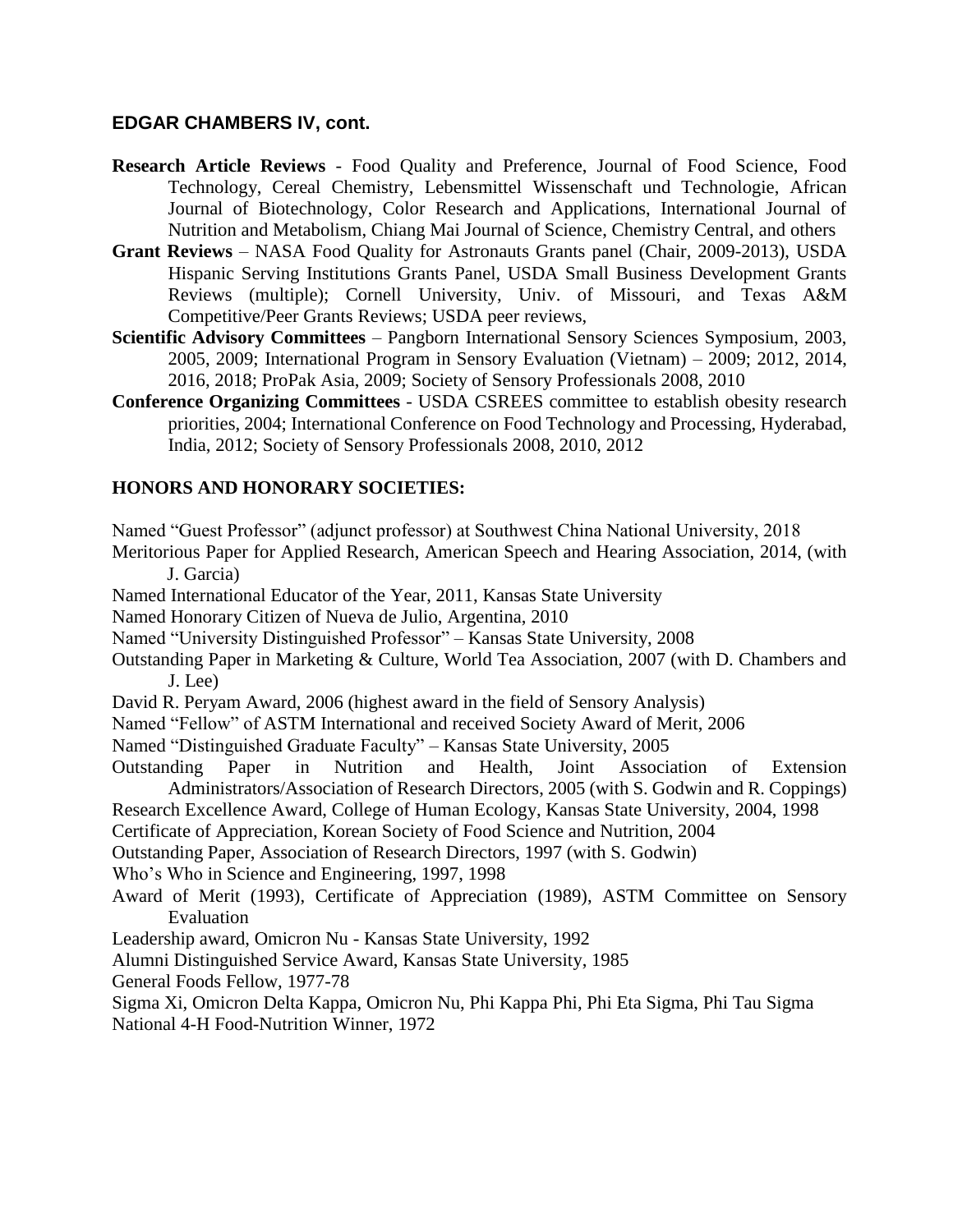### EDGAR CHAMBERS IV, cont.

**Research Article Reviews** - Food Quality and Preference, Journal of Food Science, Food Technology, Cereal Chemistry, Lebensmittel Wissenschaft und Technologie, African Journal of Biotechnology, Color Research and Applications, International Journal of Nutrition and Metabolism, Chiang Mai Journal of Science, Chemistry Central, and others

**Grant Reviews** – NASA Food Quality for Astronauts Grants panel (Chair, 2009-2013), USDA Hispanic Serving Institutions Grants Panel, USDA Small Business Development Grants Reviews (multiple); Cornell University, Univ. of Missouri, and Texas A&M Competitive/Peer Grants Reviews; USDA peer reviews,

**Scientific Advisory Committees** – Pangborn International Sensory Sciences Symposium, 2003, 2005, 2009; International Program in Sensory Evaluation (Vietnam) – 2009; 2012, 2014, 2016, 2018; ProPak Asia, 2009; Society of Sensory Professionals 2008, 2010

**Conference Organizing Committees** - USDA CSREES committee to establish obesity research priorities, 2004; International Conference on Food Technology and Processing, Hyderabad, India, 2012; Society of Sensory Professionals 2008, 2010, 2012

**HONORS AND HONORARY SOCIETIES:**

Named "Guest Professor" (adjunct professor) at Southwest China National University, 2018

Meritorious Paper for Applied Research, American Speech and Hearing Association, 2014, (with J. Garcia)

Named International Educator of the Year, 2011, Kansas State University

Named Honorary Citizen of Nueva de Julio, Argentina, 2010

Named "University Distinguished Professor" – Kansas State University, 2008

Outstanding Paper in Marketing & Culture, World Tea Association, 2007 (with D. Chambers and J. Lee)

David R. Peryam Award, 2006 (highest award in the field of Sensory Analysis)

Named "Fellow" of ASTM International and received Society Award of Merit, 2006

Named "Distinguished Graduate Faculty" – Kansas State University, 2005

Outstanding Paper in Nutrition and Health, Joint Association of Extension Administrators/Association of Research Directors, 2005 (with S. Godwin and R. Coppings)

Research Excellence Award, College of Human Ecology, Kansas State University, 2004, 1998

Certificate of Appreciation, Korean Society of Food Science and Nutrition, 2004

Outstanding Paper, Association of Research Directors, 1997 (with S. Godwin)

Who's Who in Science and Engineering, 1997, 1998

Award of Merit (1993), Certificate of Appreciation (1989), ASTM Committee on Sensory Evaluation

Leadership award, Omicron Nu - Kansas State University, 1992

Alumni Distinguished Service Award, Kansas State University, 1985

General Foods Fellow, 1977-78

Sigma Xi, Omicron Delta Kappa, Omicron Nu, Phi Kappa Phi, Phi Eta Sigma, Phi Tau Sigma

National 4-H Food-Nutrition Winner, 1972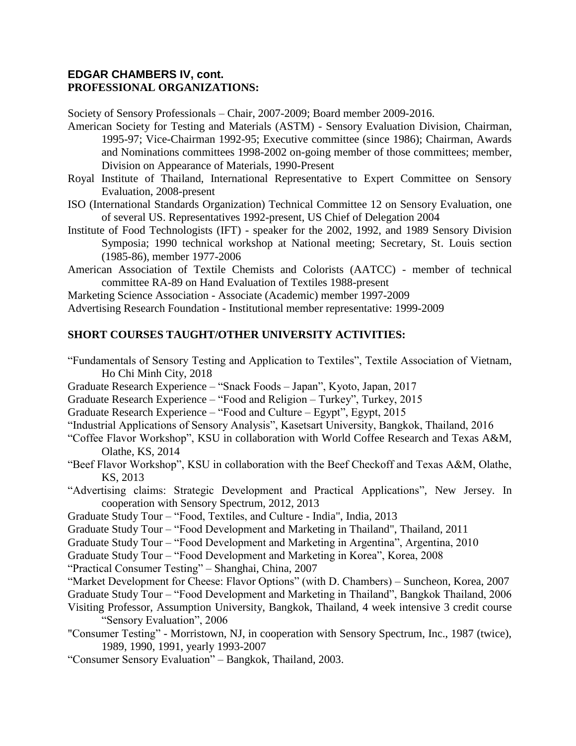**EDGAR CHAMBERS IV, cont.**

**PROFESSIONAL ORGANIZATIONS:**

Society of Sensory Professionals – Chair, 2007-2009; Board member 2009-2016.

American Society for Testing and Materials (ASTM) - Sensory Evaluation Division, Chairman, 1995-97; Vice-Chairman 1992-95; Executive committee (since 1986); Chairman, Awards and Nominations committees 1998-2002 on-going member of those committees; member, Division on Appearance of Materials, 1990-Present

Royal Institute of Thailand, International Representative to Expert Committee on Sensory Evaluation, 2008-present

ISO (International Standards Organization) Technical Committee 12 on Sensory Evaluation, one of several US. Representatives 1992-present, US Chief of Delegation 2004

Institute of Food Technologists (IFT) - speaker for the 2002, 1992, and 1989 Sensory Division Symposia; 1990 technical workshop at National meeting; Secretary, St. Louis section (1985-86), member 1977-2006

American Association of Textile Chemists and Colorists (AATCC) - member of technical committee RA-89 on Hand Evaluation of Textiles 1988-present

Marketing Science Association - Associate (Academic) member 1997-2009

Advertising Research Foundation - Institutional member representative: 1999-2009

**SHORT COURSES TAUGHT/OTHER UNIVERSITY ACTIVITIES:**

"Fundamentals of Sensory Testing and Application to Textiles", Textile Association of Vietnam, Ho Chi Minh City, 2018

Graduate Research Experience – "Snack Foods – Japan", Kyoto, Japan, 2017

Graduate Research Experience – "Food and Religion – Turkey", Turkey, 2015

Graduate Research Experience – "Food and Culture – Egypt", Egypt, 2015

"Industrial Applications of Sensory Analysis", Kasetsart University, Bangkok, Thailand, 2016

"Coffee Flavor Workshop", KSU in collaboration with World Coffee Research and Texas A&M, Olathe, KS, 2014

"Beef Flavor Workshop", KSU in collaboration with the Beef Checkoff and Texas A&M, Olathe, KS, 2013

"Advertising claims: Strategic Development and Practical Applications", New Jersey. In cooperation with Sensory Spectrum, 2012, 2013

Graduate Study Tour – "Food, Textiles, and Culture - India", India, 2013

Graduate Study Tour – "Food Development and Marketing in Thailand", Thailand, 2011

Graduate Study Tour – "Food Development and Marketing in Argentina", Argentina, 2010

Graduate Study Tour – "Food Development and Marketing in Korea", Korea, 2008

"Practical Consumer Testing" – Shanghai, China, 2007

"Market Development for Cheese: Flavor Options" (with D. Chambers) – Suncheon, Korea, 2007

Graduate Study Tour – "Food Development and Marketing in Thailand", Bangkok Thailand, 2006

Visiting Professor, Assumption University, Bangkok, Thailand, 4 week intensive 3 credit course "Sensory Evaluation", 2006

"Consumer Testing" - Morristown, NJ, in cooperation with Sensory Spectrum, Inc., 1987 (twice), 1989, 1990, 1991, yearly 1993-2007

"Consumer Sensory Evaluation" – Bangkok, Thailand, 2003.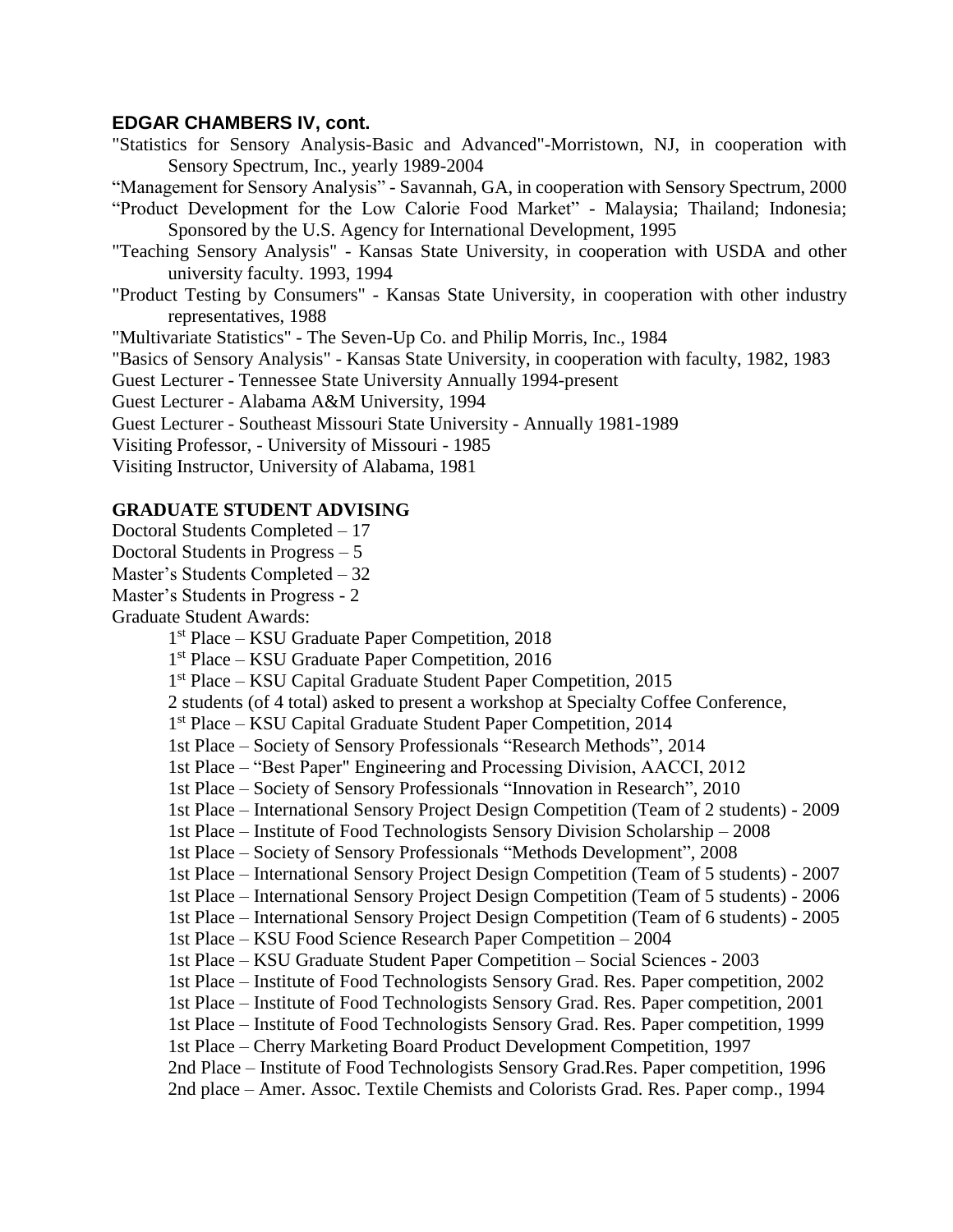**EDGAR CHAMBERS IV, cont.**

"Statistics for Sensory Analysis-Basic and Advanced"-Morristown, NJ, in cooperation with Sensory Spectrum, Inc., yearly 1989-2004

"Management for Sensory Analysis" - Savannah, GA, in cooperation with Sensory Spectrum, 2000

"Product Development for the Low Calorie Food Market" - Malaysia; Thailand; Indonesia; Sponsored by the U.S. Agency for International Development, 1995

"Teaching Sensory Analysis" - Kansas State University, in cooperation with USDA and other university faculty. 1993, 1994

"Product Testing by Consumers" - Kansas State University, in cooperation with other industry representatives, 1988

"Multivariate Statistics" - The Seven-Up Co. and Philip Morris, Inc., 1984

"Basics of Sensory Analysis" - Kansas State University, in cooperation with faculty, 1982, 1983

Guest Lecturer - Tennessee State University Annually 1994-present

Guest Lecturer - Alabama A&M University, 1994

Guest Lecturer - Southeast Missouri State University - Annually 1981-1989

Visiting Professor, - University of Missouri - 1985

Visiting Instructor, University of Alabama, 1981

**GRADUATE STUDENT ADVISING**

Doctoral Students Completed – 17

Doctoral Students in Progress – 5

Master's Students Completed – 32

Master's Students in Progress - 2

Graduate Student Awards:

- 1st Place – KSU Graduate Paper Competition, 2018
- 1st Place – KSU Graduate Paper Competition, 2016
- 1st Place – KSU Capital Graduate Student Paper Competition, 2015
- 2 students (of 4 total) asked to present a workshop at Specialty Coffee Conference,
- 1st Place – KSU Capital Graduate Student Paper Competition, 2014
- 1st Place – Society of Sensory Professionals "Research Methods", 2014
- 1st Place – "Best Paper" Engineering and Processing Division, AACCI, 2012
- 1st Place – Society of Sensory Professionals "Innovation in Research", 2010
- 1st Place – International Sensory Project Design Competition (Team of 2 students) - 2009
- 1st Place – Institute of Food Technologists Sensory Division Scholarship – 2008
- 1st Place – Society of Sensory Professionals "Methods Development", 2008
- 1st Place – International Sensory Project Design Competition (Team of 5 students) - 2007
- 1st Place – International Sensory Project Design Competition (Team of 5 students) - 2006
- 1st Place – International Sensory Project Design Competition (Team of 6 students) - 2005
- 1st Place – KSU Food Science Research Paper Competition – 2004
- 1st Place – KSU Graduate Student Paper Competition – Social Sciences - 2003
- 1st Place – Institute of Food Technologists Sensory Grad. Res. Paper competition, 2002
- 1st Place – Institute of Food Technologists Sensory Grad. Res. Paper competition, 2001
- 1st Place – Institute of Food Technologists Sensory Grad. Res. Paper competition, 1999
- 1st Place – Cherry Marketing Board Product Development Competition, 1997
- 2nd Place – Institute of Food Technologists Sensory Grad.Res. Paper competition, 1996
- 2nd place – Amer. Assoc. Textile Chemists and Colorists Grad. Res. Paper comp., 1994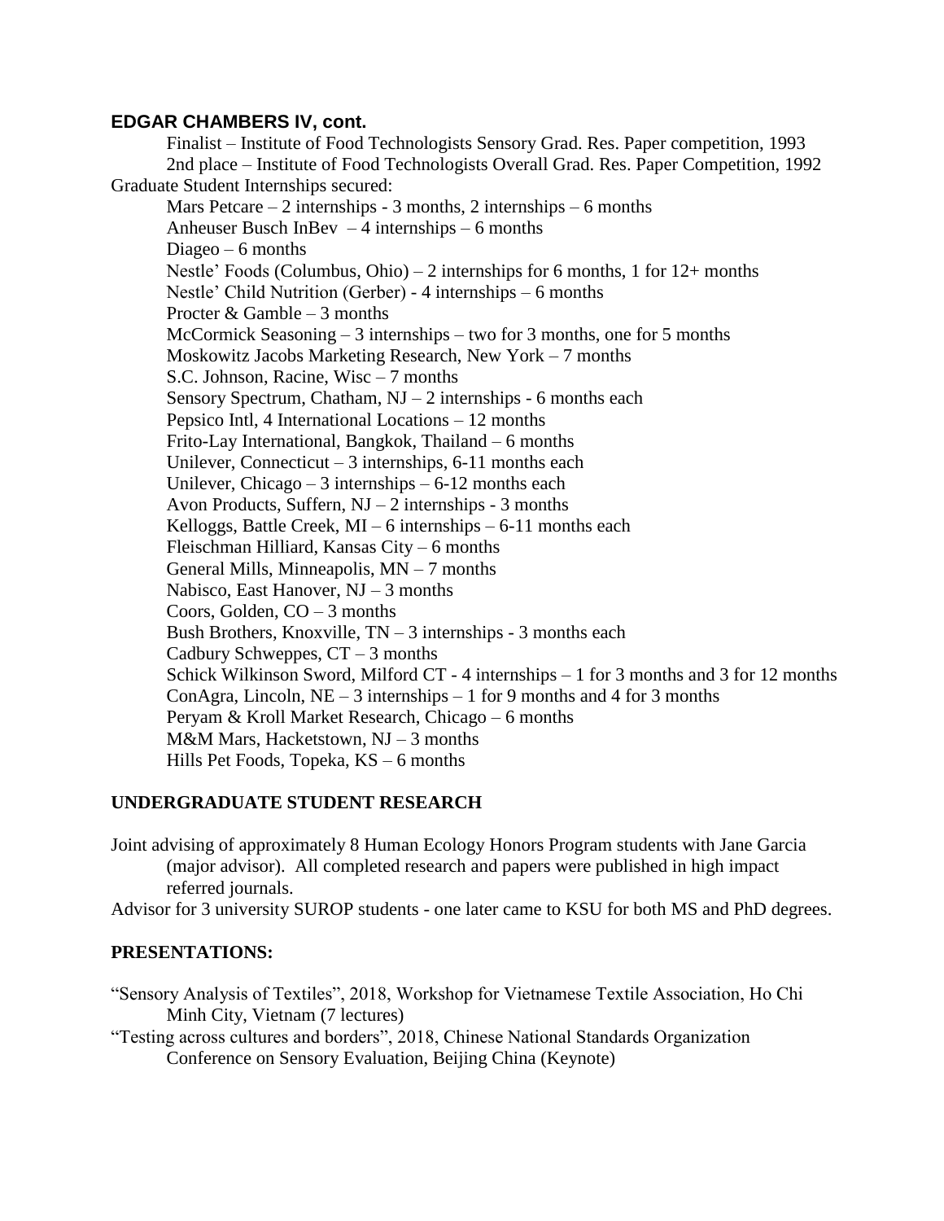**EDGAR CHAMBERS IV, cont.**

Finalist – Institute of Food Technologists Sensory Grad. Res. Paper competition, 1993
2nd place – Institute of Food Technologists Overall Grad. Res. Paper Competition, 1992

Graduate Student Internships secured:

- Mars Petcare – 2 internships - 3 months, 2 internships – 6 months
- Anheuser Busch InBev – 4 internships – 6 months
- Diageo – 6 months
- Nestle' Foods (Columbus, Ohio) – 2 internships for 6 months, 1 for 12+ months
- Nestle' Child Nutrition (Gerber) - 4 internships – 6 months
- Procter & Gamble – 3 months
- McCormick Seasoning – 3 internships – two for 3 months, one for 5 months
- Moskowitz Jacobs Marketing Research, New York – 7 months
- S.C. Johnson, Racine, Wisc – 7 months
- Sensory Spectrum, Chatham, NJ – 2 internships - 6 months each
- Pepsico Intl, 4 International Locations – 12 months
- Frito-Lay International, Bangkok, Thailand – 6 months
- Unilever, Connecticut – 3 internships, 6-11 months each
- Unilever, Chicago – 3 internships – 6-12 months each
- Avon Products, Suffern, NJ – 2 internships - 3 months
- Kelloggs, Battle Creek, MI – 6 internships – 6-11 months each
- Fleischman Hilliard, Kansas City – 6 months
- General Mills, Minneapolis, MN – 7 months
- Nabisco, East Hanover, NJ – 3 months
- Coors, Golden, CO – 3 months
- Bush Brothers, Knoxville, TN – 3 internships - 3 months each
- Cadbury Schweppes, CT – 3 months
- Schick Wilkinson Sword, Milford CT - 4 internships – 1 for 3 months and 3 for 12 months
- ConAgra, Lincoln, NE – 3 internships – 1 for 9 months and 4 for 3 months
- Peryam & Kroll Market Research, Chicago – 6 months
- M&M Mars, Hacketstown, NJ – 3 months
- Hills Pet Foods, Topeka, KS – 6 months

## UNDERGRADUATE STUDENT RESEARCH

Joint advising of approximately 8 Human Ecology Honors Program students with Jane Garcia (major advisor). All completed research and papers were published in high impact referred journals.

Advisor for 3 university SUROP students - one later came to KSU for both MS and PhD degrees.

## PRESENTATIONS:

"Sensory Analysis of Textiles", 2018, Workshop for Vietnamese Textile Association, Ho Chi Minh City, Vietnam (7 lectures)

"Testing across cultures and borders", 2018, Chinese National Standards Organization Conference on Sensory Evaluation, Beijing China (Keynote)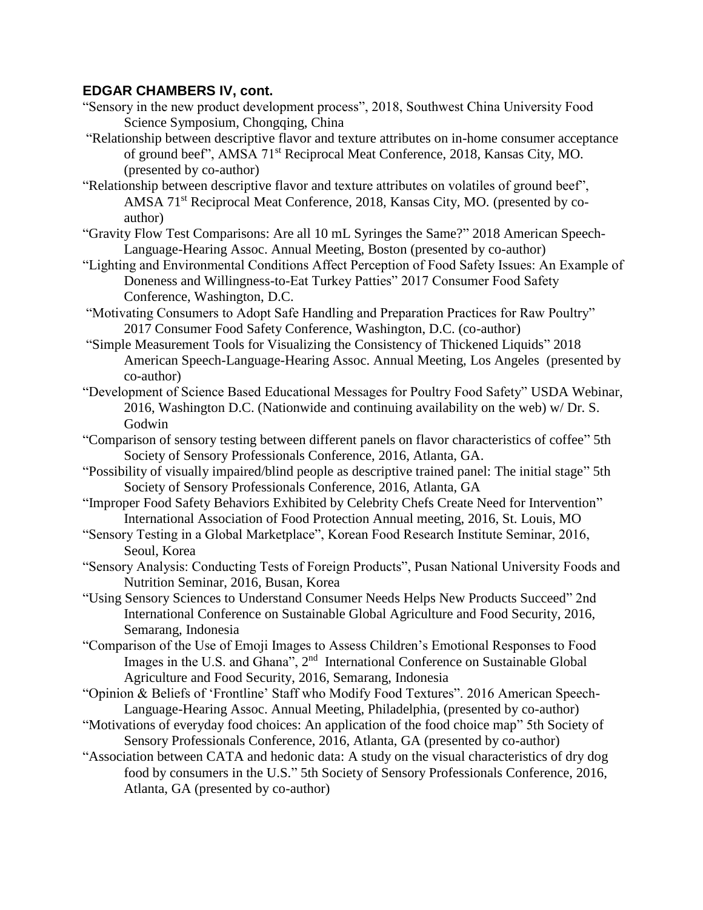## EDGAR CHAMBERS IV, cont.

"Sensory in the new product development process", 2018, Southwest China University Food Science Symposium, Chongqing, China

"Relationship between descriptive flavor and texture attributes on in-home consumer acceptance of ground beef", AMSA 71st Reciprocal Meat Conference, 2018, Kansas City, MO. (presented by co-author)

"Relationship between descriptive flavor and texture attributes on volatiles of ground beef", AMSA 71st Reciprocal Meat Conference, 2018, Kansas City, MO. (presented by co-author)

"Gravity Flow Test Comparisons: Are all 10 mL Syringes the Same?" 2018 American Speech-Language-Hearing Assoc. Annual Meeting, Boston (presented by co-author)

"Lighting and Environmental Conditions Affect Perception of Food Safety Issues: An Example of Doneness and Willingness-to-Eat Turkey Patties" 2017 Consumer Food Safety Conference, Washington, D.C.

"Motivating Consumers to Adopt Safe Handling and Preparation Practices for Raw Poultry" 2017 Consumer Food Safety Conference, Washington, D.C. (co-author)

"Simple Measurement Tools for Visualizing the Consistency of Thickened Liquids" 2018 American Speech-Language-Hearing Assoc. Annual Meeting, Los Angeles (presented by co-author)

"Development of Science Based Educational Messages for Poultry Food Safety" USDA Webinar, 2016, Washington D.C. (Nationwide and continuing availability on the web) w/ Dr. S. Godwin

"Comparison of sensory testing between different panels on flavor characteristics of coffee" 5th Society of Sensory Professionals Conference, 2016, Atlanta, GA.

"Possibility of visually impaired/blind people as descriptive trained panel: The initial stage" 5th Society of Sensory Professionals Conference, 2016, Atlanta, GA

"Improper Food Safety Behaviors Exhibited by Celebrity Chefs Create Need for Intervention" International Association of Food Protection Annual meeting, 2016, St. Louis, MO

"Sensory Testing in a Global Marketplace", Korean Food Research Institute Seminar, 2016, Seoul, Korea

"Sensory Analysis: Conducting Tests of Foreign Products", Pusan National University Foods and Nutrition Seminar, 2016, Busan, Korea

"Using Sensory Sciences to Understand Consumer Needs Helps New Products Succeed" 2nd International Conference on Sustainable Global Agriculture and Food Security, 2016, Semarang, Indonesia

"Comparison of the Use of Emoji Images to Assess Children's Emotional Responses to Food Images in the U.S. and Ghana", 2nd International Conference on Sustainable Global Agriculture and Food Security, 2016, Semarang, Indonesia

"Opinion & Beliefs of 'Frontline' Staff who Modify Food Textures". 2016 American Speech-Language-Hearing Assoc. Annual Meeting, Philadelphia, (presented by co-author)

"Motivations of everyday food choices: An application of the food choice map" 5th Society of Sensory Professionals Conference, 2016, Atlanta, GA (presented by co-author)

"Association between CATA and hedonic data: A study on the visual characteristics of dry dog food by consumers in the U.S." 5th Society of Sensory Professionals Conference, 2016, Atlanta, GA (presented by co-author)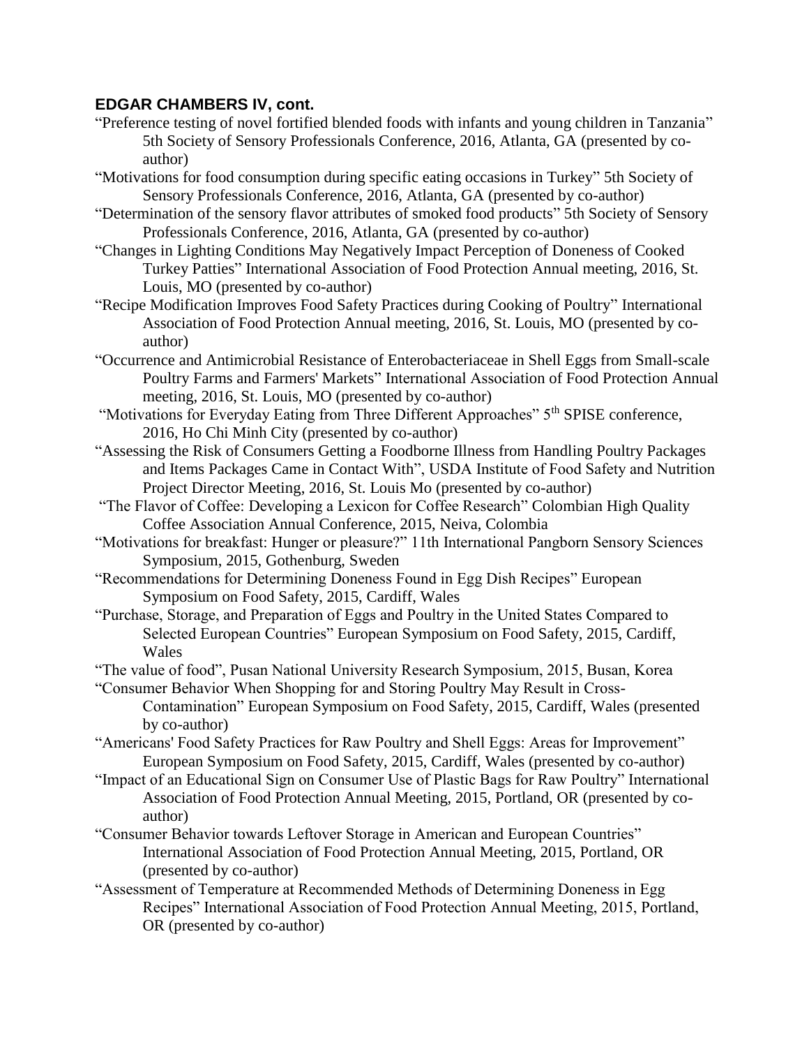## EDGAR CHAMBERS IV, cont.

"Preference testing of novel fortified blended foods with infants and young children in Tanzania" 5th Society of Sensory Professionals Conference, 2016, Atlanta, GA (presented by co-author)

"Motivations for food consumption during specific eating occasions in Turkey" 5th Society of Sensory Professionals Conference, 2016, Atlanta, GA (presented by co-author)

"Determination of the sensory flavor attributes of smoked food products" 5th Society of Sensory Professionals Conference, 2016, Atlanta, GA (presented by co-author)

"Changes in Lighting Conditions May Negatively Impact Perception of Doneness of Cooked Turkey Patties" International Association of Food Protection Annual meeting, 2016, St. Louis, MO (presented by co-author)

"Recipe Modification Improves Food Safety Practices during Cooking of Poultry" International Association of Food Protection Annual meeting, 2016, St. Louis, MO (presented by co-author)

"Occurrence and Antimicrobial Resistance of Enterobacteriaceae in Shell Eggs from Small-scale Poultry Farms and Farmers' Markets" International Association of Food Protection Annual meeting, 2016, St. Louis, MO (presented by co-author)

"Motivations for Everyday Eating from Three Different Approaches" 5th SPISE conference, 2016, Ho Chi Minh City (presented by co-author)

"Assessing the Risk of Consumers Getting a Foodborne Illness from Handling Poultry Packages and Items Packages Came in Contact With", USDA Institute of Food Safety and Nutrition Project Director Meeting, 2016, St. Louis Mo (presented by co-author)

"The Flavor of Coffee: Developing a Lexicon for Coffee Research" Colombian High Quality Coffee Association Annual Conference, 2015, Neiva, Colombia

"Motivations for breakfast: Hunger or pleasure?" 11th International Pangborn Sensory Sciences Symposium, 2015, Gothenburg, Sweden

"Recommendations for Determining Doneness Found in Egg Dish Recipes" European Symposium on Food Safety, 2015, Cardiff, Wales

"Purchase, Storage, and Preparation of Eggs and Poultry in the United States Compared to Selected European Countries" European Symposium on Food Safety, 2015, Cardiff, Wales

"The value of food", Pusan National University Research Symposium, 2015, Busan, Korea

"Consumer Behavior When Shopping for and Storing Poultry May Result in Cross-Contamination" European Symposium on Food Safety, 2015, Cardiff, Wales (presented by co-author)

"Americans' Food Safety Practices for Raw Poultry and Shell Eggs: Areas for Improvement" European Symposium on Food Safety, 2015, Cardiff, Wales (presented by co-author)

"Impact of an Educational Sign on Consumer Use of Plastic Bags for Raw Poultry" International Association of Food Protection Annual Meeting, 2015, Portland, OR (presented by co-author)

"Consumer Behavior towards Leftover Storage in American and European Countries" International Association of Food Protection Annual Meeting, 2015, Portland, OR (presented by co-author)

"Assessment of Temperature at Recommended Methods of Determining Doneness in Egg Recipes" International Association of Food Protection Annual Meeting, 2015, Portland, OR (presented by co-author)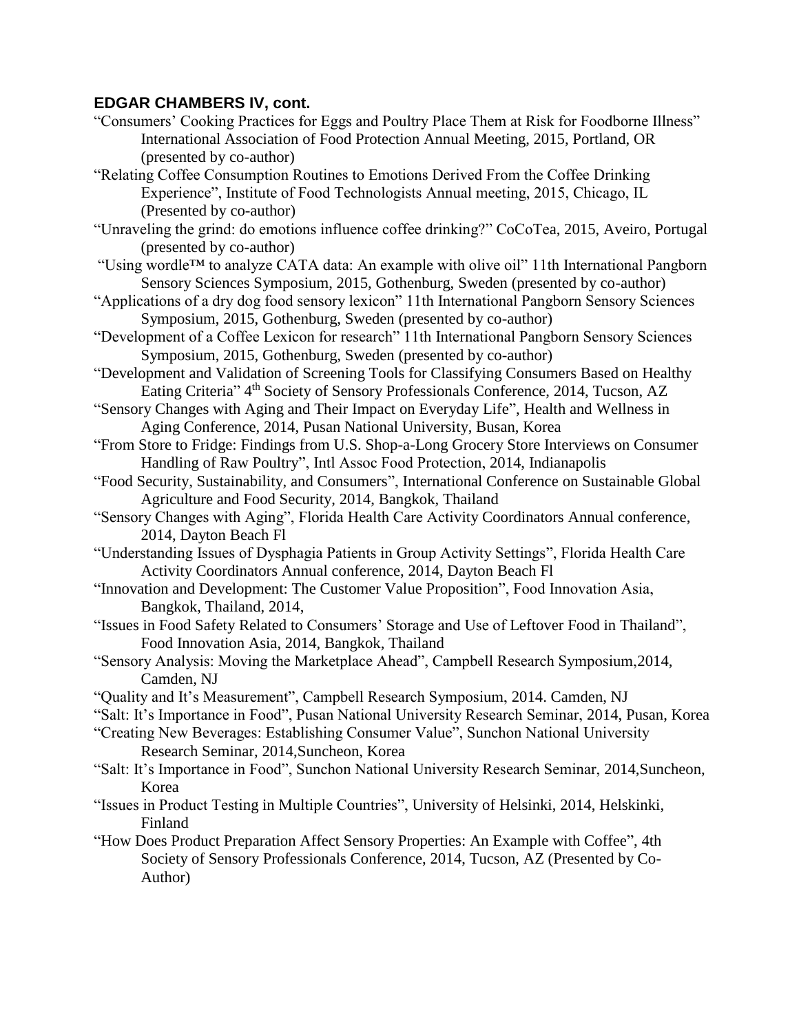**EDGAR CHAMBERS IV, cont.**

"Consumers' Cooking Practices for Eggs and Poultry Place Them at Risk for Foodborne Illness" International Association of Food Protection Annual Meeting, 2015, Portland, OR (presented by co-author)

"Relating Coffee Consumption Routines to Emotions Derived From the Coffee Drinking Experience", Institute of Food Technologists Annual meeting, 2015, Chicago, IL (Presented by co-author)

"Unraveling the grind: do emotions influence coffee drinking?" CoCoTea, 2015, Aveiro, Portugal (presented by co-author)

"Using wordle™ to analyze CATA data: An example with olive oil" 11th International Pangborn Sensory Sciences Symposium, 2015, Gothenburg, Sweden (presented by co-author)

"Applications of a dry dog food sensory lexicon" 11th International Pangborn Sensory Sciences Symposium, 2015, Gothenburg, Sweden (presented by co-author)

"Development of a Coffee Lexicon for research" 11th International Pangborn Sensory Sciences Symposium, 2015, Gothenburg, Sweden (presented by co-author)

"Development and Validation of Screening Tools for Classifying Consumers Based on Healthy Eating Criteria" 4th Society of Sensory Professionals Conference, 2014, Tucson, AZ

"Sensory Changes with Aging and Their Impact on Everyday Life", Health and Wellness in Aging Conference, 2014, Pusan National University, Busan, Korea

"From Store to Fridge: Findings from U.S. Shop-a-Long Grocery Store Interviews on Consumer Handling of Raw Poultry", Intl Assoc Food Protection, 2014, Indianapolis

"Food Security, Sustainability, and Consumers", International Conference on Sustainable Global Agriculture and Food Security, 2014, Bangkok, Thailand

"Sensory Changes with Aging", Florida Health Care Activity Coordinators Annual conference, 2014, Dayton Beach Fl

"Understanding Issues of Dysphagia Patients in Group Activity Settings", Florida Health Care Activity Coordinators Annual conference, 2014, Dayton Beach Fl

"Innovation and Development: The Customer Value Proposition", Food Innovation Asia, Bangkok, Thailand, 2014,

"Issues in Food Safety Related to Consumers' Storage and Use of Leftover Food in Thailand", Food Innovation Asia, 2014, Bangkok, Thailand

"Sensory Analysis: Moving the Marketplace Ahead", Campbell Research Symposium,2014, Camden, NJ

"Quality and It's Measurement", Campbell Research Symposium, 2014. Camden, NJ

"Salt: It's Importance in Food", Pusan National University Research Seminar, 2014, Pusan, Korea

"Creating New Beverages: Establishing Consumer Value", Sunchon National University Research Seminar, 2014,Suncheon, Korea

"Salt: It's Importance in Food", Sunchon National University Research Seminar, 2014,Suncheon, Korea

"Issues in Product Testing in Multiple Countries", University of Helsinki, 2014, Helskinki, Finland

"How Does Product Preparation Affect Sensory Properties: An Example with Coffee", 4th Society of Sensory Professionals Conference, 2014, Tucson, AZ (Presented by Co-Author)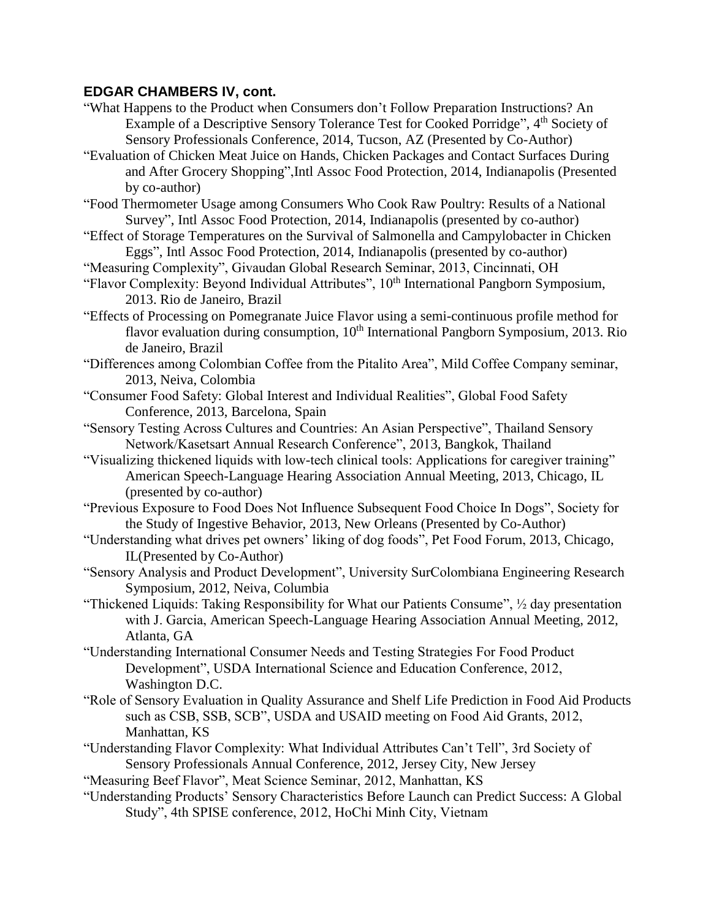**EDGAR CHAMBERS IV, cont.**

"What Happens to the Product when Consumers don't Follow Preparation Instructions? An Example of a Descriptive Sensory Tolerance Test for Cooked Porridge", 4th Society of Sensory Professionals Conference, 2014, Tucson, AZ (Presented by Co-Author)

"Evaluation of Chicken Meat Juice on Hands, Chicken Packages and Contact Surfaces During and After Grocery Shopping",Intl Assoc Food Protection, 2014, Indianapolis (Presented by co-author)

"Food Thermometer Usage among Consumers Who Cook Raw Poultry: Results of a National Survey", Intl Assoc Food Protection, 2014, Indianapolis (presented by co-author)

"Effect of Storage Temperatures on the Survival of Salmonella and Campylobacter in Chicken Eggs", Intl Assoc Food Protection, 2014, Indianapolis (presented by co-author)

"Measuring Complexity", Givaudan Global Research Seminar, 2013, Cincinnati, OH

"Flavor Complexity: Beyond Individual Attributes", 10th International Pangborn Symposium, 2013. Rio de Janeiro, Brazil

"Effects of Processing on Pomegranate Juice Flavor using a semi-continuous profile method for flavor evaluation during consumption, 10th International Pangborn Symposium, 2013. Rio de Janeiro, Brazil

"Differences among Colombian Coffee from the Pitalito Area", Mild Coffee Company seminar, 2013, Neiva, Colombia

"Consumer Food Safety: Global Interest and Individual Realities", Global Food Safety Conference, 2013, Barcelona, Spain

"Sensory Testing Across Cultures and Countries: An Asian Perspective", Thailand Sensory Network/Kasetsart Annual Research Conference", 2013, Bangkok, Thailand

"Visualizing thickened liquids with low-tech clinical tools: Applications for caregiver training" American Speech-Language Hearing Association Annual Meeting, 2013, Chicago, IL (presented by co-author)

"Previous Exposure to Food Does Not Influence Subsequent Food Choice In Dogs", Society for the Study of Ingestive Behavior, 2013, New Orleans (Presented by Co-Author)

"Understanding what drives pet owners' liking of dog foods", Pet Food Forum, 2013, Chicago, IL(Presented by Co-Author)

"Sensory Analysis and Product Development", University SurColombiana Engineering Research Symposium, 2012, Neiva, Columbia

"Thickened Liquids: Taking Responsibility for What our Patients Consume", ½ day presentation with J. Garcia, American Speech-Language Hearing Association Annual Meeting, 2012, Atlanta, GA

"Understanding International Consumer Needs and Testing Strategies For Food Product Development", USDA International Science and Education Conference, 2012, Washington D.C.

"Role of Sensory Evaluation in Quality Assurance and Shelf Life Prediction in Food Aid Products such as CSB, SSB, SCB", USDA and USAID meeting on Food Aid Grants, 2012, Manhattan, KS

"Understanding Flavor Complexity: What Individual Attributes Can't Tell", 3rd Society of Sensory Professionals Annual Conference, 2012, Jersey City, New Jersey

"Measuring Beef Flavor", Meat Science Seminar, 2012, Manhattan, KS

"Understanding Products' Sensory Characteristics Before Launch can Predict Success: A Global Study", 4th SPISE conference, 2012, HoChi Minh City, Vietnam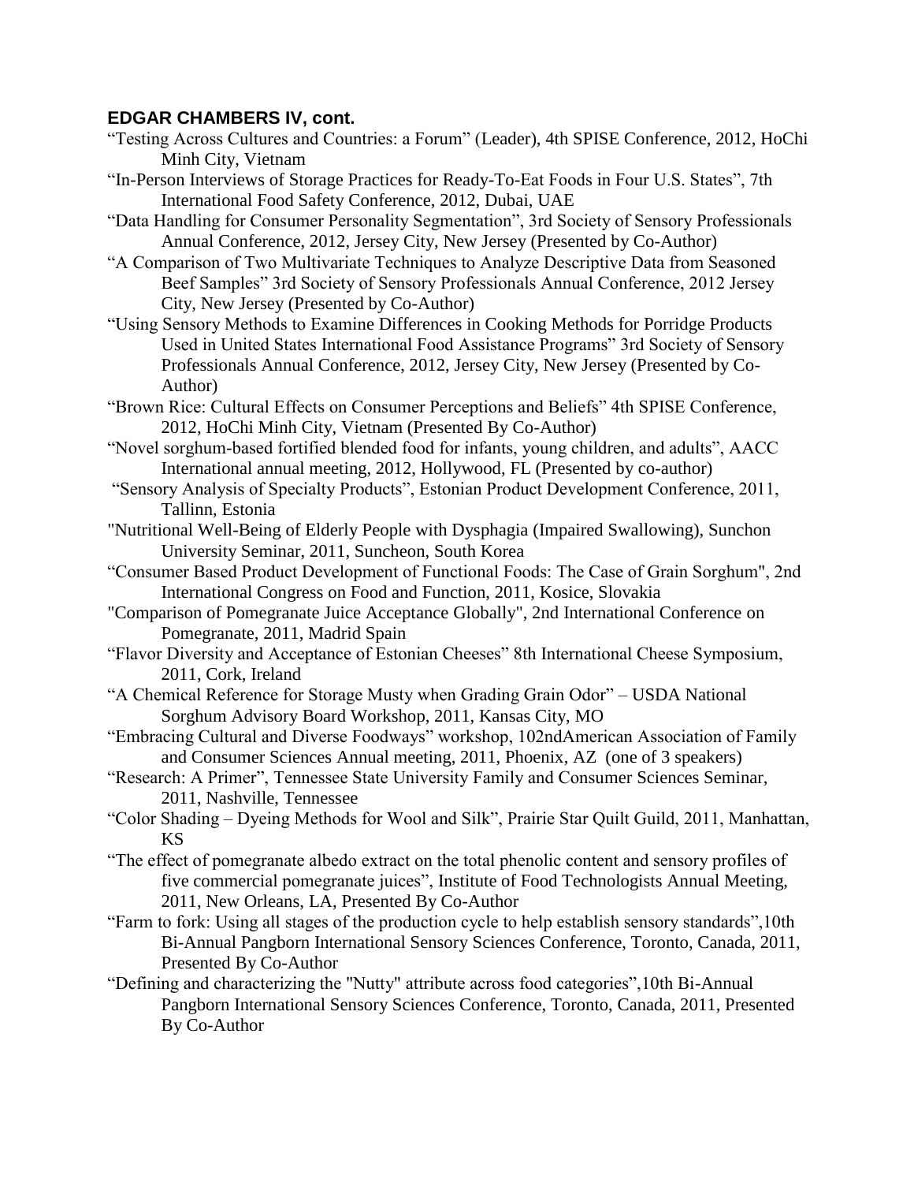### EDGAR CHAMBERS IV, cont.

"Testing Across Cultures and Countries: a Forum" (Leader), 4th SPISE Conference, 2012, HoChi Minh City, Vietnam

"In-Person Interviews of Storage Practices for Ready-To-Eat Foods in Four U.S. States", 7th International Food Safety Conference, 2012, Dubai, UAE

"Data Handling for Consumer Personality Segmentation", 3rd Society of Sensory Professionals Annual Conference, 2012, Jersey City, New Jersey (Presented by Co-Author)

"A Comparison of Two Multivariate Techniques to Analyze Descriptive Data from Seasoned Beef Samples" 3rd Society of Sensory Professionals Annual Conference, 2012 Jersey City, New Jersey (Presented by Co-Author)

"Using Sensory Methods to Examine Differences in Cooking Methods for Porridge Products Used in United States International Food Assistance Programs" 3rd Society of Sensory Professionals Annual Conference, 2012, Jersey City, New Jersey (Presented by Co-Author)

"Brown Rice: Cultural Effects on Consumer Perceptions and Beliefs" 4th SPISE Conference, 2012, HoChi Minh City, Vietnam (Presented By Co-Author)

"Novel sorghum-based fortified blended food for infants, young children, and adults", AACC International annual meeting, 2012, Hollywood, FL (Presented by co-author)

"Sensory Analysis of Specialty Products", Estonian Product Development Conference, 2011, Tallinn, Estonia

"Nutritional Well-Being of Elderly People with Dysphagia (Impaired Swallowing), Sunchon University Seminar, 2011, Suncheon, South Korea

"Consumer Based Product Development of Functional Foods: The Case of Grain Sorghum", 2nd International Congress on Food and Function, 2011, Kosice, Slovakia

"Comparison of Pomegranate Juice Acceptance Globally", 2nd International Conference on Pomegranate, 2011, Madrid Spain

"Flavor Diversity and Acceptance of Estonian Cheeses" 8th International Cheese Symposium, 2011, Cork, Ireland

"A Chemical Reference for Storage Musty when Grading Grain Odor" – USDA National Sorghum Advisory Board Workshop, 2011, Kansas City, MO

"Embracing Cultural and Diverse Foodways" workshop, 102ndAmerican Association of Family and Consumer Sciences Annual meeting, 2011, Phoenix, AZ (one of 3 speakers)

"Research: A Primer", Tennessee State University Family and Consumer Sciences Seminar, 2011, Nashville, Tennessee

"Color Shading – Dyeing Methods for Wool and Silk", Prairie Star Quilt Guild, 2011, Manhattan, KS

"The effect of pomegranate albedo extract on the total phenolic content and sensory profiles of five commercial pomegranate juices", Institute of Food Technologists Annual Meeting, 2011, New Orleans, LA, Presented By Co-Author

"Farm to fork: Using all stages of the production cycle to help establish sensory standards",10th Bi-Annual Pangborn International Sensory Sciences Conference, Toronto, Canada, 2011, Presented By Co-Author

"Defining and characterizing the "Nutty" attribute across food categories",10th Bi-Annual Pangborn International Sensory Sciences Conference, Toronto, Canada, 2011, Presented By Co-Author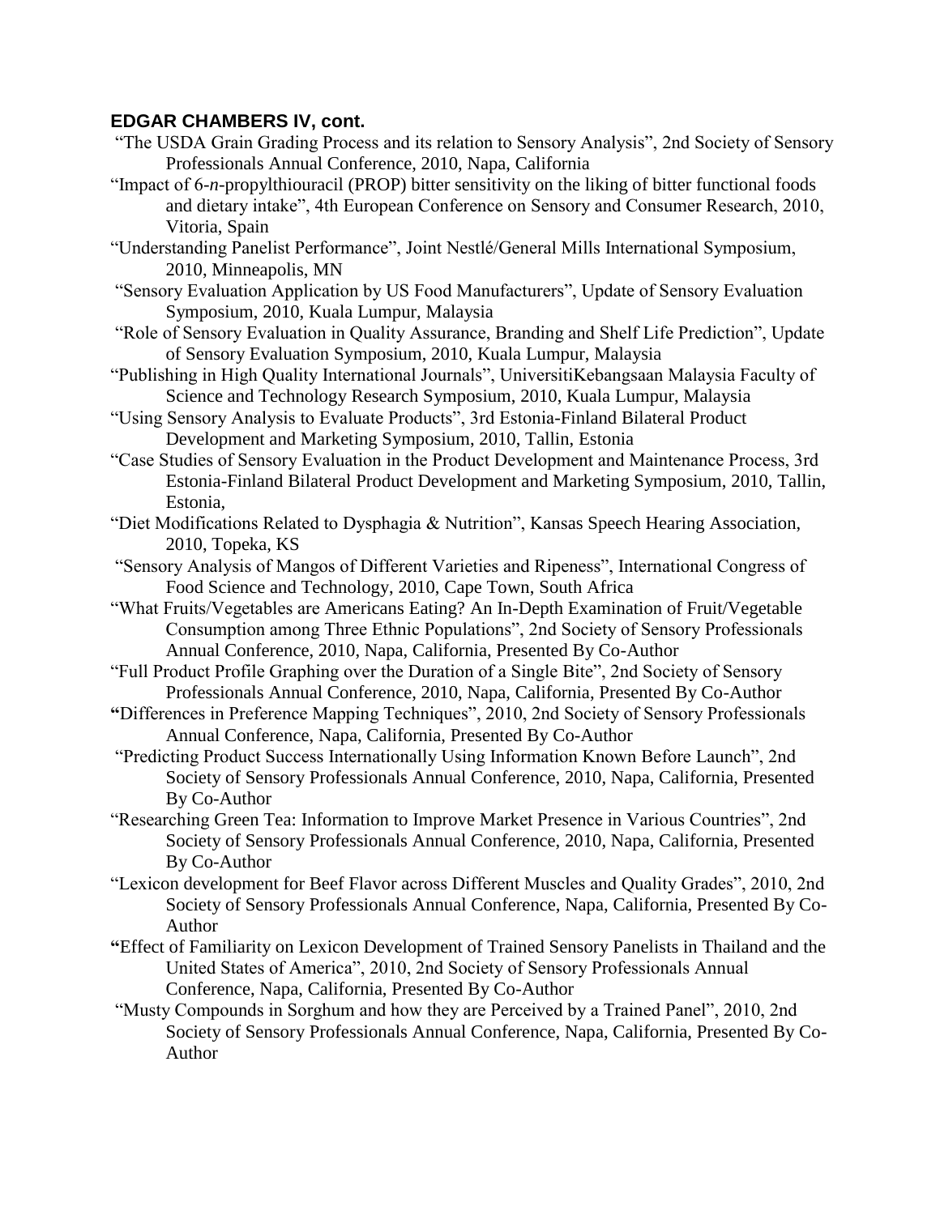**EDGAR CHAMBERS IV, cont.**

"The USDA Grain Grading Process and its relation to Sensory Analysis", 2nd Society of Sensory Professionals Annual Conference, 2010, Napa, California

"Impact of 6-*n*-propylthiouracil (PROP) bitter sensitivity on the liking of bitter functional foods and dietary intake", 4th European Conference on Sensory and Consumer Research, 2010, Vitoria, Spain

"Understanding Panelist Performance", Joint Nestlé/General Mills International Symposium, 2010, Minneapolis, MN

"Sensory Evaluation Application by US Food Manufacturers", Update of Sensory Evaluation Symposium, 2010, Kuala Lumpur, Malaysia

"Role of Sensory Evaluation in Quality Assurance, Branding and Shelf Life Prediction", Update of Sensory Evaluation Symposium, 2010, Kuala Lumpur, Malaysia

"Publishing in High Quality International Journals", UniversitiKebangsaan Malaysia Faculty of Science and Technology Research Symposium, 2010, Kuala Lumpur, Malaysia

"Using Sensory Analysis to Evaluate Products", 3rd Estonia-Finland Bilateral Product Development and Marketing Symposium, 2010, Tallin, Estonia

"Case Studies of Sensory Evaluation in the Product Development and Maintenance Process, 3rd Estonia-Finland Bilateral Product Development and Marketing Symposium, 2010, Tallin, Estonia,

"Diet Modifications Related to Dysphagia & Nutrition", Kansas Speech Hearing Association, 2010, Topeka, KS

"Sensory Analysis of Mangos of Different Varieties and Ripeness", International Congress of Food Science and Technology, 2010, Cape Town, South Africa

"What Fruits/Vegetables are Americans Eating? An In-Depth Examination of Fruit/Vegetable Consumption among Three Ethnic Populations", 2nd Society of Sensory Professionals Annual Conference, 2010, Napa, California, Presented By Co-Author

"Full Product Profile Graphing over the Duration of a Single Bite", 2nd Society of Sensory Professionals Annual Conference, 2010, Napa, California, Presented By Co-Author

**"**Differences in Preference Mapping Techniques", 2010, 2nd Society of Sensory Professionals Annual Conference, Napa, California, Presented By Co-Author

"Predicting Product Success Internationally Using Information Known Before Launch", 2nd Society of Sensory Professionals Annual Conference, 2010, Napa, California, Presented By Co-Author

"Researching Green Tea: Information to Improve Market Presence in Various Countries", 2nd Society of Sensory Professionals Annual Conference, 2010, Napa, California, Presented By Co-Author

"Lexicon development for Beef Flavor across Different Muscles and Quality Grades", 2010, 2nd Society of Sensory Professionals Annual Conference, Napa, California, Presented By Co-Author

**"**Effect of Familiarity on Lexicon Development of Trained Sensory Panelists in Thailand and the United States of America", 2010, 2nd Society of Sensory Professionals Annual Conference, Napa, California, Presented By Co-Author

"Musty Compounds in Sorghum and how they are Perceived by a Trained Panel", 2010, 2nd Society of Sensory Professionals Annual Conference, Napa, California, Presented By Co-Author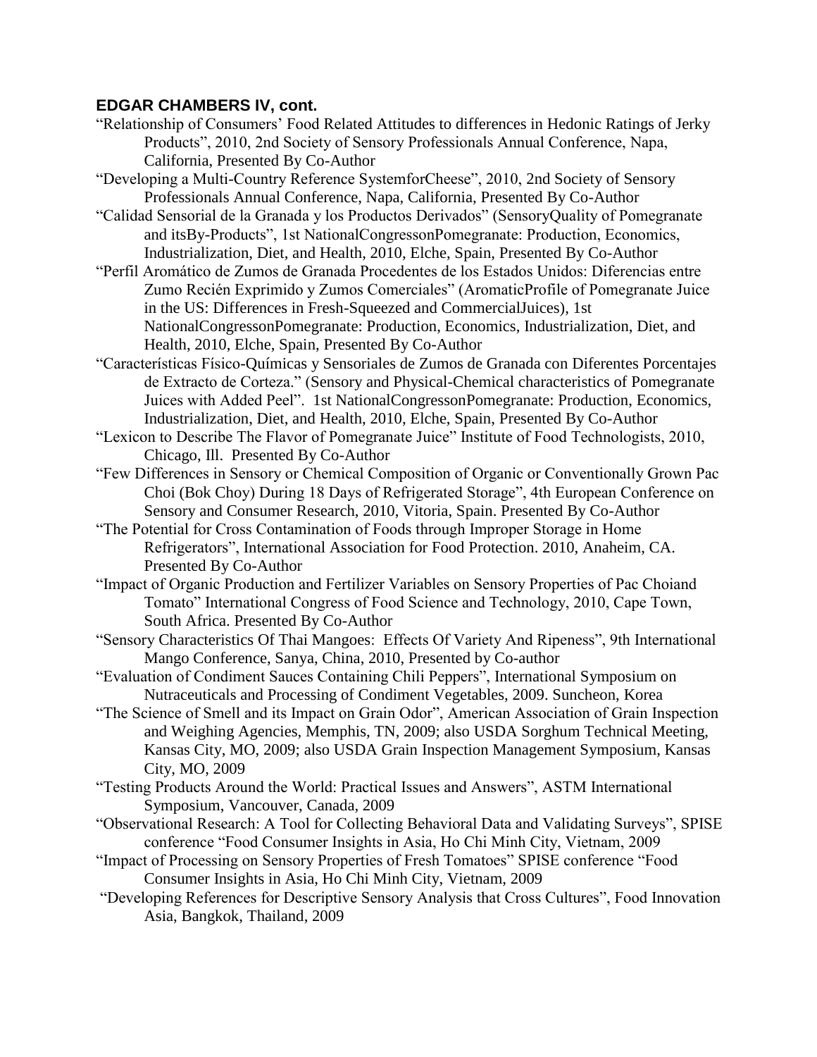**EDGAR CHAMBERS IV, cont.**

"Relationship of Consumers' Food Related Attitudes to differences in Hedonic Ratings of Jerky Products", 2010, 2nd Society of Sensory Professionals Annual Conference, Napa, California, Presented By Co-Author

"Developing a Multi-Country Reference SystemforCheese", 2010, 2nd Society of Sensory Professionals Annual Conference, Napa, California, Presented By Co-Author

"Calidad Sensorial de la Granada y los Productos Derivados" (SensoryQuality of Pomegranate and itsBy-Products", 1st NationalCongressonPomegranate: Production, Economics, Industrialization, Diet, and Health, 2010, Elche, Spain, Presented By Co-Author

"Perfil Aromático de Zumos de Granada Procedentes de los Estados Unidos: Diferencias entre Zumo Recién Exprimido y Zumos Comerciales" (AromaticProfile of Pomegranate Juice in the US: Differences in Fresh-Squeezed and CommercialJuices), 1st NationalCongressonPomegranate: Production, Economics, Industrialization, Diet, and Health, 2010, Elche, Spain, Presented By Co-Author

"Características Físico-Químicas y Sensoriales de Zumos de Granada con Diferentes Porcentajes de Extracto de Corteza." (Sensory and Physical-Chemical characteristics of Pomegranate Juices with Added Peel". 1st NationalCongressonPomegranate: Production, Economics, Industrialization, Diet, and Health, 2010, Elche, Spain, Presented By Co-Author

"Lexicon to Describe The Flavor of Pomegranate Juice" Institute of Food Technologists, 2010, Chicago, Ill. Presented By Co-Author

"Few Differences in Sensory or Chemical Composition of Organic or Conventionally Grown Pac Choi (Bok Choy) During 18 Days of Refrigerated Storage", 4th European Conference on Sensory and Consumer Research, 2010, Vitoria, Spain. Presented By Co-Author

"The Potential for Cross Contamination of Foods through Improper Storage in Home Refrigerators", International Association for Food Protection. 2010, Anaheim, CA. Presented By Co-Author

"Impact of Organic Production and Fertilizer Variables on Sensory Properties of Pac Choiand Tomato" International Congress of Food Science and Technology, 2010, Cape Town, South Africa. Presented By Co-Author

"Sensory Characteristics Of Thai Mangoes: Effects Of Variety And Ripeness", 9th International Mango Conference, Sanya, China, 2010, Presented by Co-author

"Evaluation of Condiment Sauces Containing Chili Peppers", International Symposium on Nutraceuticals and Processing of Condiment Vegetables, 2009. Suncheon, Korea

"The Science of Smell and its Impact on Grain Odor", American Association of Grain Inspection and Weighing Agencies, Memphis, TN, 2009; also USDA Sorghum Technical Meeting, Kansas City, MO, 2009; also USDA Grain Inspection Management Symposium, Kansas City, MO, 2009

"Testing Products Around the World: Practical Issues and Answers", ASTM International Symposium, Vancouver, Canada, 2009

"Observational Research: A Tool for Collecting Behavioral Data and Validating Surveys", SPISE conference "Food Consumer Insights in Asia, Ho Chi Minh City, Vietnam, 2009

"Impact of Processing on Sensory Properties of Fresh Tomatoes" SPISE conference "Food Consumer Insights in Asia, Ho Chi Minh City, Vietnam, 2009

"Developing References for Descriptive Sensory Analysis that Cross Cultures", Food Innovation Asia, Bangkok, Thailand, 2009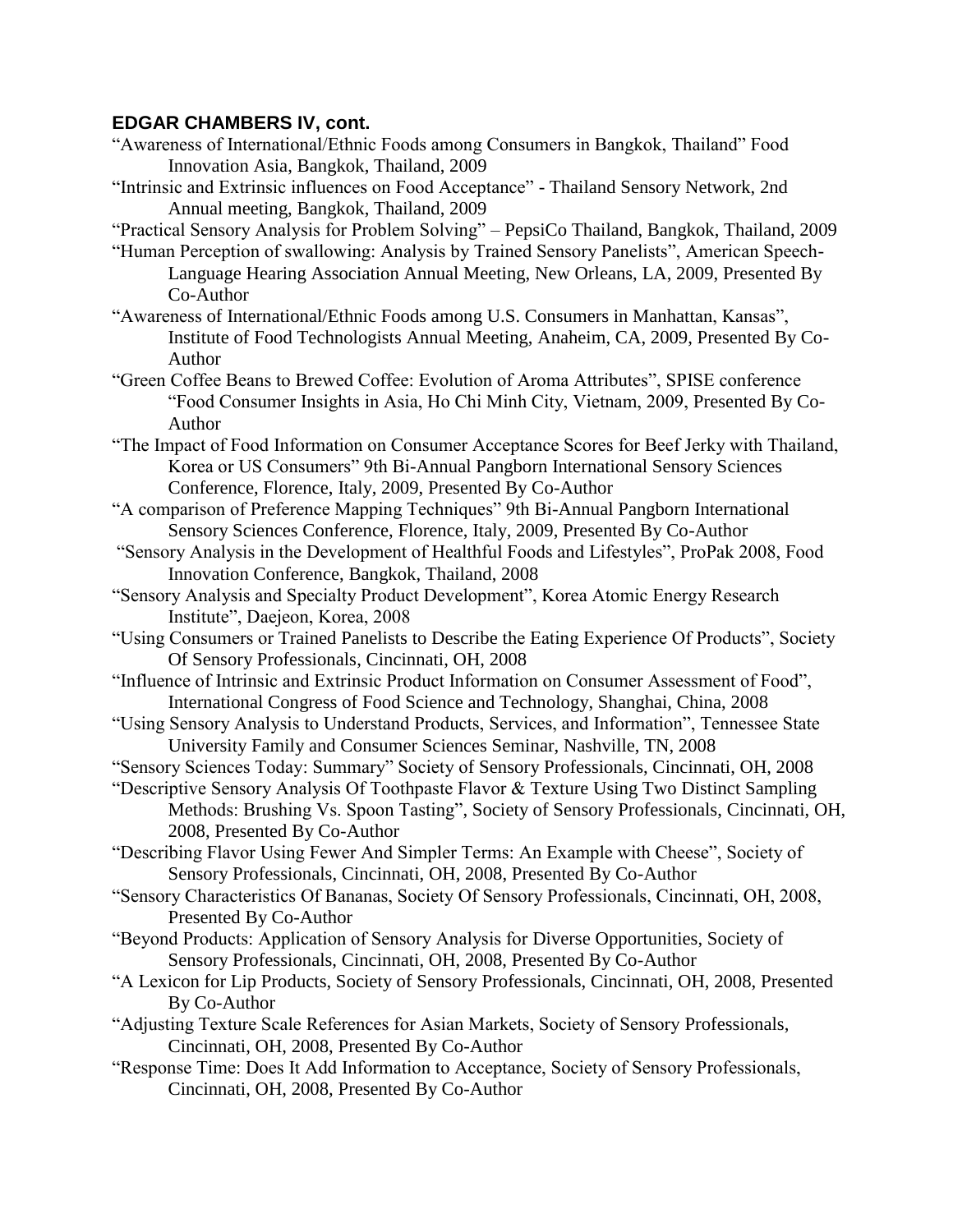**EDGAR CHAMBERS IV, cont.**

"Awareness of International/Ethnic Foods among Consumers in Bangkok, Thailand" Food Innovation Asia, Bangkok, Thailand, 2009

"Intrinsic and Extrinsic influences on Food Acceptance" - Thailand Sensory Network, 2nd Annual meeting, Bangkok, Thailand, 2009

"Practical Sensory Analysis for Problem Solving" – PepsiCo Thailand, Bangkok, Thailand, 2009

"Human Perception of swallowing: Analysis by Trained Sensory Panelists", American Speech-Language Hearing Association Annual Meeting, New Orleans, LA, 2009, Presented By Co-Author

"Awareness of International/Ethnic Foods among U.S. Consumers in Manhattan, Kansas", Institute of Food Technologists Annual Meeting, Anaheim, CA, 2009, Presented By Co-Author

"Green Coffee Beans to Brewed Coffee: Evolution of Aroma Attributes", SPISE conference "Food Consumer Insights in Asia, Ho Chi Minh City, Vietnam, 2009, Presented By Co-Author

"The Impact of Food Information on Consumer Acceptance Scores for Beef Jerky with Thailand, Korea or US Consumers" 9th Bi-Annual Pangborn International Sensory Sciences Conference, Florence, Italy, 2009, Presented By Co-Author

"A comparison of Preference Mapping Techniques" 9th Bi-Annual Pangborn International Sensory Sciences Conference, Florence, Italy, 2009, Presented By Co-Author

"Sensory Analysis in the Development of Healthful Foods and Lifestyles", ProPak 2008, Food Innovation Conference, Bangkok, Thailand, 2008

"Sensory Analysis and Specialty Product Development", Korea Atomic Energy Research Institute", Daejeon, Korea, 2008

"Using Consumers or Trained Panelists to Describe the Eating Experience Of Products", Society Of Sensory Professionals, Cincinnati, OH, 2008

"Influence of Intrinsic and Extrinsic Product Information on Consumer Assessment of Food", International Congress of Food Science and Technology, Shanghai, China, 2008

"Using Sensory Analysis to Understand Products, Services, and Information", Tennessee State University Family and Consumer Sciences Seminar, Nashville, TN, 2008

"Sensory Sciences Today: Summary" Society of Sensory Professionals, Cincinnati, OH, 2008

"Descriptive Sensory Analysis Of Toothpaste Flavor & Texture Using Two Distinct Sampling Methods: Brushing Vs. Spoon Tasting", Society of Sensory Professionals, Cincinnati, OH, 2008, Presented By Co-Author

"Describing Flavor Using Fewer And Simpler Terms: An Example with Cheese", Society of Sensory Professionals, Cincinnati, OH, 2008, Presented By Co-Author

"Sensory Characteristics Of Bananas, Society Of Sensory Professionals, Cincinnati, OH, 2008, Presented By Co-Author

"Beyond Products: Application of Sensory Analysis for Diverse Opportunities, Society of Sensory Professionals, Cincinnati, OH, 2008, Presented By Co-Author

"A Lexicon for Lip Products, Society of Sensory Professionals, Cincinnati, OH, 2008, Presented By Co-Author

"Adjusting Texture Scale References for Asian Markets, Society of Sensory Professionals, Cincinnati, OH, 2008, Presented By Co-Author

"Response Time: Does It Add Information to Acceptance, Society of Sensory Professionals, Cincinnati, OH, 2008, Presented By Co-Author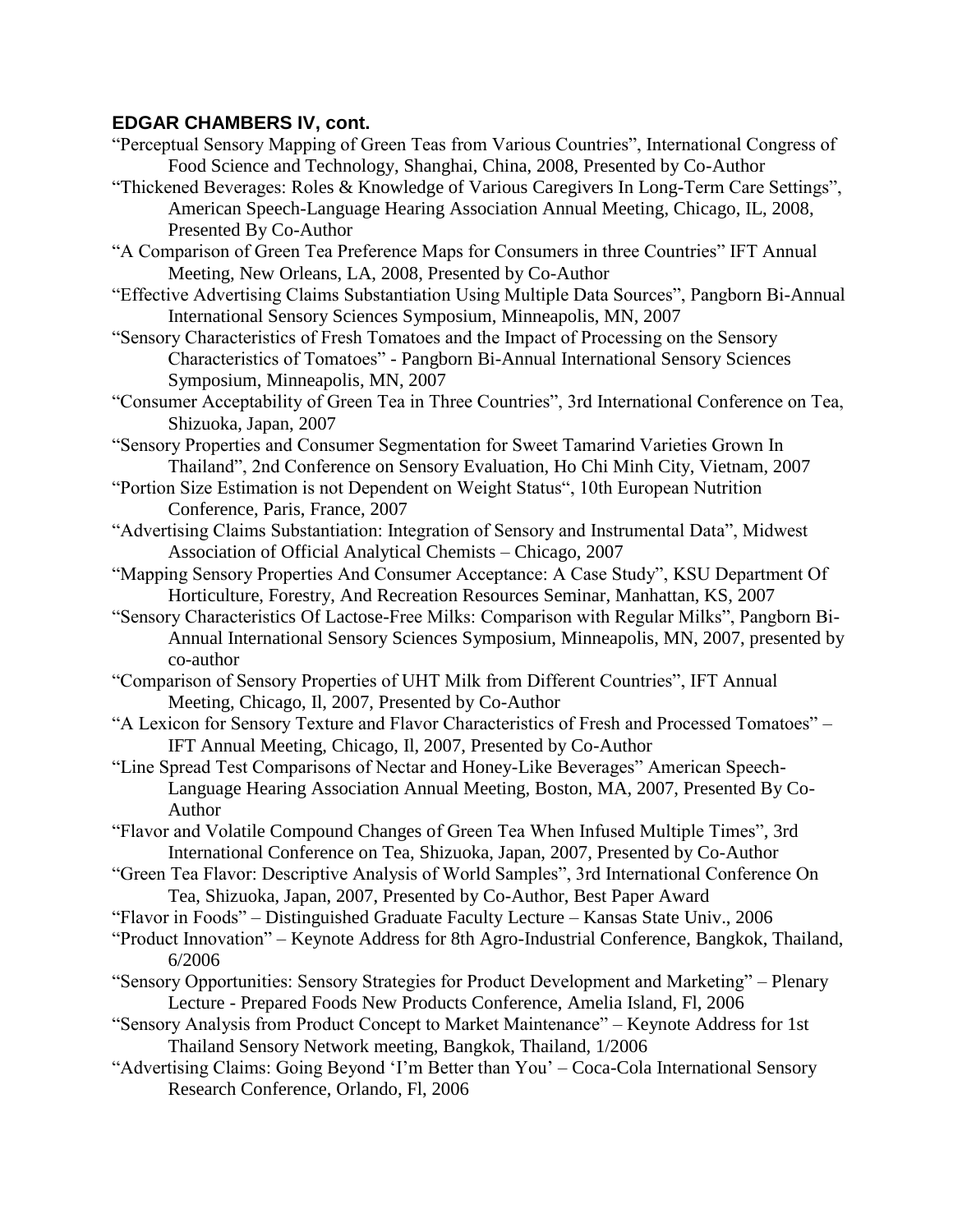**EDGAR CHAMBERS IV, cont.**

"Perceptual Sensory Mapping of Green Teas from Various Countries", International Congress of Food Science and Technology, Shanghai, China, 2008, Presented by Co-Author

"Thickened Beverages: Roles & Knowledge of Various Caregivers In Long-Term Care Settings", American Speech-Language Hearing Association Annual Meeting, Chicago, IL, 2008, Presented By Co-Author

"A Comparison of Green Tea Preference Maps for Consumers in three Countries" IFT Annual Meeting, New Orleans, LA, 2008, Presented by Co-Author

"Effective Advertising Claims Substantiation Using Multiple Data Sources", Pangborn Bi-Annual International Sensory Sciences Symposium, Minneapolis, MN, 2007

"Sensory Characteristics of Fresh Tomatoes and the Impact of Processing on the Sensory Characteristics of Tomatoes" - Pangborn Bi-Annual International Sensory Sciences Symposium, Minneapolis, MN, 2007

"Consumer Acceptability of Green Tea in Three Countries", 3rd International Conference on Tea, Shizuoka, Japan, 2007

"Sensory Properties and Consumer Segmentation for Sweet Tamarind Varieties Grown In Thailand", 2nd Conference on Sensory Evaluation, Ho Chi Minh City, Vietnam, 2007

"Portion Size Estimation is not Dependent on Weight Status", 10th European Nutrition Conference, Paris, France, 2007

"Advertising Claims Substantiation: Integration of Sensory and Instrumental Data", Midwest Association of Official Analytical Chemists – Chicago, 2007

"Mapping Sensory Properties And Consumer Acceptance: A Case Study", KSU Department Of Horticulture, Forestry, And Recreation Resources Seminar, Manhattan, KS, 2007

"Sensory Characteristics Of Lactose-Free Milks: Comparison with Regular Milks", Pangborn Bi-Annual International Sensory Sciences Symposium, Minneapolis, MN, 2007, presented by co-author

"Comparison of Sensory Properties of UHT Milk from Different Countries", IFT Annual Meeting, Chicago, Il, 2007, Presented by Co-Author

"A Lexicon for Sensory Texture and Flavor Characteristics of Fresh and Processed Tomatoes" – IFT Annual Meeting, Chicago, Il, 2007, Presented by Co-Author

"Line Spread Test Comparisons of Nectar and Honey-Like Beverages" American Speech-Language Hearing Association Annual Meeting, Boston, MA, 2007, Presented By Co-Author

"Flavor and Volatile Compound Changes of Green Tea When Infused Multiple Times", 3rd International Conference on Tea, Shizuoka, Japan, 2007, Presented by Co-Author

"Green Tea Flavor: Descriptive Analysis of World Samples", 3rd International Conference On Tea, Shizuoka, Japan, 2007, Presented by Co-Author, Best Paper Award

"Flavor in Foods" – Distinguished Graduate Faculty Lecture – Kansas State Univ., 2006

"Product Innovation" – Keynote Address for 8th Agro-Industrial Conference, Bangkok, Thailand, 6/2006

"Sensory Opportunities: Sensory Strategies for Product Development and Marketing" – Plenary Lecture - Prepared Foods New Products Conference, Amelia Island, Fl, 2006

"Sensory Analysis from Product Concept to Market Maintenance" – Keynote Address for 1st Thailand Sensory Network meeting, Bangkok, Thailand, 1/2006

"Advertising Claims: Going Beyond 'I'm Better than You' – Coca-Cola International Sensory Research Conference, Orlando, Fl, 2006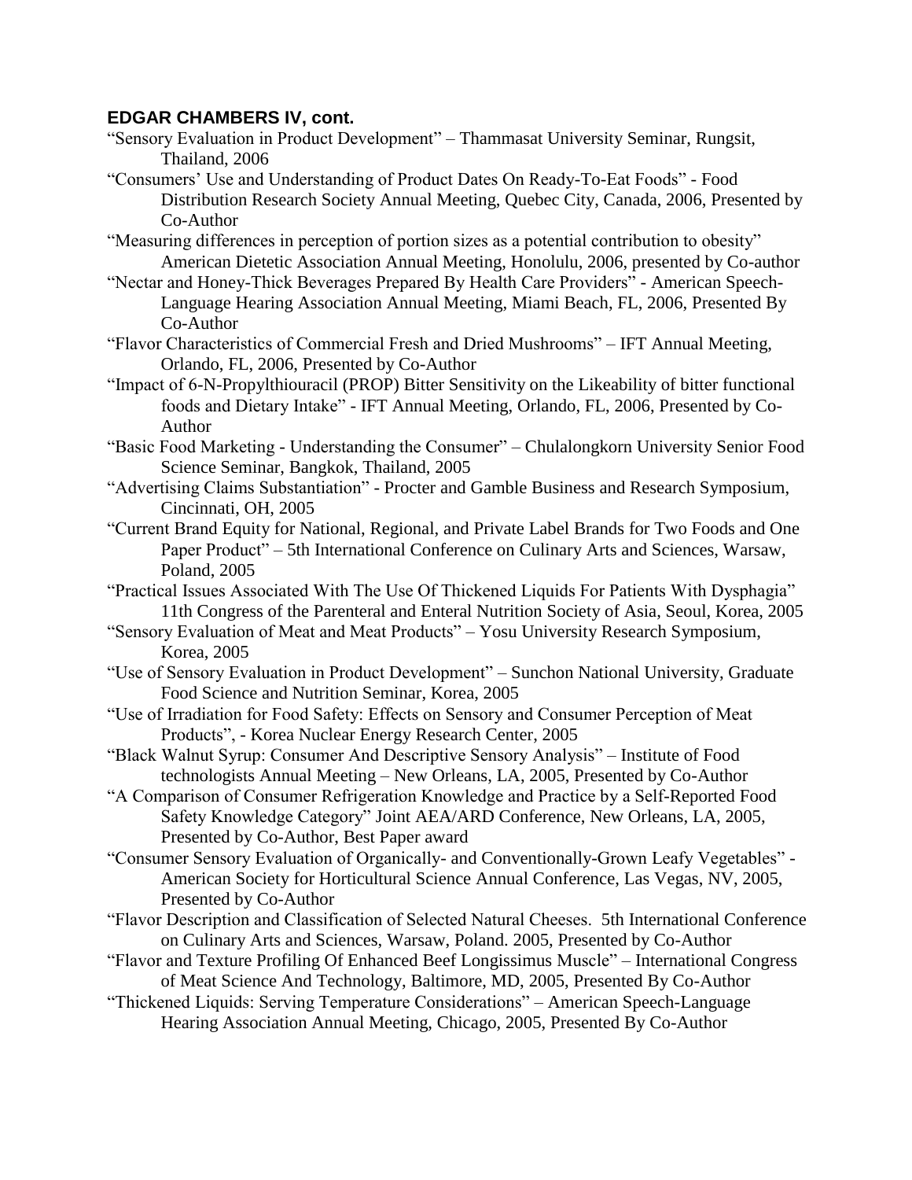**EDGAR CHAMBERS IV, cont.**

"Sensory Evaluation in Product Development" – Thammasat University Seminar, Rungsit, Thailand, 2006

"Consumers' Use and Understanding of Product Dates On Ready-To-Eat Foods" - Food Distribution Research Society Annual Meeting, Quebec City, Canada, 2006, Presented by Co-Author

"Measuring differences in perception of portion sizes as a potential contribution to obesity" American Dietetic Association Annual Meeting, Honolulu, 2006, presented by Co-author

"Nectar and Honey-Thick Beverages Prepared By Health Care Providers" - American Speech-Language Hearing Association Annual Meeting, Miami Beach, FL, 2006, Presented By Co-Author

"Flavor Characteristics of Commercial Fresh and Dried Mushrooms" – IFT Annual Meeting, Orlando, FL, 2006, Presented by Co-Author

"Impact of 6-N-Propylthiouracil (PROP) Bitter Sensitivity on the Likeability of bitter functional foods and Dietary Intake" - IFT Annual Meeting, Orlando, FL, 2006, Presented by Co-Author

"Basic Food Marketing - Understanding the Consumer" – Chulalongkorn University Senior Food Science Seminar, Bangkok, Thailand, 2005

"Advertising Claims Substantiation" - Procter and Gamble Business and Research Symposium, Cincinnati, OH, 2005

"Current Brand Equity for National, Regional, and Private Label Brands for Two Foods and One Paper Product" – 5th International Conference on Culinary Arts and Sciences, Warsaw, Poland, 2005

"Practical Issues Associated With The Use Of Thickened Liquids For Patients With Dysphagia" 11th Congress of the Parenteral and Enteral Nutrition Society of Asia, Seoul, Korea, 2005

"Sensory Evaluation of Meat and Meat Products" – Yosu University Research Symposium, Korea, 2005

"Use of Sensory Evaluation in Product Development" – Sunchon National University, Graduate Food Science and Nutrition Seminar, Korea, 2005

"Use of Irradiation for Food Safety: Effects on Sensory and Consumer Perception of Meat Products", - Korea Nuclear Energy Research Center, 2005

"Black Walnut Syrup: Consumer And Descriptive Sensory Analysis" – Institute of Food technologists Annual Meeting – New Orleans, LA, 2005, Presented by Co-Author

"A Comparison of Consumer Refrigeration Knowledge and Practice by a Self-Reported Food Safety Knowledge Category" Joint AEA/ARD Conference, New Orleans, LA, 2005, Presented by Co-Author, Best Paper award

"Consumer Sensory Evaluation of Organically- and Conventionally-Grown Leafy Vegetables" - American Society for Horticultural Science Annual Conference, Las Vegas, NV, 2005, Presented by Co-Author

"Flavor Description and Classification of Selected Natural Cheeses. 5th International Conference on Culinary Arts and Sciences, Warsaw, Poland. 2005, Presented by Co-Author

"Flavor and Texture Profiling Of Enhanced Beef Longissimus Muscle" – International Congress of Meat Science And Technology, Baltimore, MD, 2005, Presented By Co-Author

"Thickened Liquids: Serving Temperature Considerations" – American Speech-Language Hearing Association Annual Meeting, Chicago, 2005, Presented By Co-Author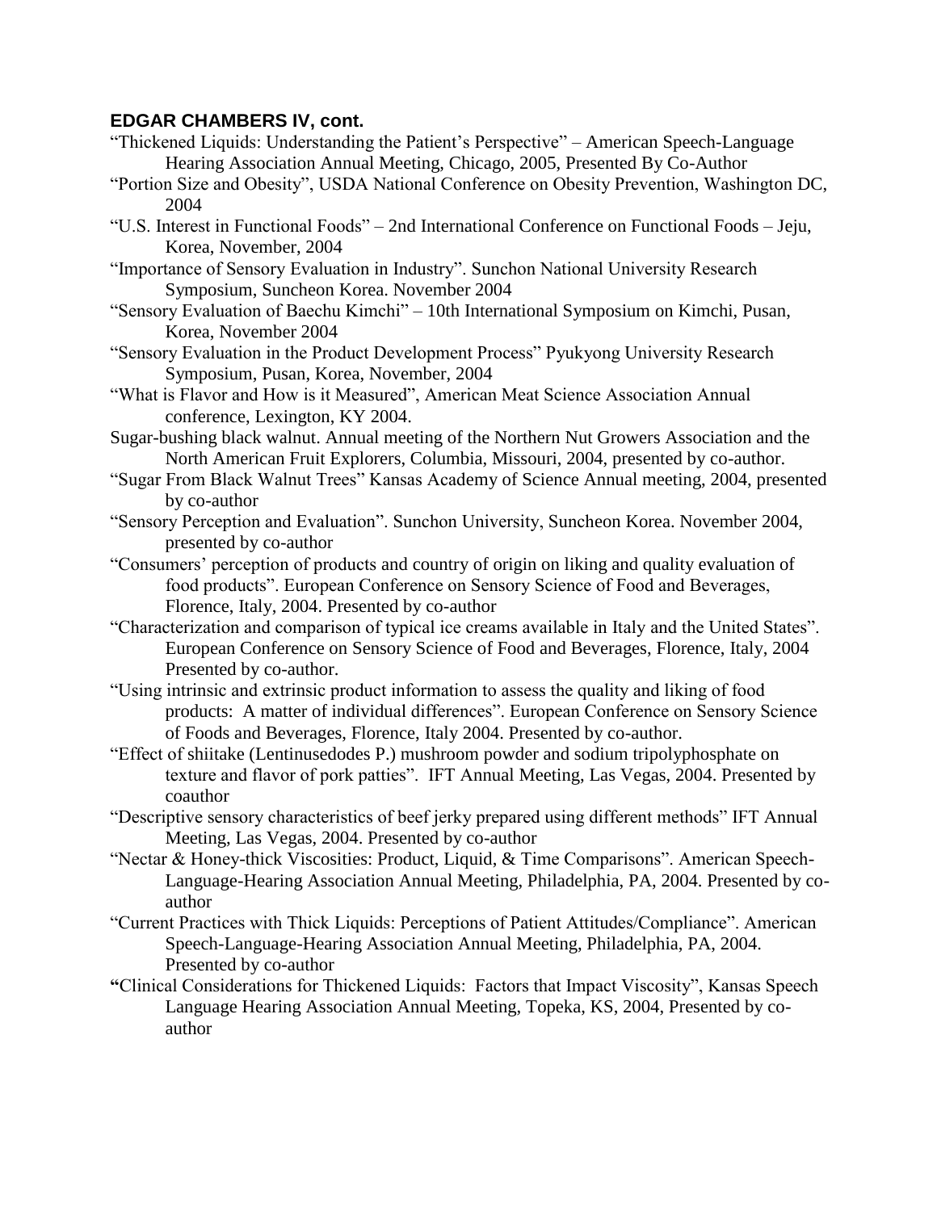**EDGAR CHAMBERS IV, cont.**

"Thickened Liquids: Understanding the Patient's Perspective" – American Speech-Language Hearing Association Annual Meeting, Chicago, 2005, Presented By Co-Author

"Portion Size and Obesity", USDA National Conference on Obesity Prevention, Washington DC, 2004

"U.S. Interest in Functional Foods" – 2nd International Conference on Functional Foods – Jeju, Korea, November, 2004

"Importance of Sensory Evaluation in Industry". Sunchon National University Research Symposium, Suncheon Korea. November 2004

"Sensory Evaluation of Baechu Kimchi" – 10th International Symposium on Kimchi, Pusan, Korea, November 2004

"Sensory Evaluation in the Product Development Process" Pyukyong University Research Symposium, Pusan, Korea, November, 2004

"What is Flavor and How is it Measured", American Meat Science Association Annual conference, Lexington, KY 2004.

Sugar-bushing black walnut. Annual meeting of the Northern Nut Growers Association and the North American Fruit Explorers, Columbia, Missouri, 2004, presented by co-author.

"Sugar From Black Walnut Trees" Kansas Academy of Science Annual meeting, 2004, presented by co-author

"Sensory Perception and Evaluation". Sunchon University, Suncheon Korea. November 2004, presented by co-author

"Consumers' perception of products and country of origin on liking and quality evaluation of food products". European Conference on Sensory Science of Food and Beverages, Florence, Italy, 2004. Presented by co-author

"Characterization and comparison of typical ice creams available in Italy and the United States". European Conference on Sensory Science of Food and Beverages, Florence, Italy, 2004 Presented by co-author.

"Using intrinsic and extrinsic product information to assess the quality and liking of food products: A matter of individual differences". European Conference on Sensory Science of Foods and Beverages, Florence, Italy 2004. Presented by co-author.

"Effect of shiitake (Lentinusedodes P.) mushroom powder and sodium tripolyphosphate on texture and flavor of pork patties". IFT Annual Meeting, Las Vegas, 2004. Presented by coauthor

"Descriptive sensory characteristics of beef jerky prepared using different methods" IFT Annual Meeting, Las Vegas, 2004. Presented by co-author

"Nectar & Honey-thick Viscosities: Product, Liquid, & Time Comparisons". American Speech-Language-Hearing Association Annual Meeting, Philadelphia, PA, 2004. Presented by co-author

"Current Practices with Thick Liquids: Perceptions of Patient Attitudes/Compliance". American Speech-Language-Hearing Association Annual Meeting, Philadelphia, PA, 2004. Presented by co-author

"Clinical Considerations for Thickened Liquids: Factors that Impact Viscosity", Kansas Speech Language Hearing Association Annual Meeting, Topeka, KS, 2004, Presented by co-author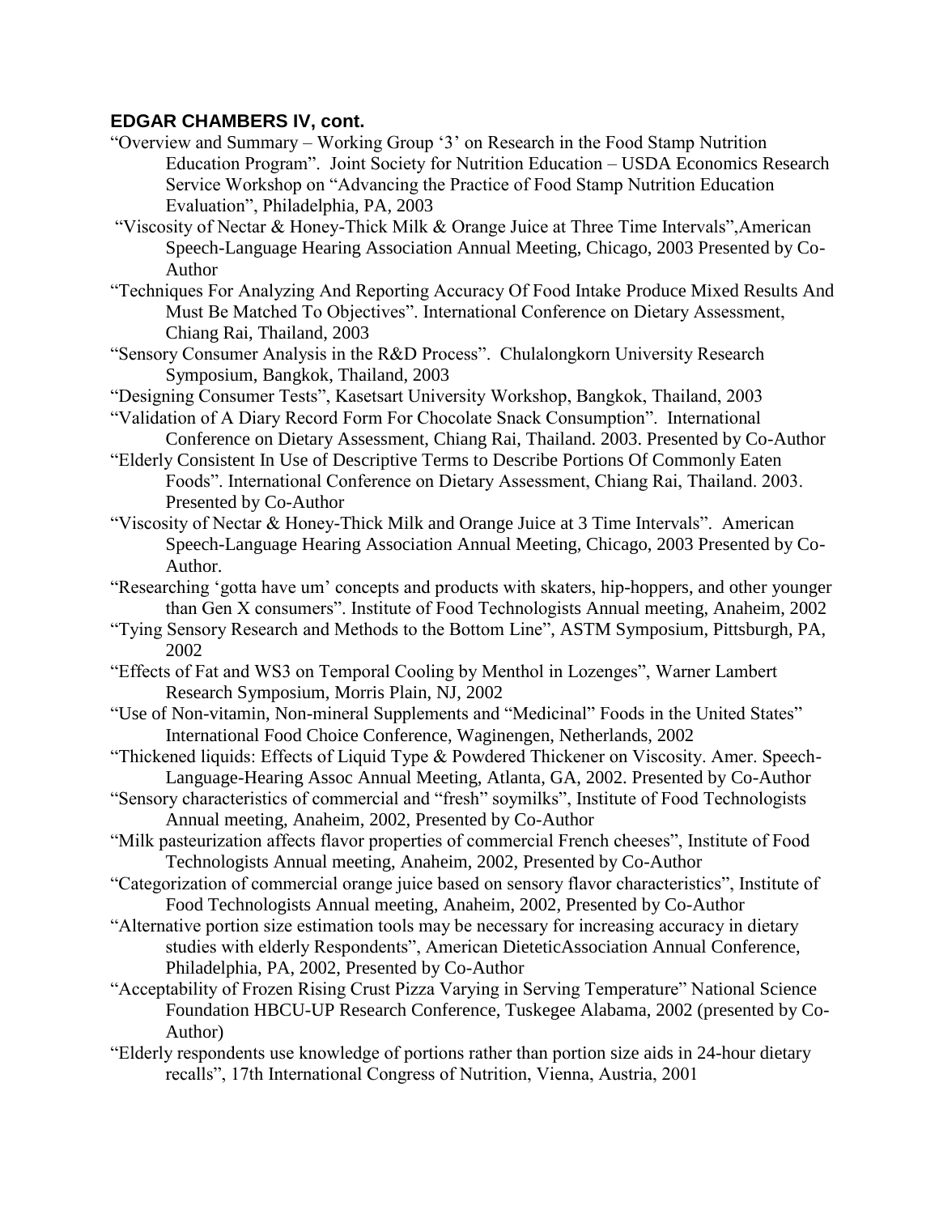**EDGAR CHAMBERS IV, cont.**

"Overview and Summary – Working Group '3' on Research in the Food Stamp Nutrition Education Program". Joint Society for Nutrition Education – USDA Economics Research Service Workshop on "Advancing the Practice of Food Stamp Nutrition Education Evaluation", Philadelphia, PA, 2003

"Viscosity of Nectar & Honey-Thick Milk & Orange Juice at Three Time Intervals",American Speech-Language Hearing Association Annual Meeting, Chicago, 2003 Presented by Co-Author

"Techniques For Analyzing And Reporting Accuracy Of Food Intake Produce Mixed Results And Must Be Matched To Objectives". International Conference on Dietary Assessment, Chiang Rai, Thailand, 2003

"Sensory Consumer Analysis in the R&D Process". Chulalongkorn University Research Symposium, Bangkok, Thailand, 2003

"Designing Consumer Tests", Kasetsart University Workshop, Bangkok, Thailand, 2003

"Validation of A Diary Record Form For Chocolate Snack Consumption". International Conference on Dietary Assessment, Chiang Rai, Thailand. 2003. Presented by Co-Author

"Elderly Consistent In Use of Descriptive Terms to Describe Portions Of Commonly Eaten Foods". International Conference on Dietary Assessment, Chiang Rai, Thailand. 2003. Presented by Co-Author

"Viscosity of Nectar & Honey-Thick Milk and Orange Juice at 3 Time Intervals". American Speech-Language Hearing Association Annual Meeting, Chicago, 2003 Presented by Co-Author.

"Researching 'gotta have um' concepts and products with skaters, hip-hoppers, and other younger than Gen X consumers". Institute of Food Technologists Annual meeting, Anaheim, 2002

"Tying Sensory Research and Methods to the Bottom Line", ASTM Symposium, Pittsburgh, PA, 2002

"Effects of Fat and WS3 on Temporal Cooling by Menthol in Lozenges", Warner Lambert Research Symposium, Morris Plain, NJ, 2002

"Use of Non-vitamin, Non-mineral Supplements and "Medicinal" Foods in the United States" International Food Choice Conference, Waginengen, Netherlands, 2002

"Thickened liquids: Effects of Liquid Type & Powdered Thickener on Viscosity. Amer. Speech-Language-Hearing Assoc Annual Meeting, Atlanta, GA, 2002. Presented by Co-Author

"Sensory characteristics of commercial and "fresh" soymilks", Institute of Food Technologists Annual meeting, Anaheim, 2002, Presented by Co-Author

"Milk pasteurization affects flavor properties of commercial French cheeses", Institute of Food Technologists Annual meeting, Anaheim, 2002, Presented by Co-Author

"Categorization of commercial orange juice based on sensory flavor characteristics", Institute of Food Technologists Annual meeting, Anaheim, 2002, Presented by Co-Author

"Alternative portion size estimation tools may be necessary for increasing accuracy in dietary studies with elderly Respondents", American DieteticAssociation Annual Conference, Philadelphia, PA, 2002, Presented by Co-Author

"Acceptability of Frozen Rising Crust Pizza Varying in Serving Temperature" National Science Foundation HBCU-UP Research Conference, Tuskegee Alabama, 2002 (presented by Co-Author)

"Elderly respondents use knowledge of portions rather than portion size aids in 24-hour dietary recalls", 17th International Congress of Nutrition, Vienna, Austria, 2001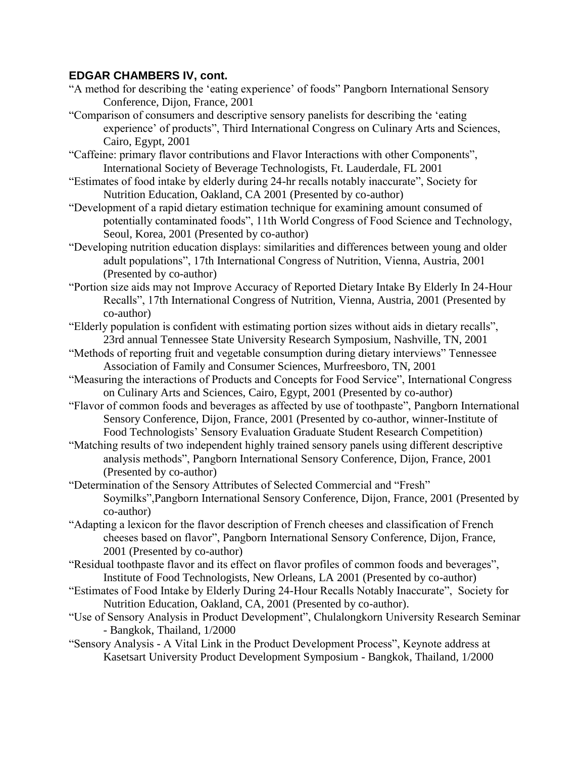### EDGAR CHAMBERS IV, cont.

"A method for describing the 'eating experience' of foods" Pangborn International Sensory Conference, Dijon, France, 2001

"Comparison of consumers and descriptive sensory panelists for describing the 'eating experience' of products", Third International Congress on Culinary Arts and Sciences, Cairo, Egypt, 2001

"Caffeine: primary flavor contributions and Flavor Interactions with other Components", International Society of Beverage Technologists, Ft. Lauderdale, FL 2001

"Estimates of food intake by elderly during 24-hr recalls notably inaccurate", Society for Nutrition Education, Oakland, CA 2001 (Presented by co-author)

"Development of a rapid dietary estimation technique for examining amount consumed of potentially contaminated foods", 11th World Congress of Food Science and Technology, Seoul, Korea, 2001 (Presented by co-author)

"Developing nutrition education displays: similarities and differences between young and older adult populations", 17th International Congress of Nutrition, Vienna, Austria, 2001 (Presented by co-author)

"Portion size aids may not Improve Accuracy of Reported Dietary Intake By Elderly In 24-Hour Recalls", 17th International Congress of Nutrition, Vienna, Austria, 2001 (Presented by co-author)

"Elderly population is confident with estimating portion sizes without aids in dietary recalls", 23rd annual Tennessee State University Research Symposium, Nashville, TN, 2001

"Methods of reporting fruit and vegetable consumption during dietary interviews" Tennessee Association of Family and Consumer Sciences, Murfreesboro, TN, 2001

"Measuring the interactions of Products and Concepts for Food Service", International Congress on Culinary Arts and Sciences, Cairo, Egypt, 2001 (Presented by co-author)

"Flavor of common foods and beverages as affected by use of toothpaste", Pangborn International Sensory Conference, Dijon, France, 2001 (Presented by co-author, winner-Institute of Food Technologists' Sensory Evaluation Graduate Student Research Competition)

"Matching results of two independent highly trained sensory panels using different descriptive analysis methods", Pangborn International Sensory Conference, Dijon, France, 2001 (Presented by co-author)

"Determination of the Sensory Attributes of Selected Commercial and "Fresh" Soymilks",Pangborn International Sensory Conference, Dijon, France, 2001 (Presented by co-author)

"Adapting a lexicon for the flavor description of French cheeses and classification of French cheeses based on flavor", Pangborn International Sensory Conference, Dijon, France, 2001 (Presented by co-author)

"Residual toothpaste flavor and its effect on flavor profiles of common foods and beverages", Institute of Food Technologists, New Orleans, LA 2001 (Presented by co-author)

"Estimates of Food Intake by Elderly During 24-Hour Recalls Notably Inaccurate", Society for Nutrition Education, Oakland, CA, 2001 (Presented by co-author).

"Use of Sensory Analysis in Product Development", Chulalongkorn University Research Seminar - Bangkok, Thailand, 1/2000

"Sensory Analysis - A Vital Link in the Product Development Process", Keynote address at Kasetsart University Product Development Symposium - Bangkok, Thailand, 1/2000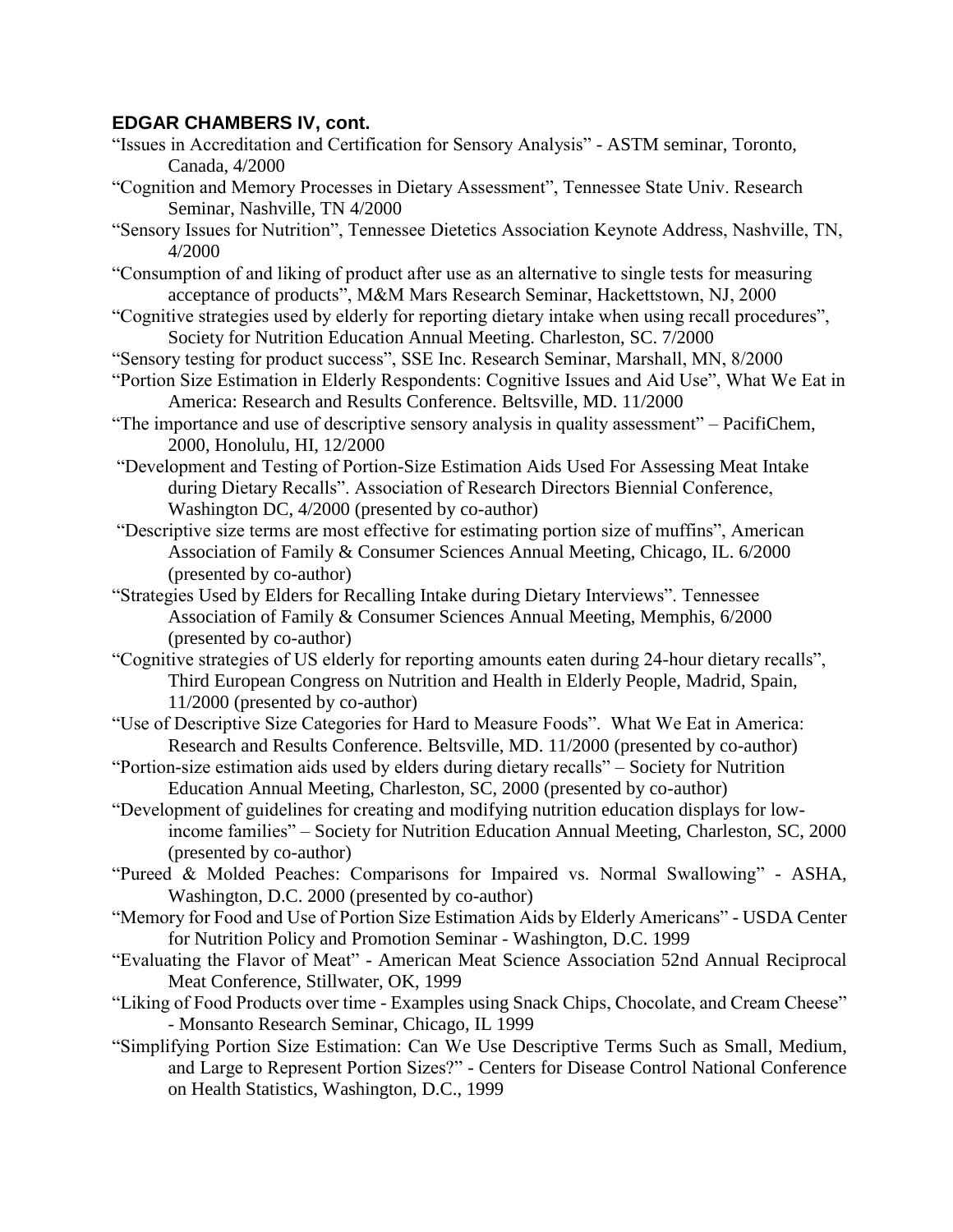**EDGAR CHAMBERS IV, cont.**

"Issues in Accreditation and Certification for Sensory Analysis" - ASTM seminar, Toronto, Canada, 4/2000

"Cognition and Memory Processes in Dietary Assessment", Tennessee State Univ. Research Seminar, Nashville, TN 4/2000

"Sensory Issues for Nutrition", Tennessee Dietetics Association Keynote Address, Nashville, TN, 4/2000

"Consumption of and liking of product after use as an alternative to single tests for measuring acceptance of products", M&M Mars Research Seminar, Hackettstown, NJ, 2000

"Cognitive strategies used by elderly for reporting dietary intake when using recall procedures", Society for Nutrition Education Annual Meeting. Charleston, SC. 7/2000

"Sensory testing for product success", SSE Inc. Research Seminar, Marshall, MN, 8/2000

"Portion Size Estimation in Elderly Respondents: Cognitive Issues and Aid Use", What We Eat in America: Research and Results Conference. Beltsville, MD. 11/2000

"The importance and use of descriptive sensory analysis in quality assessment" – PacifiChem, 2000, Honolulu, HI, 12/2000

"Development and Testing of Portion-Size Estimation Aids Used For Assessing Meat Intake during Dietary Recalls". Association of Research Directors Biennial Conference, Washington DC, 4/2000 (presented by co-author)

"Descriptive size terms are most effective for estimating portion size of muffins", American Association of Family & Consumer Sciences Annual Meeting, Chicago, IL. 6/2000 (presented by co-author)

"Strategies Used by Elders for Recalling Intake during Dietary Interviews". Tennessee Association of Family & Consumer Sciences Annual Meeting, Memphis, 6/2000 (presented by co-author)

"Cognitive strategies of US elderly for reporting amounts eaten during 24-hour dietary recalls", Third European Congress on Nutrition and Health in Elderly People, Madrid, Spain, 11/2000 (presented by co-author)

"Use of Descriptive Size Categories for Hard to Measure Foods". What We Eat in America: Research and Results Conference. Beltsville, MD. 11/2000 (presented by co-author)

"Portion-size estimation aids used by elders during dietary recalls" – Society for Nutrition Education Annual Meeting, Charleston, SC, 2000 (presented by co-author)

"Development of guidelines for creating and modifying nutrition education displays for low-income families" – Society for Nutrition Education Annual Meeting, Charleston, SC, 2000 (presented by co-author)

"Pureed & Molded Peaches: Comparisons for Impaired vs. Normal Swallowing" - ASHA, Washington, D.C. 2000 (presented by co-author)

"Memory for Food and Use of Portion Size Estimation Aids by Elderly Americans" - USDA Center for Nutrition Policy and Promotion Seminar - Washington, D.C. 1999

"Evaluating the Flavor of Meat" - American Meat Science Association 52nd Annual Reciprocal Meat Conference, Stillwater, OK, 1999

"Liking of Food Products over time - Examples using Snack Chips, Chocolate, and Cream Cheese" - Monsanto Research Seminar, Chicago, IL 1999

"Simplifying Portion Size Estimation: Can We Use Descriptive Terms Such as Small, Medium, and Large to Represent Portion Sizes?" - Centers for Disease Control National Conference on Health Statistics, Washington, D.C., 1999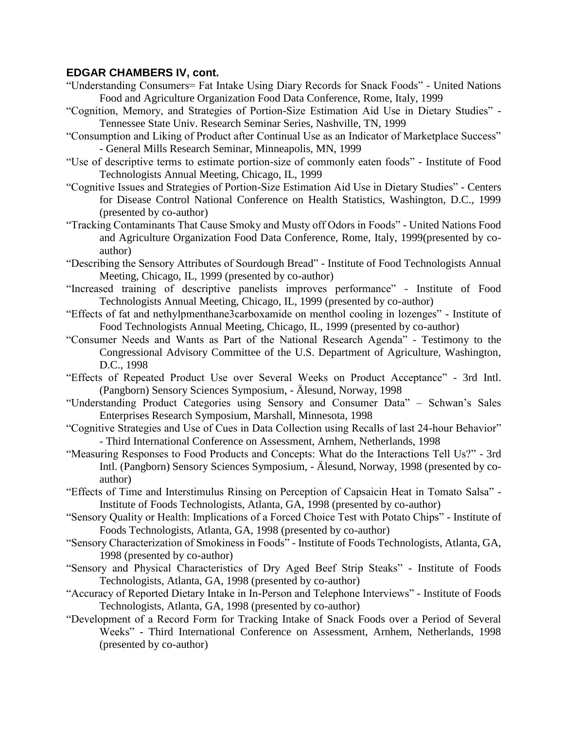### EDGAR CHAMBERS IV, cont.

"Understanding Consumers= Fat Intake Using Diary Records for Snack Foods" - United Nations Food and Agriculture Organization Food Data Conference, Rome, Italy, 1999

"Cognition, Memory, and Strategies of Portion-Size Estimation Aid Use in Dietary Studies" - Tennessee State Univ. Research Seminar Series, Nashville, TN, 1999

"Consumption and Liking of Product after Continual Use as an Indicator of Marketplace Success" - General Mills Research Seminar, Minneapolis, MN, 1999

"Use of descriptive terms to estimate portion-size of commonly eaten foods" - Institute of Food Technologists Annual Meeting, Chicago, IL, 1999

"Cognitive Issues and Strategies of Portion-Size Estimation Aid Use in Dietary Studies" - Centers for Disease Control National Conference on Health Statistics, Washington, D.C., 1999 (presented by co-author)

"Tracking Contaminants That Cause Smoky and Musty off Odors in Foods" - United Nations Food and Agriculture Organization Food Data Conference, Rome, Italy, 1999(presented by co-author)

"Describing the Sensory Attributes of Sourdough Bread" - Institute of Food Technologists Annual Meeting, Chicago, IL, 1999 (presented by co-author)

"Increased training of descriptive panelists improves performance" - Institute of Food Technologists Annual Meeting, Chicago, IL, 1999 (presented by co-author)

"Effects of fat and nethylpmenthane3carboxamide on menthol cooling in lozenges" - Institute of Food Technologists Annual Meeting, Chicago, IL, 1999 (presented by co-author)

"Consumer Needs and Wants as Part of the National Research Agenda" - Testimony to the Congressional Advisory Committee of the U.S. Department of Agriculture, Washington, D.C., 1998

"Effects of Repeated Product Use over Several Weeks on Product Acceptance" - 3rd Intl. (Pangborn) Sensory Sciences Symposium, - Älesund, Norway, 1998

"Understanding Product Categories using Sensory and Consumer Data" – Schwan's Sales Enterprises Research Symposium, Marshall, Minnesota, 1998

"Cognitive Strategies and Use of Cues in Data Collection using Recalls of last 24-hour Behavior" - Third International Conference on Assessment, Arnhem, Netherlands, 1998

"Measuring Responses to Food Products and Concepts: What do the Interactions Tell Us?" - 3rd Intl. (Pangborn) Sensory Sciences Symposium, - Älesund, Norway, 1998 (presented by co-author)

"Effects of Time and Interstimulus Rinsing on Perception of Capsaicin Heat in Tomato Salsa" - Institute of Foods Technologists, Atlanta, GA, 1998 (presented by co-author)

"Sensory Quality or Health: Implications of a Forced Choice Test with Potato Chips" - Institute of Foods Technologists, Atlanta, GA, 1998 (presented by co-author)

"Sensory Characterization of Smokiness in Foods" - Institute of Foods Technologists, Atlanta, GA, 1998 (presented by co-author)

"Sensory and Physical Characteristics of Dry Aged Beef Strip Steaks" - Institute of Foods Technologists, Atlanta, GA, 1998 (presented by co-author)

"Accuracy of Reported Dietary Intake in In-Person and Telephone Interviews" - Institute of Foods Technologists, Atlanta, GA, 1998 (presented by co-author)

"Development of a Record Form for Tracking Intake of Snack Foods over a Period of Several Weeks" - Third International Conference on Assessment, Arnhem, Netherlands, 1998 (presented by co-author)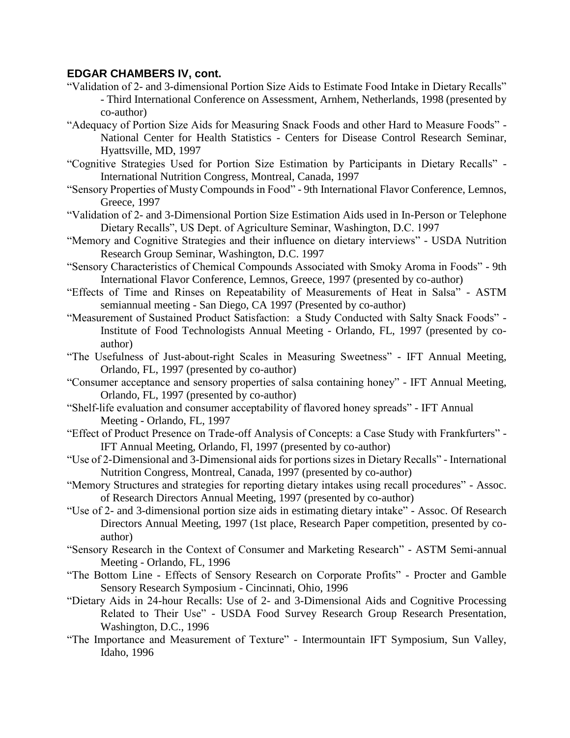**EDGAR CHAMBERS IV, cont.**

"Validation of 2- and 3-dimensional Portion Size Aids to Estimate Food Intake in Dietary Recalls" - Third International Conference on Assessment, Arnhem, Netherlands, 1998 (presented by co-author)

"Adequacy of Portion Size Aids for Measuring Snack Foods and other Hard to Measure Foods" - National Center for Health Statistics - Centers for Disease Control Research Seminar, Hyattsville, MD, 1997

"Cognitive Strategies Used for Portion Size Estimation by Participants in Dietary Recalls" - International Nutrition Congress, Montreal, Canada, 1997

"Sensory Properties of Musty Compounds in Food" - 9th International Flavor Conference, Lemnos, Greece, 1997

"Validation of 2- and 3-Dimensional Portion Size Estimation Aids used in In-Person or Telephone Dietary Recalls", US Dept. of Agriculture Seminar, Washington, D.C. 1997

"Memory and Cognitive Strategies and their influence on dietary interviews" - USDA Nutrition Research Group Seminar, Washington, D.C. 1997

"Sensory Characteristics of Chemical Compounds Associated with Smoky Aroma in Foods" - 9th International Flavor Conference, Lemnos, Greece, 1997 (presented by co-author)

"Effects of Time and Rinses on Repeatability of Measurements of Heat in Salsa" - ASTM semiannual meeting - San Diego, CA 1997 (Presented by co-author)

"Measurement of Sustained Product Satisfaction: a Study Conducted with Salty Snack Foods" - Institute of Food Technologists Annual Meeting - Orlando, FL, 1997 (presented by co-author)

"The Usefulness of Just-about-right Scales in Measuring Sweetness" - IFT Annual Meeting, Orlando, FL, 1997 (presented by co-author)

"Consumer acceptance and sensory properties of salsa containing honey" - IFT Annual Meeting, Orlando, FL, 1997 (presented by co-author)

"Shelf-life evaluation and consumer acceptability of flavored honey spreads" - IFT Annual Meeting - Orlando, FL, 1997

"Effect of Product Presence on Trade-off Analysis of Concepts: a Case Study with Frankfurters" - IFT Annual Meeting, Orlando, Fl, 1997 (presented by co-author)

"Use of 2-Dimensional and 3-Dimensional aids for portions sizes in Dietary Recalls" - International Nutrition Congress, Montreal, Canada, 1997 (presented by co-author)

"Memory Structures and strategies for reporting dietary intakes using recall procedures" - Assoc. of Research Directors Annual Meeting, 1997 (presented by co-author)

"Use of 2- and 3-dimensional portion size aids in estimating dietary intake" - Assoc. Of Research Directors Annual Meeting, 1997 (1st place, Research Paper competition, presented by co-author)

"Sensory Research in the Context of Consumer and Marketing Research" - ASTM Semi-annual Meeting - Orlando, FL, 1996

"The Bottom Line - Effects of Sensory Research on Corporate Profits" - Procter and Gamble Sensory Research Symposium - Cincinnati, Ohio, 1996

"Dietary Aids in 24-hour Recalls: Use of 2- and 3-Dimensional Aids and Cognitive Processing Related to Their Use" - USDA Food Survey Research Group Research Presentation, Washington, D.C., 1996

"The Importance and Measurement of Texture" - Intermountain IFT Symposium, Sun Valley, Idaho, 1996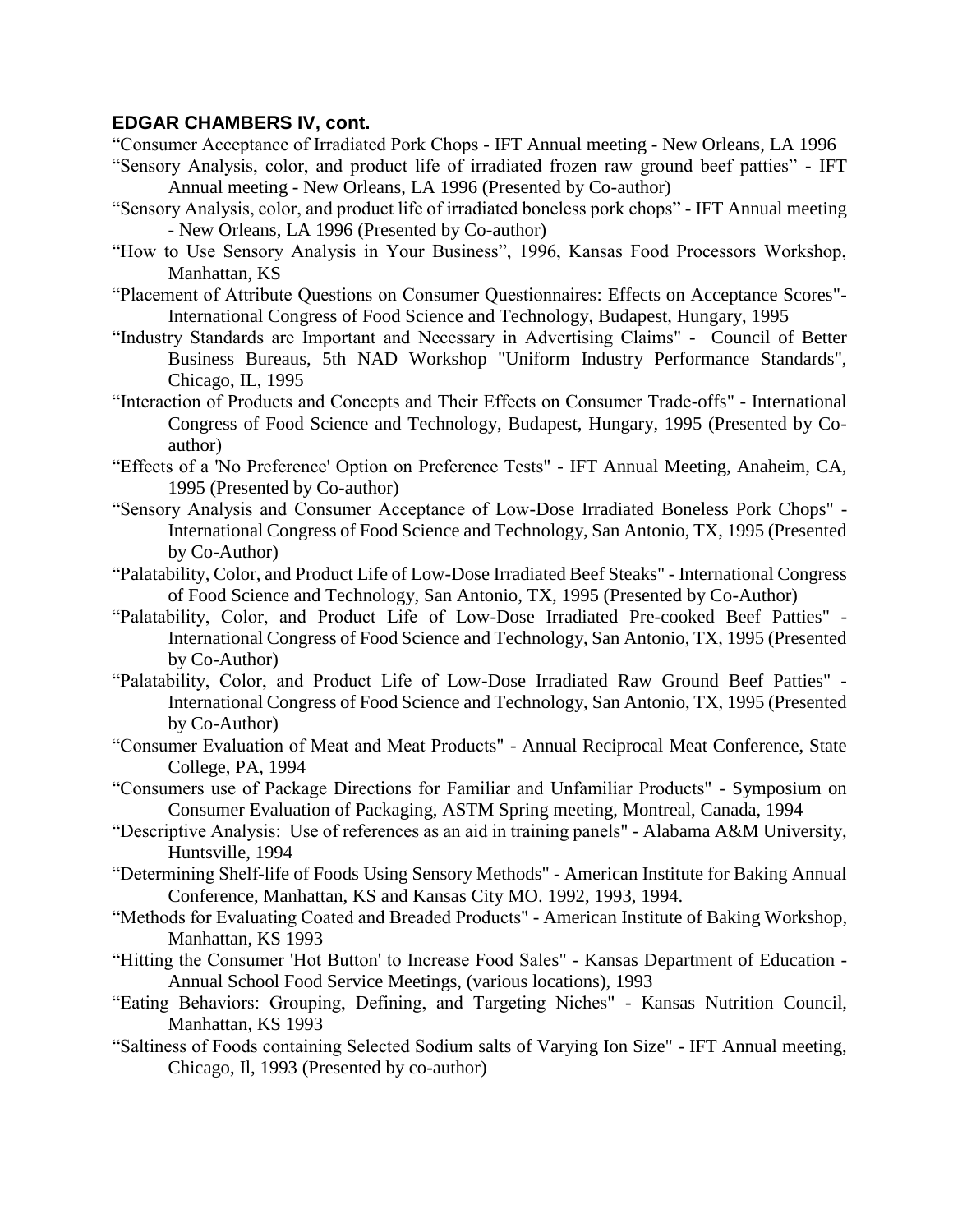**EDGAR CHAMBERS IV, cont.**

"Consumer Acceptance of Irradiated Pork Chops - IFT Annual meeting - New Orleans, LA 1996

"Sensory Analysis, color, and product life of irradiated frozen raw ground beef patties" - IFT Annual meeting - New Orleans, LA 1996 (Presented by Co-author)

"Sensory Analysis, color, and product life of irradiated boneless pork chops" - IFT Annual meeting - New Orleans, LA 1996 (Presented by Co-author)

"How to Use Sensory Analysis in Your Business", 1996, Kansas Food Processors Workshop, Manhattan, KS

"Placement of Attribute Questions on Consumer Questionnaires: Effects on Acceptance Scores"- International Congress of Food Science and Technology, Budapest, Hungary, 1995

"Industry Standards are Important and Necessary in Advertising Claims" - Council of Better Business Bureaus, 5th NAD Workshop "Uniform Industry Performance Standards", Chicago, IL, 1995

"Interaction of Products and Concepts and Their Effects on Consumer Trade-offs" - International Congress of Food Science and Technology, Budapest, Hungary, 1995 (Presented by Co-author)

"Effects of a 'No Preference' Option on Preference Tests" - IFT Annual Meeting, Anaheim, CA, 1995 (Presented by Co-author)

"Sensory Analysis and Consumer Acceptance of Low-Dose Irradiated Boneless Pork Chops" - International Congress of Food Science and Technology, San Antonio, TX, 1995 (Presented by Co-Author)

"Palatability, Color, and Product Life of Low-Dose Irradiated Beef Steaks" - International Congress of Food Science and Technology, San Antonio, TX, 1995 (Presented by Co-Author)

"Palatability, Color, and Product Life of Low-Dose Irradiated Pre-cooked Beef Patties" - International Congress of Food Science and Technology, San Antonio, TX, 1995 (Presented by Co-Author)

"Palatability, Color, and Product Life of Low-Dose Irradiated Raw Ground Beef Patties" - International Congress of Food Science and Technology, San Antonio, TX, 1995 (Presented by Co-Author)

"Consumer Evaluation of Meat and Meat Products" - Annual Reciprocal Meat Conference, State College, PA, 1994

"Consumers use of Package Directions for Familiar and Unfamiliar Products" - Symposium on Consumer Evaluation of Packaging, ASTM Spring meeting, Montreal, Canada, 1994

"Descriptive Analysis: Use of references as an aid in training panels" - Alabama A&M University, Huntsville, 1994

"Determining Shelf-life of Foods Using Sensory Methods" - American Institute for Baking Annual Conference, Manhattan, KS and Kansas City MO. 1992, 1993, 1994.

"Methods for Evaluating Coated and Breaded Products" - American Institute of Baking Workshop, Manhattan, KS 1993

"Hitting the Consumer 'Hot Button' to Increase Food Sales" - Kansas Department of Education - Annual School Food Service Meetings, (various locations), 1993

"Eating Behaviors: Grouping, Defining, and Targeting Niches" - Kansas Nutrition Council, Manhattan, KS 1993

"Saltiness of Foods containing Selected Sodium salts of Varying Ion Size" - IFT Annual meeting, Chicago, Il, 1993 (Presented by co-author)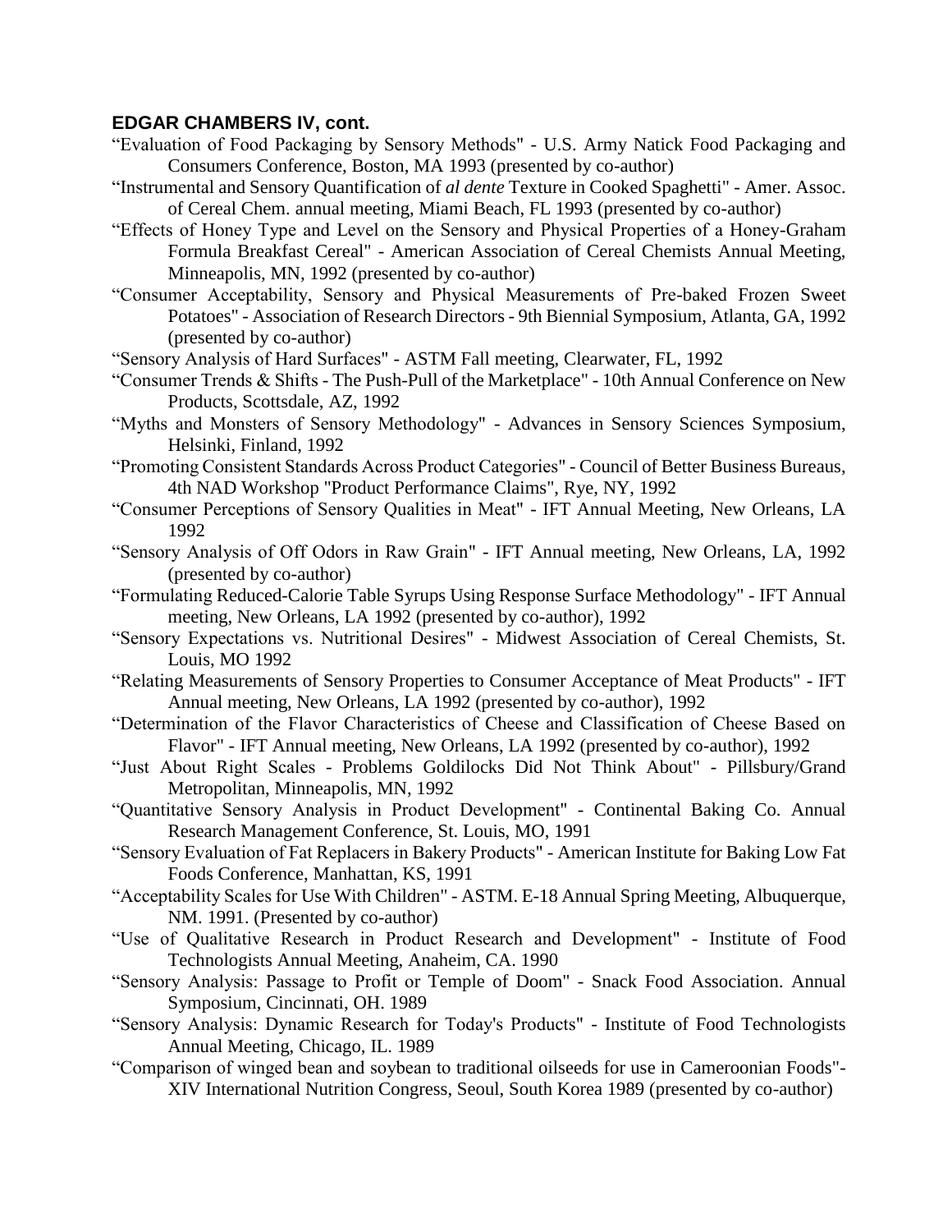**EDGAR CHAMBERS IV, cont.**

“Evaluation of Food Packaging by Sensory Methods" - U.S. Army Natick Food Packaging and Consumers Conference, Boston, MA 1993 (presented by co-author)

“Instrumental and Sensory Quantification of *al dente* Texture in Cooked Spaghetti" - Amer. Assoc. of Cereal Chem. annual meeting, Miami Beach, FL 1993 (presented by co-author)

“Effects of Honey Type and Level on the Sensory and Physical Properties of a Honey-Graham Formula Breakfast Cereal" - American Association of Cereal Chemists Annual Meeting, Minneapolis, MN, 1992 (presented by co-author)

“Consumer Acceptability, Sensory and Physical Measurements of Pre-baked Frozen Sweet Potatoes" - Association of Research Directors - 9th Biennial Symposium, Atlanta, GA, 1992 (presented by co-author)

“Sensory Analysis of Hard Surfaces" - ASTM Fall meeting, Clearwater, FL, 1992

“Consumer Trends & Shifts - The Push-Pull of the Marketplace" - 10th Annual Conference on New Products, Scottsdale, AZ, 1992

“Myths and Monsters of Sensory Methodology" - Advances in Sensory Sciences Symposium, Helsinki, Finland, 1992

“Promoting Consistent Standards Across Product Categories" - Council of Better Business Bureaus, 4th NAD Workshop "Product Performance Claims", Rye, NY, 1992

“Consumer Perceptions of Sensory Qualities in Meat" - IFT Annual Meeting, New Orleans, LA 1992

“Sensory Analysis of Off Odors in Raw Grain" - IFT Annual meeting, New Orleans, LA, 1992 (presented by co-author)

“Formulating Reduced-Calorie Table Syrups Using Response Surface Methodology" - IFT Annual meeting, New Orleans, LA 1992 (presented by co-author), 1992

“Sensory Expectations vs. Nutritional Desires" - Midwest Association of Cereal Chemists, St. Louis, MO 1992

“Relating Measurements of Sensory Properties to Consumer Acceptance of Meat Products" - IFT Annual meeting, New Orleans, LA 1992 (presented by co-author), 1992

“Determination of the Flavor Characteristics of Cheese and Classification of Cheese Based on Flavor" - IFT Annual meeting, New Orleans, LA 1992 (presented by co-author), 1992

“Just About Right Scales - Problems Goldilocks Did Not Think About" - Pillsbury/Grand Metropolitan, Minneapolis, MN, 1992

“Quantitative Sensory Analysis in Product Development" - Continental Baking Co. Annual Research Management Conference, St. Louis, MO, 1991

“Sensory Evaluation of Fat Replacers in Bakery Products" - American Institute for Baking Low Fat Foods Conference, Manhattan, KS, 1991

“Acceptability Scales for Use With Children" - ASTM. E-18 Annual Spring Meeting, Albuquerque, NM. 1991. (Presented by co-author)

“Use of Qualitative Research in Product Research and Development" - Institute of Food Technologists Annual Meeting, Anaheim, CA. 1990

“Sensory Analysis: Passage to Profit or Temple of Doom" - Snack Food Association. Annual Symposium, Cincinnati, OH. 1989

“Sensory Analysis: Dynamic Research for Today's Products" - Institute of Food Technologists Annual Meeting, Chicago, IL. 1989

“Comparison of winged bean and soybean to traditional oilseeds for use in Cameroonian Foods"- XIV International Nutrition Congress, Seoul, South Korea 1989 (presented by co-author)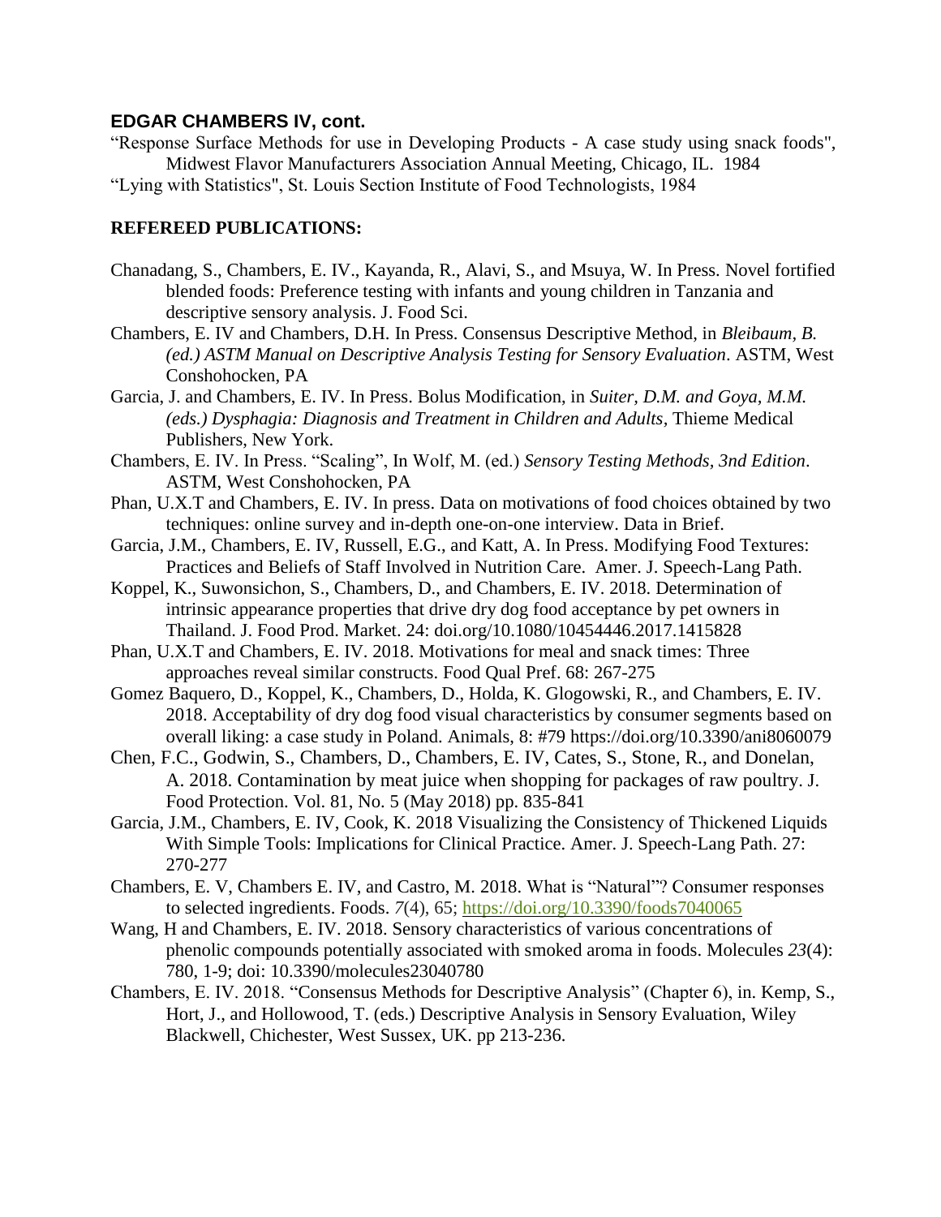## EDGAR CHAMBERS IV, cont.

"Response Surface Methods for use in Developing Products - A case study using snack foods", Midwest Flavor Manufacturers Association Annual Meeting, Chicago, IL. 1984

"Lying with Statistics", St. Louis Section Institute of Food Technologists, 1984

### REFEREED PUBLICATIONS:

Chanadang, S., Chambers, E. IV., Kayanda, R., Alavi, S., and Msuya, W. In Press. Novel fortified blended foods: Preference testing with infants and young children in Tanzania and descriptive sensory analysis. J. Food Sci.

Chambers, E. IV and Chambers, D.H. In Press. Consensus Descriptive Method, in *Bleibaum, B. (ed.) ASTM Manual on Descriptive Analysis Testing for Sensory Evaluation*. ASTM, West Conshohocken, PA

Garcia, J. and Chambers, E. IV. In Press. Bolus Modification, in *Suiter, D.M. and Goya, M.M. (eds.) Dysphagia: Diagnosis and Treatment in Children and Adults,* Thieme Medical Publishers, New York.

Chambers, E. IV. In Press. "Scaling", In Wolf, M. (ed.) *Sensory Testing Methods, 3nd Edition*. ASTM, West Conshohocken, PA

Phan, U.X.T and Chambers, E. IV. In press. Data on motivations of food choices obtained by two techniques: online survey and in-depth one-on-one interview. Data in Brief.

Garcia, J.M., Chambers, E. IV, Russell, E.G., and Katt, A. In Press. Modifying Food Textures: Practices and Beliefs of Staff Involved in Nutrition Care. Amer. J. Speech-Lang Path.

Koppel, K., Suwonsichon, S., Chambers, D., and Chambers, E. IV. 2018. Determination of intrinsic appearance properties that drive dry dog food acceptance by pet owners in Thailand. J. Food Prod. Market. 24: doi.org/10.1080/10454446.2017.1415828

Phan, U.X.T and Chambers, E. IV. 2018. Motivations for meal and snack times: Three approaches reveal similar constructs. Food Qual Pref. 68: 267-275

Gomez Baquero, D., Koppel, K., Chambers, D., Holda, K. Glogowski, R., and Chambers, E. IV. 2018. Acceptability of dry dog food visual characteristics by consumer segments based on overall liking: a case study in Poland. Animals, 8: #79 https://doi.org/10.3390/ani8060079

Chen, F.C., Godwin, S., Chambers, D., Chambers, E. IV, Cates, S., Stone, R., and Donelan, A. 2018. Contamination by meat juice when shopping for packages of raw poultry. J. Food Protection. Vol. 81, No. 5 (May 2018) pp. 835-841

Garcia, J.M., Chambers, E. IV, Cook, K. 2018 Visualizing the Consistency of Thickened Liquids With Simple Tools: Implications for Clinical Practice. Amer. J. Speech-Lang Path. 27: 270-277

Chambers, E. V, Chambers E. IV, and Castro, M. 2018. What is "Natural"? Consumer responses to selected ingredients. Foods. *7*(4), 65; https://doi.org/10.3390/foods7040065

Wang, H and Chambers, E. IV. 2018. Sensory characteristics of various concentrations of phenolic compounds potentially associated with smoked aroma in foods. Molecules *23*(4): 780, 1-9; doi: 10.3390/molecules23040780

Chambers, E. IV. 2018. "Consensus Methods for Descriptive Analysis" (Chapter 6), in. Kemp, S., Hort, J., and Hollowood, T. (eds.) Descriptive Analysis in Sensory Evaluation, Wiley Blackwell, Chichester, West Sussex, UK. pp 213-236.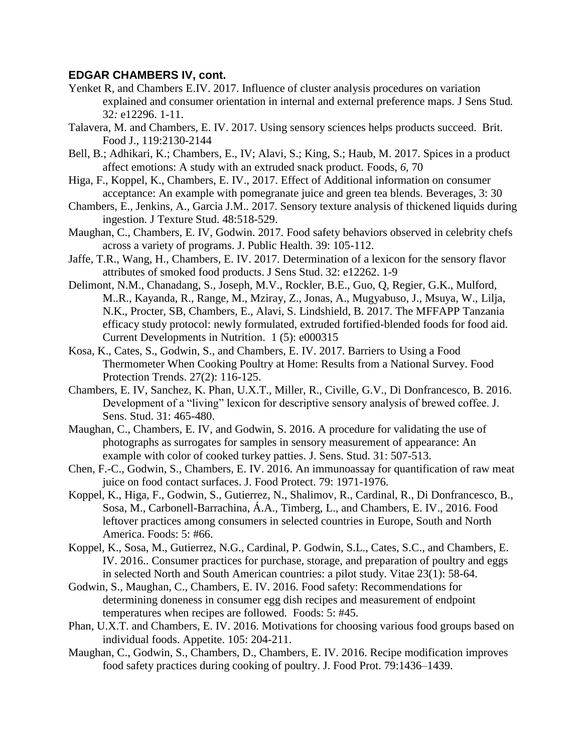**EDGAR CHAMBERS IV, cont.**

Yenket R, and Chambers E.IV. 2017. Influence of cluster analysis procedures on variation explained and consumer orientation in internal and external preference maps. J Sens Stud. 32*:* e12296. 1-11.

Talavera, M. and Chambers, E. IV. 2017. Using sensory sciences helps products succeed. Brit. Food J., 119:2130-2144

Bell, B.; Adhikari, K.; Chambers, E., IV; Alavi, S.; King, S.; Haub, M. 2017. Spices in a product affect emotions: A study with an extruded snack product. Foods, *6*, 70

Higa, F., Koppel, K., Chambers, E. IV., 2017. Effect of Additional information on consumer acceptance: An example with pomegranate juice and green tea blends. Beverages, 3: 30

Chambers, E., Jenkins, A., Garcia J.M.. 2017. Sensory texture analysis of thickened liquids during ingestion. J Texture Stud. 48:518-529.

Maughan, C., Chambers, E. IV, Godwin. 2017. Food safety behaviors observed in celebrity chefs across a variety of programs. J. Public Health. 39: 105-112.

Jaffe, T.R., Wang, H., Chambers, E. IV. 2017. Determination of a lexicon for the sensory flavor attributes of smoked food products. J Sens Stud. 32: e12262. 1-9

Delimont, N.M., Chanadang, S., Joseph, M.V., Rockler, B.E., Guo, Q, Regier, G.K., Mulford, M..R., Kayanda, R., Range, M., Mziray, Z., Jonas, A., Mugyabuso, J., Msuya, W., Lilja, N.K., Procter, SB, Chambers, E., Alavi, S. Lindshield, B. 2017. The MFFAPP Tanzania efficacy study protocol: newly formulated, extruded fortified-blended foods for food aid. Current Developments in Nutrition. 1 (5): e000315

Kosa, K., Cates, S., Godwin, S., and Chambers, E. IV. 2017. Barriers to Using a Food Thermometer When Cooking Poultry at Home: Results from a National Survey. Food Protection Trends. 27(2): 116-125.

Chambers, E. IV, Sanchez, K. Phan, U.X.T., Miller, R., Civille, G.V., Di Donfrancesco, B. 2016. Development of a "living" lexicon for descriptive sensory analysis of brewed coffee. J. Sens. Stud. 31: 465-480.

Maughan, C., Chambers, E. IV, and Godwin, S. 2016. A procedure for validating the use of photographs as surrogates for samples in sensory measurement of appearance: An example with color of cooked turkey patties. J. Sens. Stud. 31: 507-513.

Chen, F.-C., Godwin, S., Chambers, E. IV. 2016. An immunoassay for quantification of raw meat juice on food contact surfaces. J. Food Protect. 79: 1971-1976.

Koppel, K., Higa, F., Godwin, S., Gutierrez, N., Shalimov, R., Cardinal, R., Di Donfrancesco, B., Sosa, M., Carbonell-Barrachina, Á.A., Timberg, L., and Chambers, E. IV., 2016. Food leftover practices among consumers in selected countries in Europe, South and North America. Foods: 5: #66.

Koppel, K., Sosa, M., Gutierrez, N.G., Cardinal, P. Godwin, S.L., Cates, S.C., and Chambers, E. IV. 2016.. Consumer practices for purchase, storage, and preparation of poultry and eggs in selected North and South American countries: a pilot study. Vitae 23(1): 58-64.

Godwin, S., Maughan, C., Chambers, E. IV. 2016. Food safety: Recommendations for determining doneness in consumer egg dish recipes and measurement of endpoint temperatures when recipes are followed. Foods: 5: #45.

Phan, U.X.T. and Chambers, E. IV. 2016. Motivations for choosing various food groups based on individual foods. Appetite. 105: 204-211.

Maughan, C., Godwin, S., Chambers, D., Chambers, E. IV. 2016. Recipe modification improves food safety practices during cooking of poultry. J. Food Prot. 79:1436–1439.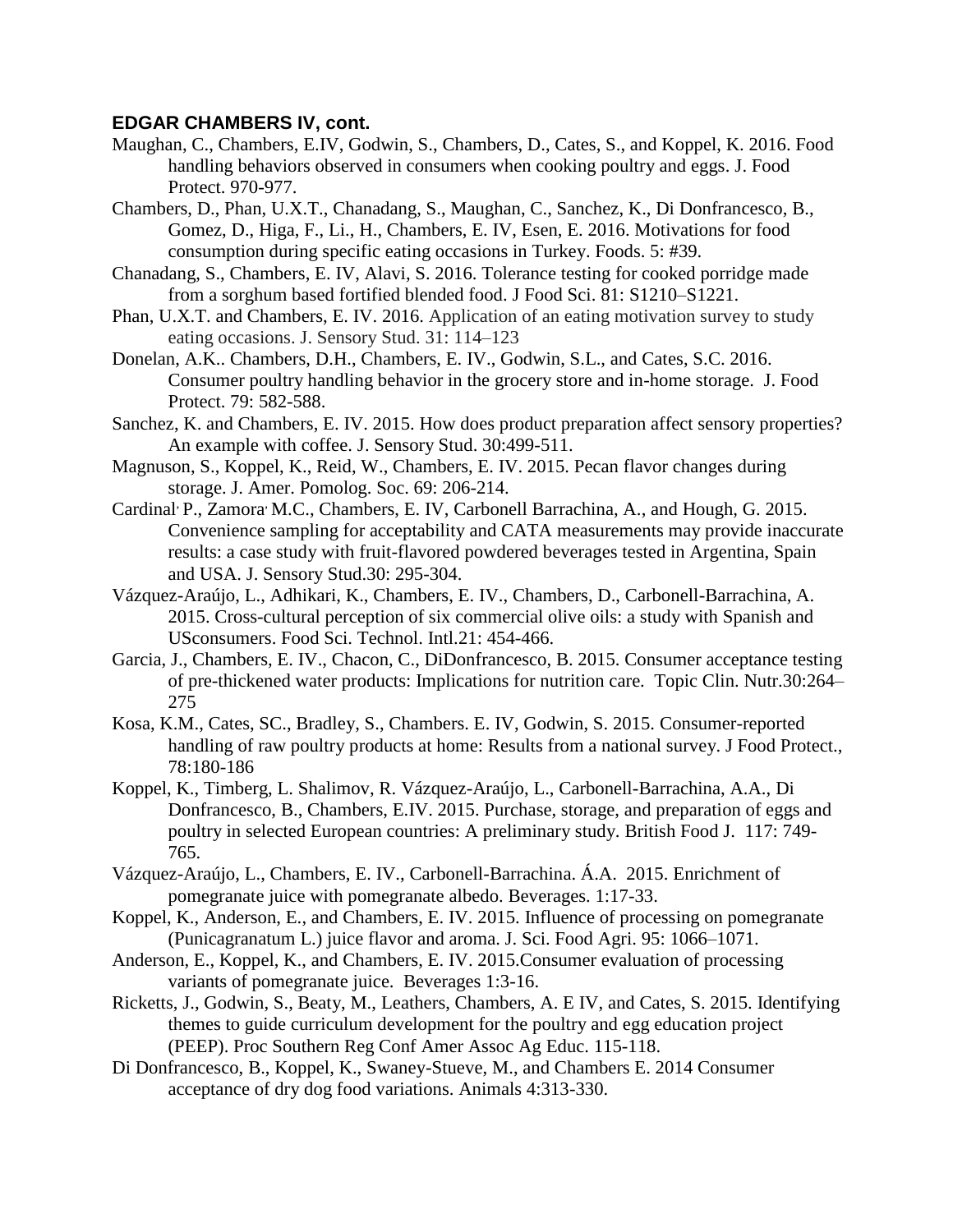**EDGAR CHAMBERS IV, cont.**

Maughan, C., Chambers, E.IV, Godwin, S., Chambers, D., Cates, S., and Koppel, K. 2016. Food handling behaviors observed in consumers when cooking poultry and eggs. J. Food Protect. 970-977.

Chambers, D., Phan, U.X.T., Chanadang, S., Maughan, C., Sanchez, K., Di Donfrancesco, B., Gomez, D., Higa, F., Li., H., Chambers, E. IV, Esen, E. 2016. Motivations for food consumption during specific eating occasions in Turkey. Foods. 5: #39.

Chanadang, S., Chambers, E. IV, Alavi, S. 2016. Tolerance testing for cooked porridge made from a sorghum based fortified blended food. J Food Sci. 81: S1210–S1221.

Phan, U.X.T. and Chambers, E. IV. 2016. Application of an eating motivation survey to study eating occasions. J. Sensory Stud. 31: 114–123

Donelan, A.K.. Chambers, D.H., Chambers, E. IV., Godwin, S.L., and Cates, S.C. 2016. Consumer poultry handling behavior in the grocery store and in-home storage. J. Food Protect. 79: 582-588.

Sanchez, K. and Chambers, E. IV. 2015. How does product preparation affect sensory properties? An example with coffee. J. Sensory Stud. 30:499-511.

Magnuson, S., Koppel, K., Reid, W., Chambers, E. IV. 2015. Pecan flavor changes during storage. J. Amer. Pomolog. Soc. 69: 206-214.

Cardinal, P., Zamora, M.C., Chambers, E. IV, Carbonell Barrachina, A., and Hough, G. 2015. Convenience sampling for acceptability and CATA measurements may provide inaccurate results: a case study with fruit-flavored powdered beverages tested in Argentina, Spain and USA. J. Sensory Stud.30: 295-304.

Vázquez-Araújo, L., Adhikari, K., Chambers, E. IV., Chambers, D., Carbonell-Barrachina, A. 2015. Cross-cultural perception of six commercial olive oils: a study with Spanish and USconsumers. Food Sci. Technol. Intl.21: 454-466.

Garcia, J., Chambers, E. IV., Chacon, C., DiDonfrancesco, B. 2015. Consumer acceptance testing of pre-thickened water products: Implications for nutrition care. Topic Clin. Nutr.30:264–275

Kosa, K.M., Cates, SC., Bradley, S., Chambers. E. IV, Godwin, S. 2015. Consumer-reported handling of raw poultry products at home: Results from a national survey. J Food Protect., 78:180-186

Koppel, K., Timberg, L. Shalimov, R. Vázquez-Araújo, L., Carbonell-Barrachina, A.A., Di Donfrancesco, B., Chambers, E.IV. 2015. Purchase, storage, and preparation of eggs and poultry in selected European countries: A preliminary study. British Food J. 117: 749-765.

Vázquez-Araújo, L., Chambers, E. IV., Carbonell-Barrachina. Á.A. 2015. Enrichment of pomegranate juice with pomegranate albedo. Beverages. 1:17-33.

Koppel, K., Anderson, E., and Chambers, E. IV. 2015. Influence of processing on pomegranate (Punicagranatum L.) juice flavor and aroma. J. Sci. Food Agri. 95: 1066–1071.

Anderson, E., Koppel, K., and Chambers, E. IV. 2015.Consumer evaluation of processing variants of pomegranate juice. Beverages 1:3-16.

Ricketts, J., Godwin, S., Beaty, M., Leathers, Chambers, A. E IV, and Cates, S. 2015. Identifying themes to guide curriculum development for the poultry and egg education project (PEEP). Proc Southern Reg Conf Amer Assoc Ag Educ. 115-118.

Di Donfrancesco, B., Koppel, K., Swaney-Stueve, M., and Chambers E. 2014 Consumer acceptance of dry dog food variations. Animals 4:313-330.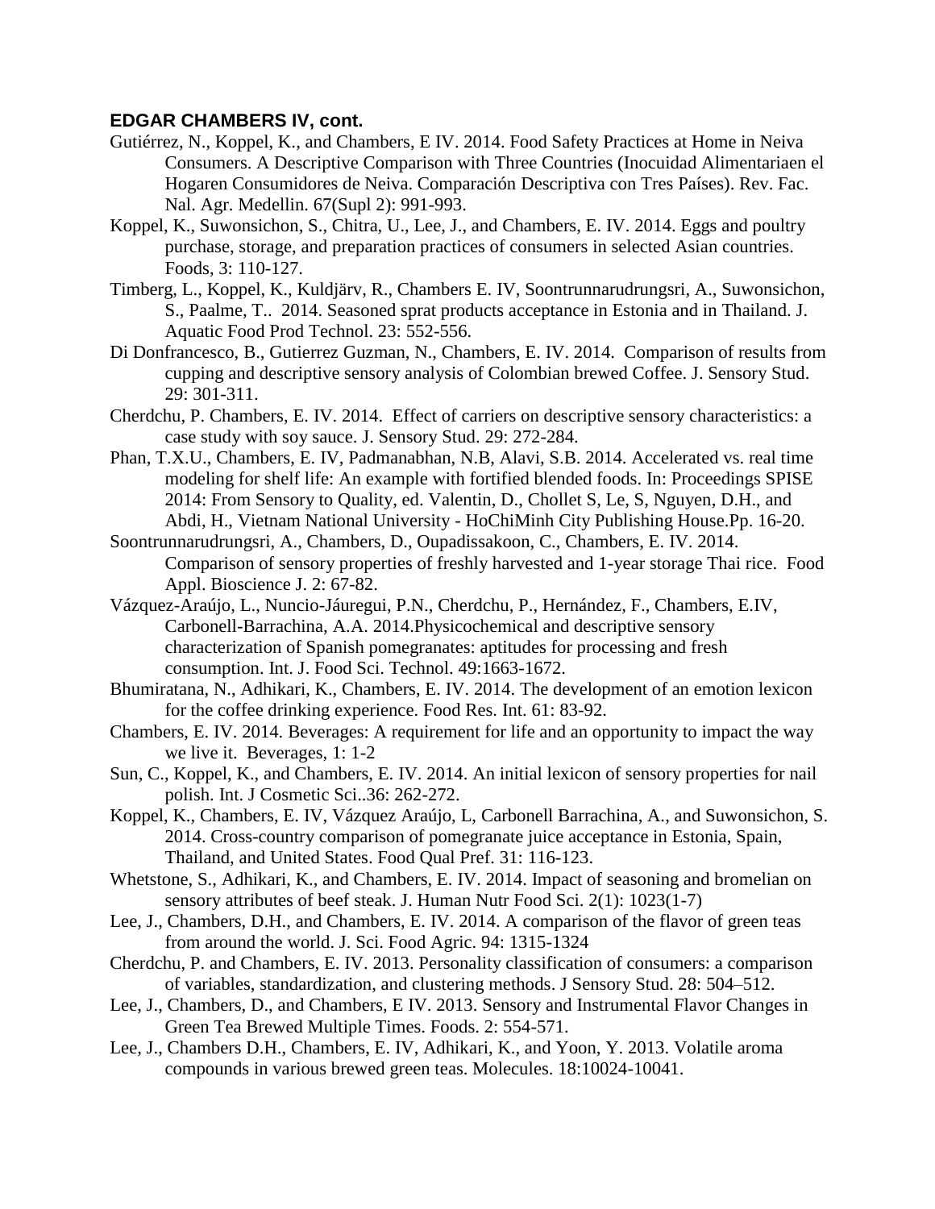**EDGAR CHAMBERS IV, cont.**

Gutiérrez, N., Koppel, K., and Chambers, E IV. 2014. Food Safety Practices at Home in Neiva Consumers. A Descriptive Comparison with Three Countries (Inocuidad Alimentariaen el Hogaren Consumidores de Neiva. Comparación Descriptiva con Tres Países). Rev. Fac. Nal. Agr. Medellin. 67(Supl 2): 991-993.

Koppel, K., Suwonsichon, S., Chitra, U., Lee, J., and Chambers, E. IV. 2014. Eggs and poultry purchase, storage, and preparation practices of consumers in selected Asian countries. Foods, 3: 110-127.

Timberg, L., Koppel, K., Kuldjärv, R., Chambers E. IV, Soontrunnarudrungsri, A., Suwonsichon, S., Paalme, T.. 2014. Seasoned sprat products acceptance in Estonia and in Thailand. J. Aquatic Food Prod Technol. 23: 552-556.

Di Donfrancesco, B., Gutierrez Guzman, N., Chambers, E. IV. 2014. Comparison of results from cupping and descriptive sensory analysis of Colombian brewed Coffee. J. Sensory Stud. 29: 301-311.

Cherdchu, P. Chambers, E. IV. 2014. Effect of carriers on descriptive sensory characteristics: a case study with soy sauce. J. Sensory Stud. 29: 272-284.

Phan, T.X.U., Chambers, E. IV, Padmanabhan, N.B, Alavi, S.B. 2014. Accelerated vs. real time modeling for shelf life: An example with fortified blended foods. In: Proceedings SPISE 2014: From Sensory to Quality, ed. Valentin, D., Chollet S, Le, S, Nguyen, D.H., and Abdi, H., Vietnam National University - HoChiMinh City Publishing House.Pp. 16-20.

Soontrunnarudrungsri, A., Chambers, D., Oupadissakoon, C., Chambers, E. IV. 2014. Comparison of sensory properties of freshly harvested and 1-year storage Thai rice. Food Appl. Bioscience J. 2: 67-82.

Vázquez-Araújo, L., Nuncio-Jáuregui, P.N., Cherdchu, P., Hernández, F., Chambers, E.IV, Carbonell-Barrachina, A.A. 2014.Physicochemical and descriptive sensory characterization of Spanish pomegranates: aptitudes for processing and fresh consumption. Int. J. Food Sci. Technol. 49:1663-1672.

Bhumiratana, N., Adhikari, K., Chambers, E. IV. 2014. The development of an emotion lexicon for the coffee drinking experience. Food Res. Int. 61: 83-92.

Chambers, E. IV. 2014. Beverages: A requirement for life and an opportunity to impact the way we live it. Beverages, 1: 1-2

Sun, C., Koppel, K., and Chambers, E. IV. 2014. An initial lexicon of sensory properties for nail polish. Int. J Cosmetic Sci..36: 262-272.

Koppel, K., Chambers, E. IV, Vázquez Araújo, L, Carbonell Barrachina, A., and Suwonsichon, S. 2014. Cross-country comparison of pomegranate juice acceptance in Estonia, Spain, Thailand, and United States. Food Qual Pref. 31: 116-123.

Whetstone, S., Adhikari, K., and Chambers, E. IV. 2014. Impact of seasoning and bromelian on sensory attributes of beef steak. J. Human Nutr Food Sci. 2(1): 1023(1-7)

Lee, J., Chambers, D.H., and Chambers, E. IV. 2014. A comparison of the flavor of green teas from around the world. J. Sci. Food Agric. 94: 1315-1324

Cherdchu, P. and Chambers, E. IV. 2013. Personality classification of consumers: a comparison of variables, standardization, and clustering methods. J Sensory Stud. 28: 504–512.

Lee, J., Chambers, D., and Chambers, E IV. 2013. Sensory and Instrumental Flavor Changes in Green Tea Brewed Multiple Times. Foods. 2: 554-571.

Lee, J., Chambers D.H., Chambers, E. IV, Adhikari, K., and Yoon, Y. 2013. Volatile aroma compounds in various brewed green teas. Molecules. 18:10024-10041.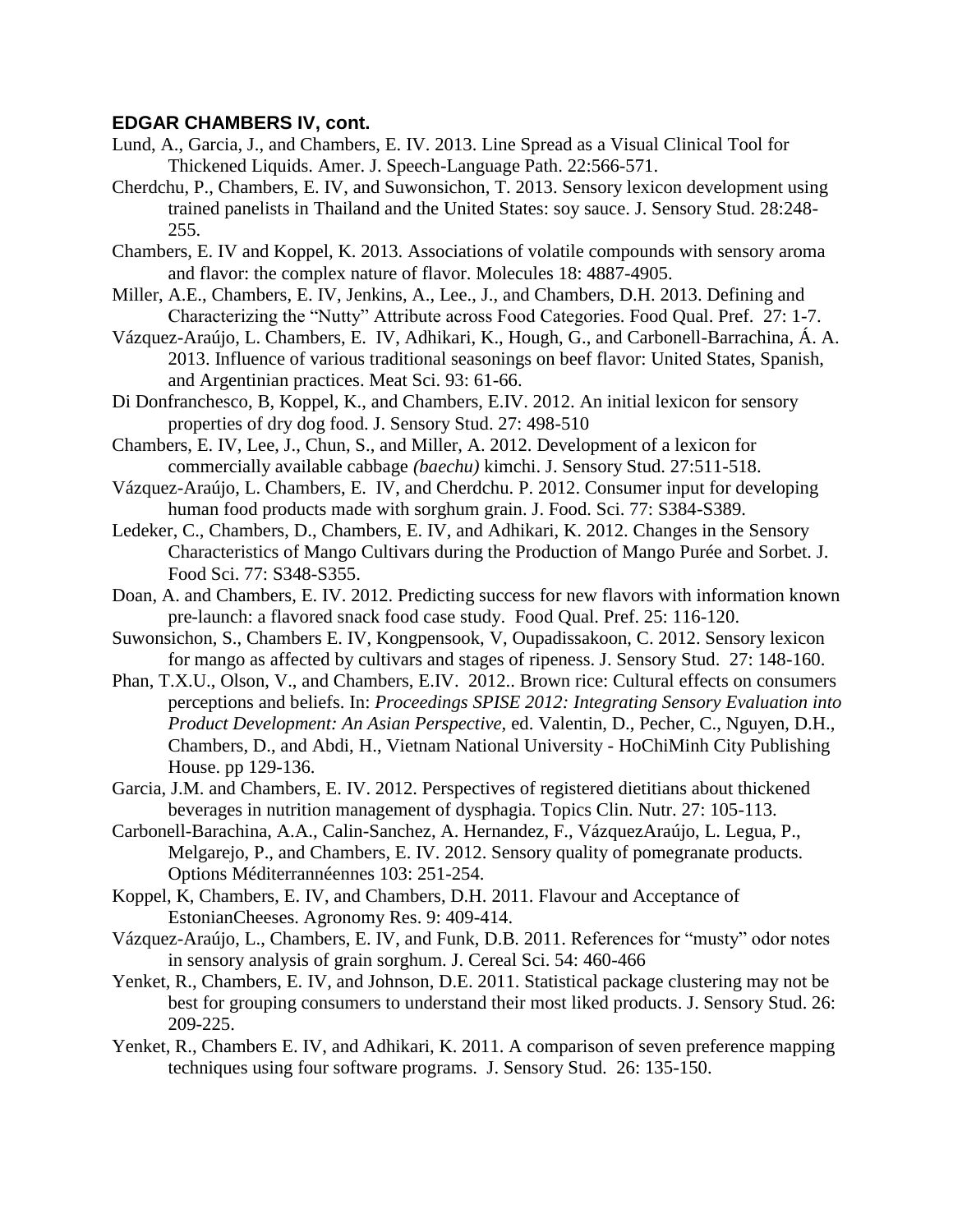**EDGAR CHAMBERS IV, cont.**

Lund, A., Garcia, J., and Chambers, E. IV. 2013. Line Spread as a Visual Clinical Tool for Thickened Liquids. Amer. J. Speech-Language Path. 22:566-571.

Cherdchu, P., Chambers, E. IV, and Suwonsichon, T. 2013. Sensory lexicon development using trained panelists in Thailand and the United States: soy sauce. J. Sensory Stud. 28:248-255.

Chambers, E. IV and Koppel, K. 2013. Associations of volatile compounds with sensory aroma and flavor: the complex nature of flavor. Molecules 18: 4887-4905.

Miller, A.E., Chambers, E. IV, Jenkins, A., Lee., J., and Chambers, D.H. 2013. Defining and Characterizing the "Nutty" Attribute across Food Categories. Food Qual. Pref. 27: 1-7.

Vázquez-Araújo, L. Chambers, E. IV, Adhikari, K., Hough, G., and Carbonell-Barrachina, Á. A. 2013. Influence of various traditional seasonings on beef flavor: United States, Spanish, and Argentinian practices. Meat Sci. 93: 61-66.

Di Donfranchesco, B, Koppel, K., and Chambers, E.IV. 2012. An initial lexicon for sensory properties of dry dog food. J. Sensory Stud. 27: 498-510

Chambers, E. IV, Lee, J., Chun, S., and Miller, A. 2012. Development of a lexicon for commercially available cabbage *(baechu)* kimchi. J. Sensory Stud. 27:511-518.

Vázquez-Araújo, L. Chambers, E. IV, and Cherdchu. P. 2012. Consumer input for developing human food products made with sorghum grain. J. Food. Sci. 77: S384-S389.

Ledeker, C., Chambers, D., Chambers, E. IV, and Adhikari, K. 2012. Changes in the Sensory Characteristics of Mango Cultivars during the Production of Mango Purée and Sorbet. J. Food Sci. 77: S348-S355.

Doan, A. and Chambers, E. IV. 2012. Predicting success for new flavors with information known pre-launch: a flavored snack food case study. Food Qual. Pref. 25: 116-120.

Suwonsichon, S., Chambers E. IV, Kongpensook, V, Oupadissakoon, C. 2012. Sensory lexicon for mango as affected by cultivars and stages of ripeness. J. Sensory Stud. 27: 148-160.

Phan, T.X.U., Olson, V., and Chambers, E.IV. 2012.. Brown rice: Cultural effects on consumers perceptions and beliefs. In: *Proceedings SPISE 2012: Integrating Sensory Evaluation into Product Development: An Asian Perspective,* ed. Valentin, D., Pecher, C., Nguyen, D.H., Chambers, D., and Abdi, H., Vietnam National University - HoChiMinh City Publishing House. pp 129-136.

Garcia, J.M. and Chambers, E. IV. 2012. Perspectives of registered dietitians about thickened beverages in nutrition management of dysphagia. Topics Clin. Nutr. 27: 105-113.

Carbonell-Barachina, A.A., Calin-Sanchez, A. Hernandez, F., VázquezAraújo, L. Legua, P., Melgarejo, P., and Chambers, E. IV. 2012. Sensory quality of pomegranate products. Options Méditerrannéennes 103: 251-254.

Koppel, K, Chambers, E. IV, and Chambers, D.H. 2011. Flavour and Acceptance of EstonianCheeses. Agronomy Res. 9: 409-414.

Vázquez-Araújo, L., Chambers, E. IV, and Funk, D.B. 2011. References for "musty" odor notes in sensory analysis of grain sorghum. J. Cereal Sci. 54: 460-466

Yenket, R., Chambers, E. IV, and Johnson, D.E. 2011. Statistical package clustering may not be best for grouping consumers to understand their most liked products. J. Sensory Stud. 26: 209-225.

Yenket, R., Chambers E. IV, and Adhikari, K. 2011. A comparison of seven preference mapping techniques using four software programs. J. Sensory Stud. 26: 135-150.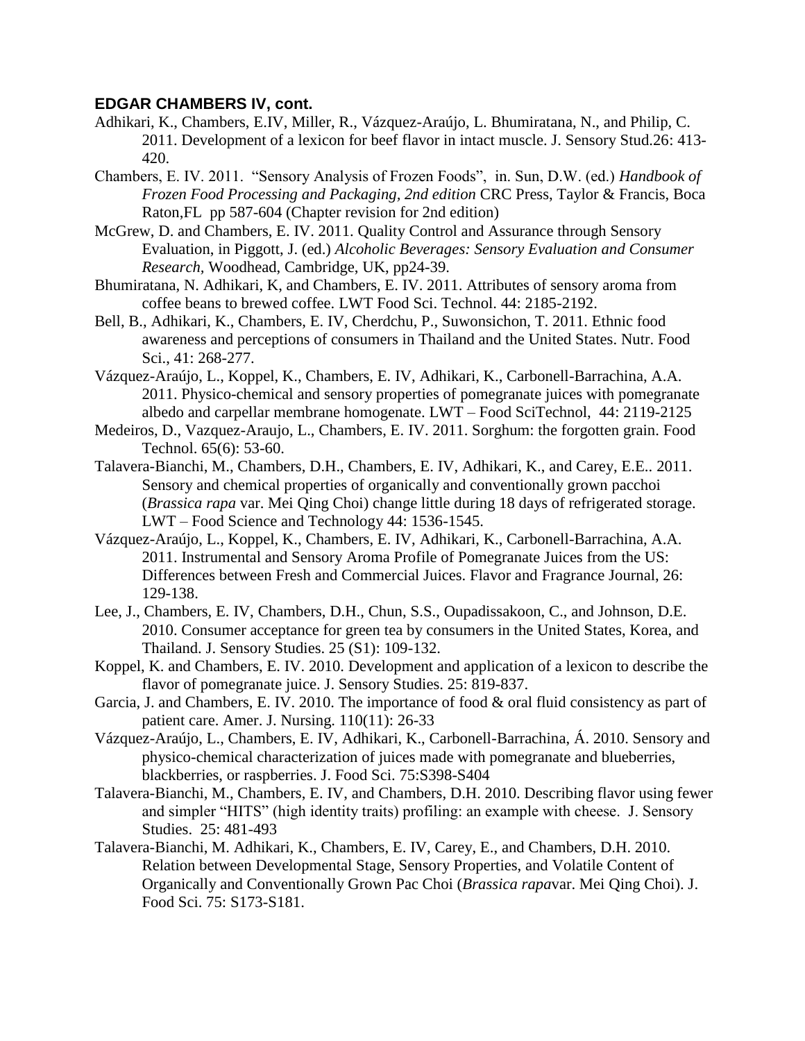**EDGAR CHAMBERS IV, cont.**

Adhikari, K., Chambers, E.IV, Miller, R., Vázquez-Araújo, L. Bhumiratana, N., and Philip, C. 2011. Development of a lexicon for beef flavor in intact muscle. J. Sensory Stud.26: 413-420.

Chambers, E. IV. 2011. "Sensory Analysis of Frozen Foods", in. Sun, D.W. (ed.) *Handbook of Frozen Food Processing and Packaging, 2nd edition* CRC Press, Taylor & Francis, Boca Raton,FL pp 587-604 (Chapter revision for 2nd edition)

McGrew, D. and Chambers, E. IV. 2011. Quality Control and Assurance through Sensory Evaluation, in Piggott, J. (ed.) *Alcoholic Beverages: Sensory Evaluation and Consumer Research,* Woodhead, Cambridge, UK, pp24-39.

Bhumiratana, N. Adhikari, K, and Chambers, E. IV. 2011. Attributes of sensory aroma from coffee beans to brewed coffee. LWT Food Sci. Technol. 44: 2185-2192.

Bell, B., Adhikari, K., Chambers, E. IV, Cherdchu, P., Suwonsichon, T. 2011. Ethnic food awareness and perceptions of consumers in Thailand and the United States. Nutr. Food Sci., 41: 268-277.

Vázquez-Araújo, L., Koppel, K., Chambers, E. IV, Adhikari, K., Carbonell-Barrachina, A.A. 2011. Physico-chemical and sensory properties of pomegranate juices with pomegranate albedo and carpellar membrane homogenate. LWT – Food SciTechnol, 44: 2119-2125

Medeiros, D., Vazquez-Araujo, L., Chambers, E. IV. 2011. Sorghum: the forgotten grain. Food Technol. 65(6): 53-60.

Talavera-Bianchi, M., Chambers, D.H., Chambers, E. IV, Adhikari, K., and Carey, E.E.. 2011. Sensory and chemical properties of organically and conventionally grown pacchoi (*Brassica rapa* var. Mei Qing Choi) change little during 18 days of refrigerated storage. LWT – Food Science and Technology 44: 1536-1545.

Vázquez-Araújo, L., Koppel, K., Chambers, E. IV, Adhikari, K., Carbonell-Barrachina, A.A. 2011. Instrumental and Sensory Aroma Profile of Pomegranate Juices from the US: Differences between Fresh and Commercial Juices. Flavor and Fragrance Journal, 26: 129-138.

Lee, J., Chambers, E. IV, Chambers, D.H., Chun, S.S., Oupadissakoon, C., and Johnson, D.E. 2010. Consumer acceptance for green tea by consumers in the United States, Korea, and Thailand. J. Sensory Studies. 25 (S1): 109-132.

Koppel, K. and Chambers, E. IV. 2010. Development and application of a lexicon to describe the flavor of pomegranate juice. J. Sensory Studies. 25: 819-837.

Garcia, J. and Chambers, E. IV. 2010. The importance of food & oral fluid consistency as part of patient care. Amer. J. Nursing. 110(11): 26-33

Vázquez-Araújo, L., Chambers, E. IV, Adhikari, K., Carbonell-Barrachina, Á. 2010. Sensory and physico-chemical characterization of juices made with pomegranate and blueberries, blackberries, or raspberries. J. Food Sci. 75:S398-S404

Talavera-Bianchi, M., Chambers, E. IV, and Chambers, D.H. 2010. Describing flavor using fewer and simpler "HITS" (high identity traits) profiling: an example with cheese. J. Sensory Studies. 25: 481-493

Talavera-Bianchi, M. Adhikari, K., Chambers, E. IV, Carey, E., and Chambers, D.H. 2010. Relation between Developmental Stage, Sensory Properties, and Volatile Content of Organically and Conventionally Grown Pac Choi (*Brassica rapa*var. Mei Qing Choi). J. Food Sci. 75: S173-S181.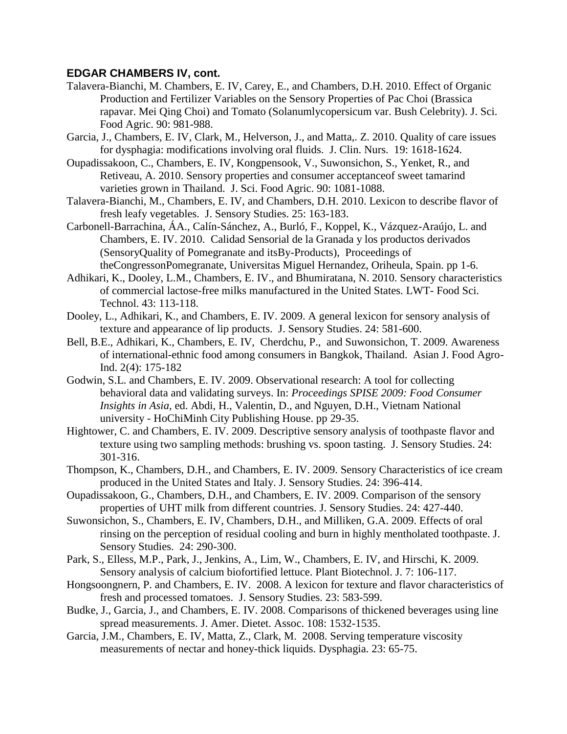**EDGAR CHAMBERS IV, cont.**

Talavera-Bianchi, M. Chambers, E. IV, Carey, E., and Chambers, D.H. 2010. Effect of Organic Production and Fertilizer Variables on the Sensory Properties of Pac Choi (Brassica rapavar. Mei Qing Choi) and Tomato (Solanumlycopersicum var. Bush Celebrity). J. Sci. Food Agric. 90: 981-988.

Garcia, J., Chambers, E. IV, Clark, M., Helverson, J., and Matta,. Z. 2010. Quality of care issues for dysphagia: modifications involving oral fluids. J. Clin. Nurs. 19: 1618-1624.

Oupadissakoon, C., Chambers, E. IV, Kongpensook, V., Suwonsichon, S., Yenket, R., and Retiveau, A. 2010. Sensory properties and consumer acceptanceof sweet tamarind varieties grown in Thailand. J. Sci. Food Agric. 90: 1081-1088.

Talavera-Bianchi, M., Chambers, E. IV, and Chambers, D.H. 2010. Lexicon to describe flavor of fresh leafy vegetables. J. Sensory Studies. 25: 163-183.

Carbonell-Barrachina, ÁA., Calín-Sánchez, A., Burló, F., Koppel, K., Vázquez-Araújo, L. and Chambers, E. IV. 2010. Calidad Sensorial de la Granada y los productos derivados (SensoryQuality of Pomegranate and itsBy-Products), Proceedings of theCongressonPomegranate, Universitas Miguel Hernandez, Oriheula, Spain. pp 1-6.

Adhikari, K., Dooley, L.M., Chambers, E. IV., and Bhumiratana, N. 2010. Sensory characteristics of commercial lactose-free milks manufactured in the United States. LWT- Food Sci. Technol. 43: 113-118.

Dooley, L., Adhikari, K., and Chambers, E. IV. 2009. A general lexicon for sensory analysis of texture and appearance of lip products. J. Sensory Studies. 24: 581-600.

Bell, B.E., Adhikari, K., Chambers, E. IV, Cherdchu, P., and Suwonsichon, T. 2009. Awareness of international-ethnic food among consumers in Bangkok, Thailand. Asian J. Food Agro-Ind. 2(4): 175-182

Godwin, S.L. and Chambers, E. IV. 2009. Observational research: A tool for collecting behavioral data and validating surveys. In: *Proceedings SPISE 2009: Food Consumer Insights in Asia*, ed. Abdi, H., Valentin, D., and Nguyen, D.H., Vietnam National university - HoChiMinh City Publishing House. pp 29-35.

Hightower, C. and Chambers, E. IV. 2009. Descriptive sensory analysis of toothpaste flavor and texture using two sampling methods: brushing vs. spoon tasting. J. Sensory Studies. 24: 301-316.

Thompson, K., Chambers, D.H., and Chambers, E. IV. 2009. Sensory Characteristics of ice cream produced in the United States and Italy. J. Sensory Studies. 24: 396-414.

Oupadissakoon, G., Chambers, D.H., and Chambers, E. IV. 2009. Comparison of the sensory properties of UHT milk from different countries. J. Sensory Studies. 24: 427-440.

Suwonsichon, S., Chambers, E. IV, Chambers, D.H., and Milliken, G.A. 2009. Effects of oral rinsing on the perception of residual cooling and burn in highly mentholated toothpaste. J. Sensory Studies. 24: 290-300.

Park, S., Elless, M.P., Park, J., Jenkins, A., Lim, W., Chambers, E. IV, and Hirschi, K. 2009. Sensory analysis of calcium biofortified lettuce. Plant Biotechnol. J. 7: 106-117.

Hongsoongnern, P. and Chambers, E. IV. 2008. A lexicon for texture and flavor characteristics of fresh and processed tomatoes. J. Sensory Studies. 23: 583-599.

Budke, J., Garcia, J., and Chambers, E. IV. 2008. Comparisons of thickened beverages using line spread measurements. J. Amer. Dietet. Assoc. 108: 1532-1535.

Garcia, J.M., Chambers, E. IV, Matta, Z., Clark, M. 2008. Serving temperature viscosity measurements of nectar and honey-thick liquids. Dysphagia. 23: 65-75.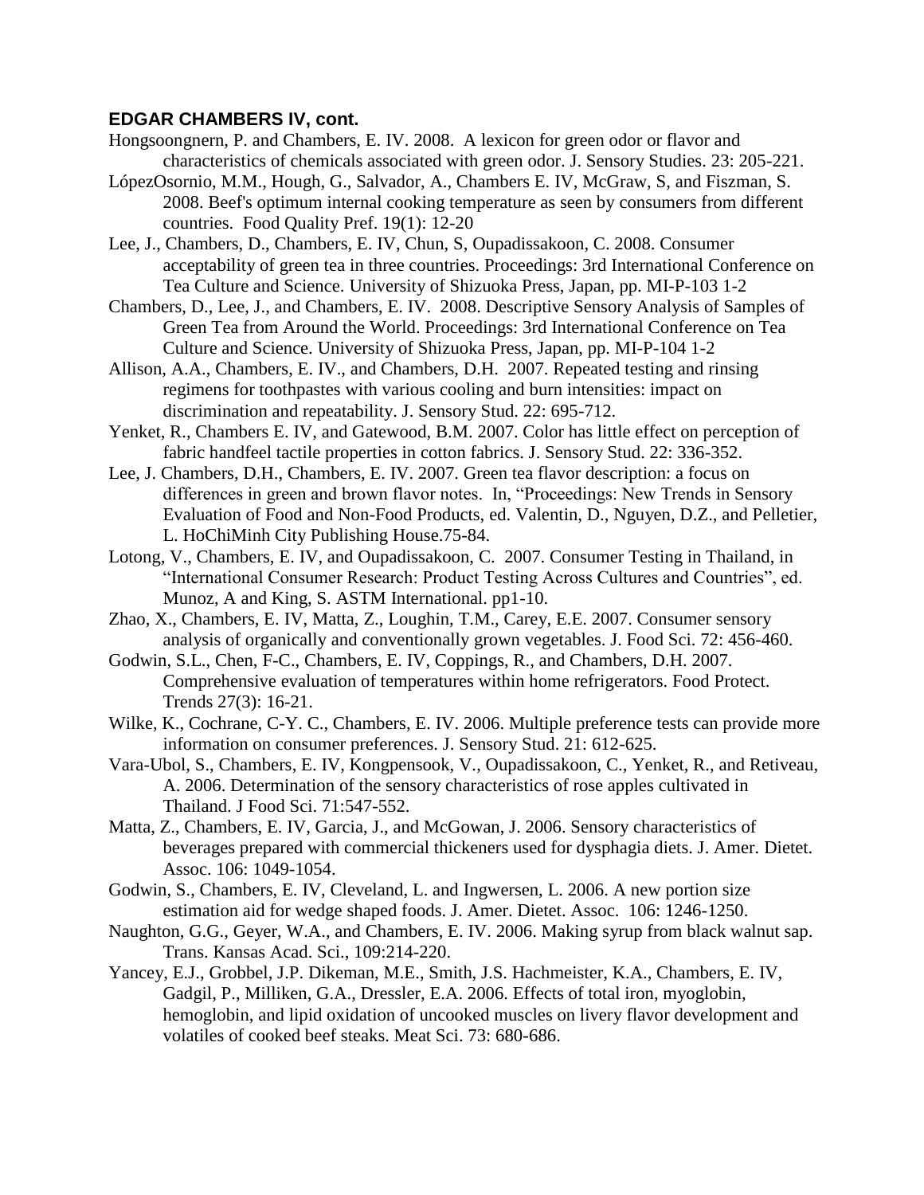**EDGAR CHAMBERS IV, cont.**

Hongsoongnern, P. and Chambers, E. IV. 2008. A lexicon for green odor or flavor and characteristics of chemicals associated with green odor. J. Sensory Studies. 23: 205-221.

LópezOsornio, M.M., Hough, G., Salvador, A., Chambers E. IV, McGraw, S, and Fiszman, S. 2008. Beef's optimum internal cooking temperature as seen by consumers from different countries. Food Quality Pref. 19(1): 12-20

Lee, J., Chambers, D., Chambers, E. IV, Chun, S, Oupadissakoon, C. 2008. Consumer acceptability of green tea in three countries. Proceedings: 3rd International Conference on Tea Culture and Science. University of Shizuoka Press, Japan, pp. MI-P-103 1-2

Chambers, D., Lee, J., and Chambers, E. IV. 2008. Descriptive Sensory Analysis of Samples of Green Tea from Around the World. Proceedings: 3rd International Conference on Tea Culture and Science. University of Shizuoka Press, Japan, pp. MI-P-104 1-2

Allison, A.A., Chambers, E. IV., and Chambers, D.H. 2007. Repeated testing and rinsing regimens for toothpastes with various cooling and burn intensities: impact on discrimination and repeatability. J. Sensory Stud. 22: 695-712.

Yenket, R., Chambers E. IV, and Gatewood, B.M. 2007. Color has little effect on perception of fabric handfeel tactile properties in cotton fabrics. J. Sensory Stud. 22: 336-352.

Lee, J. Chambers, D.H., Chambers, E. IV. 2007. Green tea flavor description: a focus on differences in green and brown flavor notes. In, "Proceedings: New Trends in Sensory Evaluation of Food and Non-Food Products, ed. Valentin, D., Nguyen, D.Z., and Pelletier, L. HoChiMinh City Publishing House.75-84.

Lotong, V., Chambers, E. IV, and Oupadissakoon, C. 2007. Consumer Testing in Thailand, in "International Consumer Research: Product Testing Across Cultures and Countries", ed. Munoz, A and King, S. ASTM International. pp1-10.

Zhao, X., Chambers, E. IV, Matta, Z., Loughin, T.M., Carey, E.E. 2007. Consumer sensory analysis of organically and conventionally grown vegetables. J. Food Sci. 72: 456-460.

Godwin, S.L., Chen, F-C., Chambers, E. IV, Coppings, R., and Chambers, D.H. 2007. Comprehensive evaluation of temperatures within home refrigerators. Food Protect. Trends 27(3): 16-21.

Wilke, K., Cochrane, C-Y. C., Chambers, E. IV. 2006. Multiple preference tests can provide more information on consumer preferences. J. Sensory Stud. 21: 612-625.

Vara-Ubol, S., Chambers, E. IV, Kongpensook, V., Oupadissakoon, C., Yenket, R., and Retiveau, A. 2006. Determination of the sensory characteristics of rose apples cultivated in Thailand. J Food Sci. 71:547-552.

Matta, Z., Chambers, E. IV, Garcia, J., and McGowan, J. 2006. Sensory characteristics of beverages prepared with commercial thickeners used for dysphagia diets. J. Amer. Dietet. Assoc. 106: 1049-1054.

Godwin, S., Chambers, E. IV, Cleveland, L. and Ingwersen, L. 2006. A new portion size estimation aid for wedge shaped foods. J. Amer. Dietet. Assoc. 106: 1246-1250.

Naughton, G.G., Geyer, W.A., and Chambers, E. IV. 2006. Making syrup from black walnut sap. Trans. Kansas Acad. Sci., 109:214-220.

Yancey, E.J., Grobbel, J.P. Dikeman, M.E., Smith, J.S. Hachmeister, K.A., Chambers, E. IV, Gadgil, P., Milliken, G.A., Dressler, E.A. 2006. Effects of total iron, myoglobin, hemoglobin, and lipid oxidation of uncooked muscles on livery flavor development and volatiles of cooked beef steaks. Meat Sci. 73: 680-686.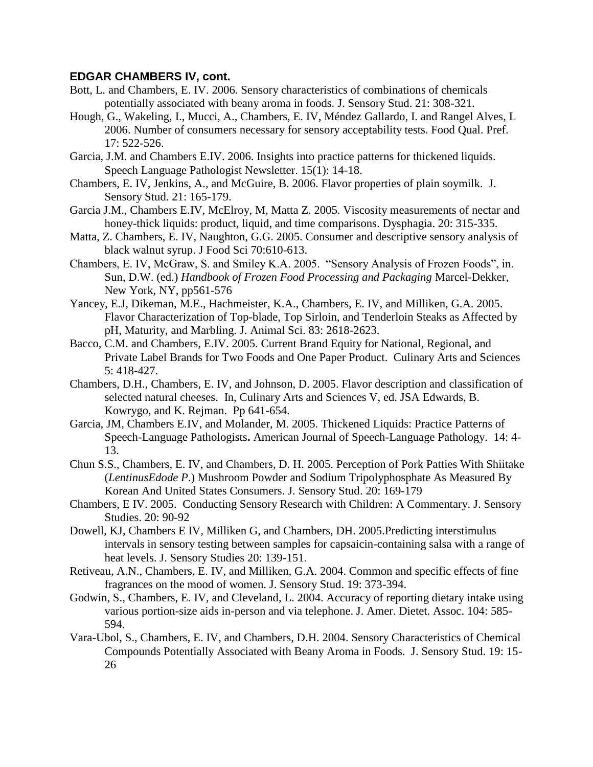**EDGAR CHAMBERS IV, cont.**

Bott, L. and Chambers, E. IV. 2006. Sensory characteristics of combinations of chemicals potentially associated with beany aroma in foods. J. Sensory Stud. 21: 308-321.

Hough, G., Wakeling, I., Mucci, A., Chambers, E. IV, Méndez Gallardo, I. and Rangel Alves, L 2006. Number of consumers necessary for sensory acceptability tests. Food Qual. Pref. 17: 522-526.

Garcia, J.M. and Chambers E.IV. 2006. Insights into practice patterns for thickened liquids. Speech Language Pathologist Newsletter. 15(1): 14-18.

Chambers, E. IV, Jenkins, A., and McGuire, B. 2006. Flavor properties of plain soymilk. J. Sensory Stud. 21: 165-179.

Garcia J.M., Chambers E.IV, McElroy, M, Matta Z. 2005. Viscosity measurements of nectar and honey-thick liquids: product, liquid, and time comparisons. Dysphagia. 20: 315-335.

Matta, Z. Chambers, E. IV, Naughton, G.G. 2005. Consumer and descriptive sensory analysis of black walnut syrup. J Food Sci 70:610-613.

Chambers, E. IV, McGraw, S. and Smiley K.A. 2005. "Sensory Analysis of Frozen Foods", in. Sun, D.W. (ed.) *Handbook of Frozen Food Processing and Packaging* Marcel-Dekker, New York, NY, pp561-576

Yancey, E.J, Dikeman, M.E., Hachmeister, K.A., Chambers, E. IV, and Milliken, G.A. 2005. Flavor Characterization of Top-blade, Top Sirloin, and Tenderloin Steaks as Affected by pH, Maturity, and Marbling. J. Animal Sci. 83: 2618-2623.

Bacco, C.M. and Chambers, E.IV. 2005. Current Brand Equity for National, Regional, and Private Label Brands for Two Foods and One Paper Product. Culinary Arts and Sciences 5: 418-427.

Chambers, D.H., Chambers, E. IV, and Johnson, D. 2005. Flavor description and classification of selected natural cheeses. In, Culinary Arts and Sciences V, ed. JSA Edwards, B. Kowrygo, and K. Rejman. Pp 641-654.

Garcia, JM, Chambers E.IV, and Molander, M. 2005. Thickened Liquids: Practice Patterns of Speech-Language Pathologists**.** American Journal of Speech-Language Pathology. 14: 4-13.

Chun S.S., Chambers, E. IV, and Chambers, D. H. 2005. Perception of Pork Patties With Shiitake (*LentinusEdode P*.) Mushroom Powder and Sodium Tripolyphosphate As Measured By Korean And United States Consumers. J. Sensory Stud. 20: 169-179

Chambers, E IV. 2005. Conducting Sensory Research with Children: A Commentary. J. Sensory Studies. 20: 90-92

Dowell, KJ, Chambers E IV, Milliken G, and Chambers, DH. 2005.Predicting interstimulus intervals in sensory testing between samples for capsaicin-containing salsa with a range of heat levels. J. Sensory Studies 20: 139-151.

Retiveau, A.N., Chambers, E. IV, and Milliken, G.A. 2004. Common and specific effects of fine fragrances on the mood of women. J. Sensory Stud. 19: 373-394.

Godwin, S., Chambers, E. IV, and Cleveland, L. 2004. Accuracy of reporting dietary intake using various portion-size aids in-person and via telephone. J. Amer. Dietet. Assoc. 104: 585-594.

Vara-Ubol, S., Chambers, E. IV, and Chambers, D.H. 2004. Sensory Characteristics of Chemical Compounds Potentially Associated with Beany Aroma in Foods. J. Sensory Stud. 19: 15-26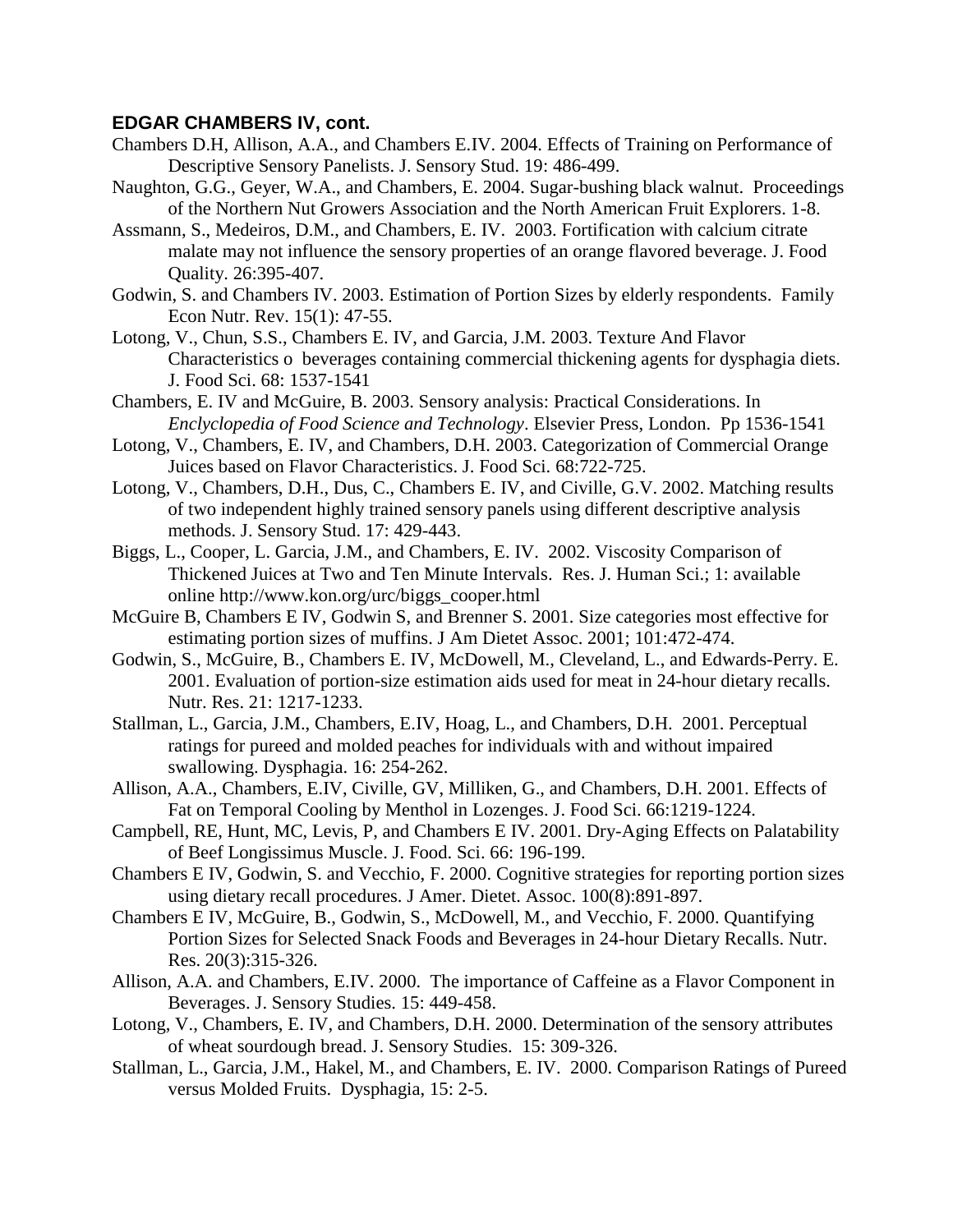**EDGAR CHAMBERS IV, cont.**

Chambers D.H, Allison, A.A., and Chambers E.IV. 2004. Effects of Training on Performance of Descriptive Sensory Panelists. J. Sensory Stud. 19: 486-499.

Naughton, G.G., Geyer, W.A., and Chambers, E. 2004. Sugar-bushing black walnut. Proceedings of the Northern Nut Growers Association and the North American Fruit Explorers. 1-8.

Assmann, S., Medeiros, D.M., and Chambers, E. IV. 2003. Fortification with calcium citrate malate may not influence the sensory properties of an orange flavored beverage. J. Food Quality. 26:395-407.

Godwin, S. and Chambers IV. 2003. Estimation of Portion Sizes by elderly respondents. Family Econ Nutr. Rev. 15(1): 47-55.

Lotong, V., Chun, S.S., Chambers E. IV, and Garcia, J.M. 2003. Texture And Flavor Characteristics o beverages containing commercial thickening agents for dysphagia diets. J. Food Sci. 68: 1537-1541

Chambers, E. IV and McGuire, B. 2003. Sensory analysis: Practical Considerations. In *Enclyclopedia of Food Science and Technology*. Elsevier Press, London. Pp 1536-1541

Lotong, V., Chambers, E. IV, and Chambers, D.H. 2003. Categorization of Commercial Orange Juices based on Flavor Characteristics. J. Food Sci. 68:722-725.

Lotong, V., Chambers, D.H., Dus, C., Chambers E. IV, and Civille, G.V. 2002. Matching results of two independent highly trained sensory panels using different descriptive analysis methods. J. Sensory Stud. 17: 429-443.

Biggs, L., Cooper, L. Garcia, J.M., and Chambers, E. IV. 2002. Viscosity Comparison of Thickened Juices at Two and Ten Minute Intervals. Res. J. Human Sci.; 1: available online http://www.kon.org/urc/biggs_cooper.html

McGuire B, Chambers E IV, Godwin S, and Brenner S. 2001. Size categories most effective for estimating portion sizes of muffins. J Am Dietet Assoc. 2001; 101:472-474.

Godwin, S., McGuire, B., Chambers E. IV, McDowell, M., Cleveland, L., and Edwards-Perry. E. 2001. Evaluation of portion-size estimation aids used for meat in 24-hour dietary recalls. Nutr. Res. 21: 1217-1233.

Stallman, L., Garcia, J.M., Chambers, E.IV, Hoag, L., and Chambers, D.H. 2001. Perceptual ratings for pureed and molded peaches for individuals with and without impaired swallowing. Dysphagia. 16: 254-262.

Allison, A.A., Chambers, E.IV, Civille, GV, Milliken, G., and Chambers, D.H. 2001. Effects of Fat on Temporal Cooling by Menthol in Lozenges. J. Food Sci. 66:1219-1224.

Campbell, RE, Hunt, MC, Levis, P, and Chambers E IV. 2001. Dry-Aging Effects on Palatability of Beef Longissimus Muscle. J. Food. Sci. 66: 196-199.

Chambers E IV, Godwin, S. and Vecchio, F. 2000. Cognitive strategies for reporting portion sizes using dietary recall procedures. J Amer. Dietet. Assoc. 100(8):891-897.

Chambers E IV, McGuire, B., Godwin, S., McDowell, M., and Vecchio, F. 2000. Quantifying Portion Sizes for Selected Snack Foods and Beverages in 24-hour Dietary Recalls. Nutr. Res. 20(3):315-326.

Allison, A.A. and Chambers, E.IV. 2000. The importance of Caffeine as a Flavor Component in Beverages. J. Sensory Studies. 15: 449-458.

Lotong, V., Chambers, E. IV, and Chambers, D.H. 2000. Determination of the sensory attributes of wheat sourdough bread. J. Sensory Studies. 15: 309-326.

Stallman, L., Garcia, J.M., Hakel, M., and Chambers, E. IV. 2000. Comparison Ratings of Pureed versus Molded Fruits. Dysphagia, 15: 2-5.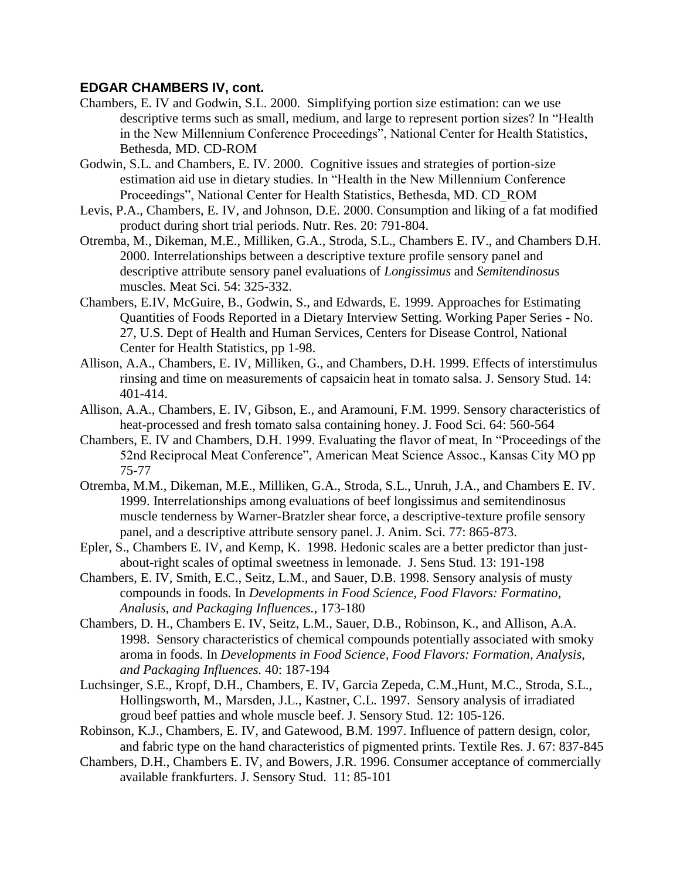**EDGAR CHAMBERS IV, cont.**

Chambers, E. IV and Godwin, S.L. 2000. Simplifying portion size estimation: can we use descriptive terms such as small, medium, and large to represent portion sizes? In "Health in the New Millennium Conference Proceedings", National Center for Health Statistics, Bethesda, MD. CD-ROM

Godwin, S.L. and Chambers, E. IV. 2000. Cognitive issues and strategies of portion-size estimation aid use in dietary studies. In "Health in the New Millennium Conference Proceedings", National Center for Health Statistics, Bethesda, MD. CD_ROM

Levis, P.A., Chambers, E. IV, and Johnson, D.E. 2000. Consumption and liking of a fat modified product during short trial periods. Nutr. Res. 20: 791-804.

Otremba, M., Dikeman, M.E., Milliken, G.A., Stroda, S.L., Chambers E. IV., and Chambers D.H. 2000. Interrelationships between a descriptive texture profile sensory panel and descriptive attribute sensory panel evaluations of *Longissimus* and *Semitendinosus* muscles. Meat Sci. 54: 325-332.

Chambers, E.IV, McGuire, B., Godwin, S., and Edwards, E. 1999. Approaches for Estimating Quantities of Foods Reported in a Dietary Interview Setting. Working Paper Series - No. 27, U.S. Dept of Health and Human Services, Centers for Disease Control, National Center for Health Statistics, pp 1-98.

Allison, A.A., Chambers, E. IV, Milliken, G., and Chambers, D.H. 1999. Effects of interstimulus rinsing and time on measurements of capsaicin heat in tomato salsa. J. Sensory Stud. 14: 401-414.

Allison, A.A., Chambers, E. IV, Gibson, E., and Aramouni, F.M. 1999. Sensory characteristics of heat-processed and fresh tomato salsa containing honey. J. Food Sci. 64: 560-564

Chambers, E. IV and Chambers, D.H. 1999. Evaluating the flavor of meat, In "Proceedings of the 52nd Reciprocal Meat Conference", American Meat Science Assoc., Kansas City MO pp 75-77

Otremba, M.M., Dikeman, M.E., Milliken, G.A., Stroda, S.L., Unruh, J.A., and Chambers E. IV. 1999. Interrelationships among evaluations of beef longissimus and semitendinosus muscle tenderness by Warner-Bratzler shear force, a descriptive-texture profile sensory panel, and a descriptive attribute sensory panel. J. Anim. Sci. 77: 865-873.

Epler, S., Chambers E. IV, and Kemp, K. 1998. Hedonic scales are a better predictor than just-about-right scales of optimal sweetness in lemonade. J. Sens Stud. 13: 191-198

Chambers, E. IV, Smith, E.C., Seitz, L.M., and Sauer, D.B. 1998. Sensory analysis of musty compounds in foods. In *Developments in Food Science, Food Flavors: Formatino, Analusis, and Packaging Influences.*, 173-180

Chambers, D. H., Chambers E. IV, Seitz, L.M., Sauer, D.B., Robinson, K., and Allison, A.A. 1998. Sensory characteristics of chemical compounds potentially associated with smoky aroma in foods. In *Developments in Food Science, Food Flavors: Formation, Analysis, and Packaging Influences.* 40: 187-194

Luchsinger, S.E., Kropf, D.H., Chambers, E. IV, Garcia Zepeda, C.M.,Hunt, M.C., Stroda, S.L., Hollingsworth, M., Marsden, J.L., Kastner, C.L. 1997. Sensory analysis of irradiated groud beef patties and whole muscle beef. J. Sensory Stud. 12: 105-126.

Robinson, K.J., Chambers, E. IV, and Gatewood, B.M. 1997. Influence of pattern design, color, and fabric type on the hand characteristics of pigmented prints. Textile Res. J. 67: 837-845

Chambers, D.H., Chambers E. IV, and Bowers, J.R. 1996. Consumer acceptance of commercially available frankfurters. J. Sensory Stud. 11: 85-101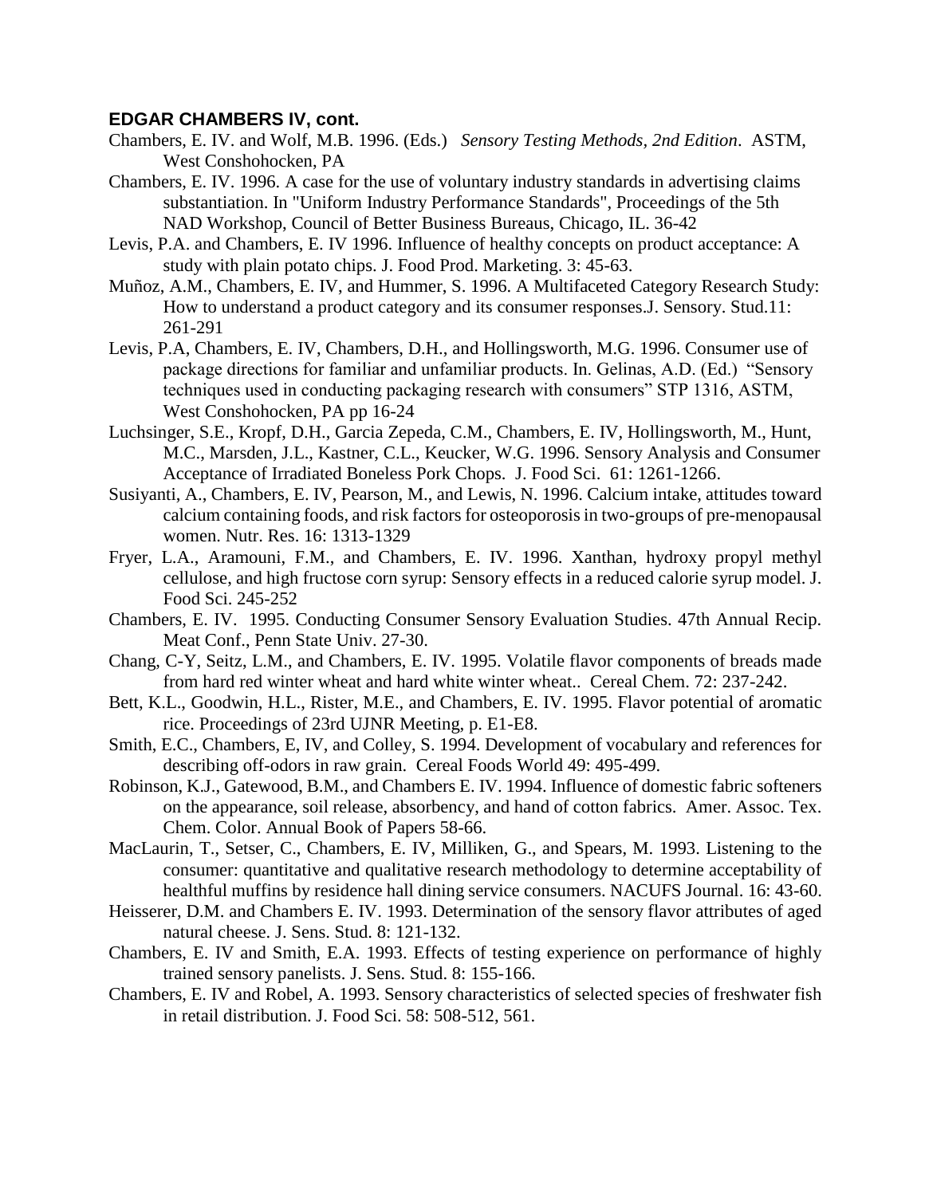**EDGAR CHAMBERS IV, cont.**

Chambers, E. IV. and Wolf, M.B. 1996. (Eds.) *Sensory Testing Methods, 2nd Edition*. ASTM, West Conshohocken, PA

Chambers, E. IV. 1996. A case for the use of voluntary industry standards in advertising claims substantiation. In "Uniform Industry Performance Standards", Proceedings of the 5th NAD Workshop, Council of Better Business Bureaus, Chicago, IL. 36-42

Levis, P.A. and Chambers, E. IV 1996. Influence of healthy concepts on product acceptance: A study with plain potato chips. J. Food Prod. Marketing. 3: 45-63.

Muñoz, A.M., Chambers, E. IV, and Hummer, S. 1996. A Multifaceted Category Research Study: How to understand a product category and its consumer responses.J. Sensory. Stud.11: 261-291

Levis, P.A, Chambers, E. IV, Chambers, D.H., and Hollingsworth, M.G. 1996. Consumer use of package directions for familiar and unfamiliar products. In. Gelinas, A.D. (Ed.) "Sensory techniques used in conducting packaging research with consumers" STP 1316, ASTM, West Conshohocken, PA pp 16-24

Luchsinger, S.E., Kropf, D.H., Garcia Zepeda, C.M., Chambers, E. IV, Hollingsworth, M., Hunt, M.C., Marsden, J.L., Kastner, C.L., Keucker, W.G. 1996. Sensory Analysis and Consumer Acceptance of Irradiated Boneless Pork Chops. J. Food Sci. 61: 1261-1266.

Susiyanti, A., Chambers, E. IV, Pearson, M., and Lewis, N. 1996. Calcium intake, attitudes toward calcium containing foods, and risk factors for osteoporosis in two-groups of pre-menopausal women. Nutr. Res. 16: 1313-1329

Fryer, L.A., Aramouni, F.M., and Chambers, E. IV. 1996. Xanthan, hydroxy propyl methyl cellulose, and high fructose corn syrup: Sensory effects in a reduced calorie syrup model. J. Food Sci. 245-252

Chambers, E. IV. 1995. Conducting Consumer Sensory Evaluation Studies. 47th Annual Recip. Meat Conf., Penn State Univ. 27-30.

Chang, C-Y, Seitz, L.M., and Chambers, E. IV. 1995. Volatile flavor components of breads made from hard red winter wheat and hard white winter wheat.. Cereal Chem. 72: 237-242.

Bett, K.L., Goodwin, H.L., Rister, M.E., and Chambers, E. IV. 1995. Flavor potential of aromatic rice. Proceedings of 23rd UJNR Meeting, p. E1-E8.

Smith, E.C., Chambers, E, IV, and Colley, S. 1994. Development of vocabulary and references for describing off-odors in raw grain. Cereal Foods World 49: 495-499.

Robinson, K.J., Gatewood, B.M., and Chambers E. IV. 1994. Influence of domestic fabric softeners on the appearance, soil release, absorbency, and hand of cotton fabrics. Amer. Assoc. Tex. Chem. Color. Annual Book of Papers 58-66.

MacLaurin, T., Setser, C., Chambers, E. IV, Milliken, G., and Spears, M. 1993. Listening to the consumer: quantitative and qualitative research methodology to determine acceptability of healthful muffins by residence hall dining service consumers. NACUFS Journal. 16: 43-60.

Heisserer, D.M. and Chambers E. IV. 1993. Determination of the sensory flavor attributes of aged natural cheese. J. Sens. Stud. 8: 121-132.

Chambers, E. IV and Smith, E.A. 1993. Effects of testing experience on performance of highly trained sensory panelists. J. Sens. Stud. 8: 155-166.

Chambers, E. IV and Robel, A. 1993. Sensory characteristics of selected species of freshwater fish in retail distribution. J. Food Sci. 58: 508-512, 561.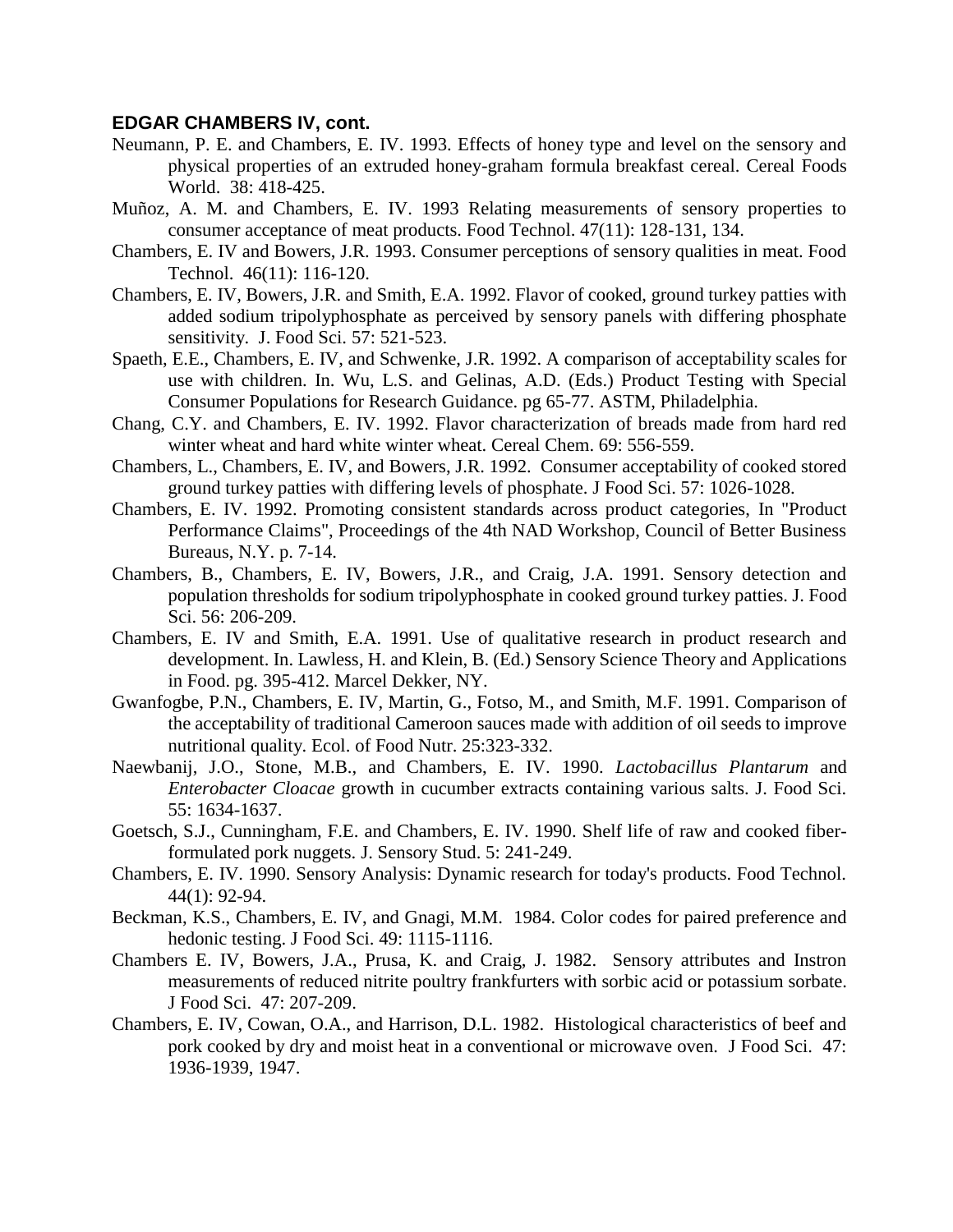**EDGAR CHAMBERS IV, cont.**

Neumann, P. E. and Chambers, E. IV. 1993. Effects of honey type and level on the sensory and physical properties of an extruded honey-graham formula breakfast cereal. Cereal Foods World. 38: 418-425.

Muñoz, A. M. and Chambers, E. IV. 1993 Relating measurements of sensory properties to consumer acceptance of meat products. Food Technol. 47(11): 128-131, 134.

Chambers, E. IV and Bowers, J.R. 1993. Consumer perceptions of sensory qualities in meat. Food Technol. 46(11): 116-120.

Chambers, E. IV, Bowers, J.R. and Smith, E.A. 1992. Flavor of cooked, ground turkey patties with added sodium tripolyphosphate as perceived by sensory panels with differing phosphate sensitivity. J. Food Sci. 57: 521-523.

Spaeth, E.E., Chambers, E. IV, and Schwenke, J.R. 1992. A comparison of acceptability scales for use with children. In. Wu, L.S. and Gelinas, A.D. (Eds.) Product Testing with Special Consumer Populations for Research Guidance. pg 65-77. ASTM, Philadelphia.

Chang, C.Y. and Chambers, E. IV. 1992. Flavor characterization of breads made from hard red winter wheat and hard white winter wheat. Cereal Chem. 69: 556-559.

Chambers, L., Chambers, E. IV, and Bowers, J.R. 1992. Consumer acceptability of cooked stored ground turkey patties with differing levels of phosphate. J Food Sci. 57: 1026-1028.

Chambers, E. IV. 1992. Promoting consistent standards across product categories, In "Product Performance Claims", Proceedings of the 4th NAD Workshop, Council of Better Business Bureaus, N.Y. p. 7-14.

Chambers, B., Chambers, E. IV, Bowers, J.R., and Craig, J.A. 1991. Sensory detection and population thresholds for sodium tripolyphosphate in cooked ground turkey patties. J. Food Sci. 56: 206-209.

Chambers, E. IV and Smith, E.A. 1991. Use of qualitative research in product research and development. In. Lawless, H. and Klein, B. (Ed.) Sensory Science Theory and Applications in Food. pg. 395-412. Marcel Dekker, NY.

Gwanfogbe, P.N., Chambers, E. IV, Martin, G., Fotso, M., and Smith, M.F. 1991. Comparison of the acceptability of traditional Cameroon sauces made with addition of oil seeds to improve nutritional quality. Ecol. of Food Nutr. 25:323-332.

Naewbanij, J.O., Stone, M.B., and Chambers, E. IV. 1990. *Lactobacillus Plantarum* and *Enterobacter Cloacae* growth in cucumber extracts containing various salts. J. Food Sci. 55: 1634-1637.

Goetsch, S.J., Cunningham, F.E. and Chambers, E. IV. 1990. Shelf life of raw and cooked fiber-formulated pork nuggets. J. Sensory Stud. 5: 241-249.

Chambers, E. IV. 1990. Sensory Analysis: Dynamic research for today's products. Food Technol. 44(1): 92-94.

Beckman, K.S., Chambers, E. IV, and Gnagi, M.M. 1984. Color codes for paired preference and hedonic testing. J Food Sci. 49: 1115-1116.

Chambers E. IV, Bowers, J.A., Prusa, K. and Craig, J. 1982. Sensory attributes and Instron measurements of reduced nitrite poultry frankfurters with sorbic acid or potassium sorbate. J Food Sci. 47: 207-209.

Chambers, E. IV, Cowan, O.A., and Harrison, D.L. 1982. Histological characteristics of beef and pork cooked by dry and moist heat in a conventional or microwave oven. J Food Sci. 47: 1936-1939, 1947.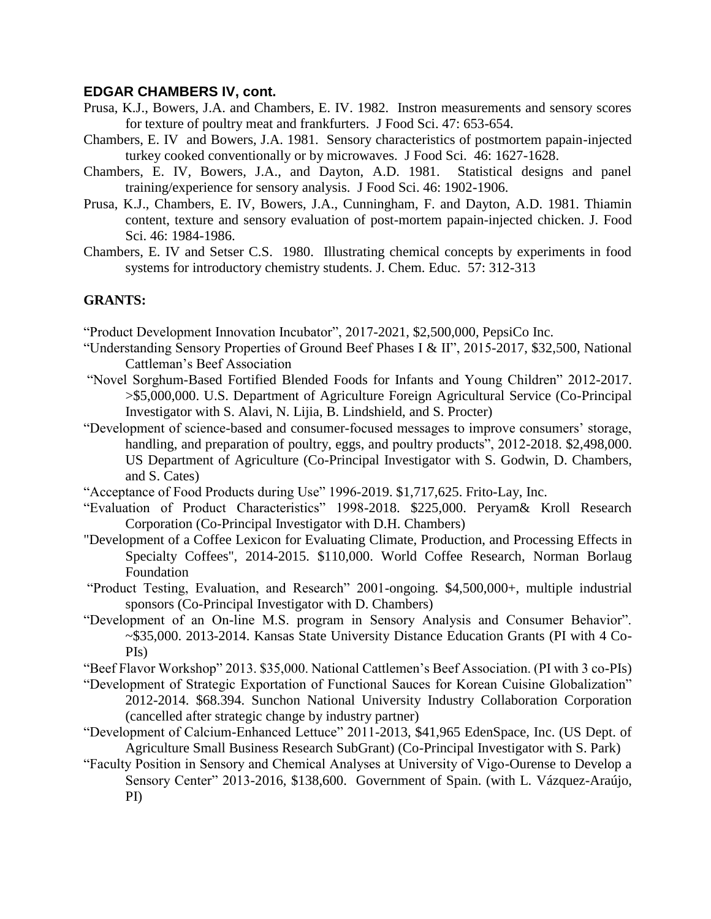### EDGAR CHAMBERS IV, cont.

Prusa, K.J., Bowers, J.A. and Chambers, E. IV. 1982. Instron measurements and sensory scores for texture of poultry meat and frankfurters. J Food Sci. 47: 653-654.

Chambers, E. IV and Bowers, J.A. 1981. Sensory characteristics of postmortem papain-injected turkey cooked conventionally or by microwaves. J Food Sci. 46: 1627-1628.

Chambers, E. IV, Bowers, J.A., and Dayton, A.D. 1981. Statistical designs and panel training/experience for sensory analysis. J Food Sci. 46: 1902-1906.

Prusa, K.J., Chambers, E. IV, Bowers, J.A., Cunningham, F. and Dayton, A.D. 1981. Thiamin content, texture and sensory evaluation of post-mortem papain-injected chicken. J. Food Sci. 46: 1984-1986.

Chambers, E. IV and Setser C.S. 1980. Illustrating chemical concepts by experiments in food systems for introductory chemistry students. J. Chem. Educ. 57: 312-313

**GRANTS:**

"Product Development Innovation Incubator", 2017-2021, $2,500,000, PepsiCo Inc.

"Understanding Sensory Properties of Ground Beef Phases I & II", 2015-2017, $32,500, National Cattleman's Beef Association

"Novel Sorghum-Based Fortified Blended Foods for Infants and Young Children" 2012-2017. >$5,000,000. U.S. Department of Agriculture Foreign Agricultural Service (Co-Principal Investigator with S. Alavi, N. Lijia, B. Lindshield, and S. Procter)

"Development of science-based and consumer-focused messages to improve consumers' storage, handling, and preparation of poultry, eggs, and poultry products", 2012-2018. $2,498,000. US Department of Agriculture (Co-Principal Investigator with S. Godwin, D. Chambers, and S. Cates)

"Acceptance of Food Products during Use" 1996-2019. $1,717,625. Frito-Lay, Inc.

"Evaluation of Product Characteristics" 1998-2018. $225,000. Peryam& Kroll Research Corporation (Co-Principal Investigator with D.H. Chambers)

"Development of a Coffee Lexicon for Evaluating Climate, Production, and Processing Effects in Specialty Coffees", 2014-2015. $110,000. World Coffee Research, Norman Borlaug Foundation

"Product Testing, Evaluation, and Research" 2001-ongoing. $4,500,000+, multiple industrial sponsors (Co-Principal Investigator with D. Chambers)

"Development of an On-line M.S. program in Sensory Analysis and Consumer Behavior". ~$35,000. 2013-2014. Kansas State University Distance Education Grants (PI with 4 Co-PIs)

"Beef Flavor Workshop" 2013. $35,000. National Cattlemen's Beef Association. (PI with 3 co-PIs)

"Development of Strategic Exportation of Functional Sauces for Korean Cuisine Globalization" 2012-2014. $68.394. Sunchon National University Industry Collaboration Corporation (cancelled after strategic change by industry partner)

"Development of Calcium-Enhanced Lettuce" 2011-2013, $41,965 EdenSpace, Inc. (US Dept. of Agriculture Small Business Research SubGrant) (Co-Principal Investigator with S. Park)

"Faculty Position in Sensory and Chemical Analyses at University of Vigo-Ourense to Develop a Sensory Center" 2013-2016, $138,600. Government of Spain. (with L. Vázquez-Araújo, PI)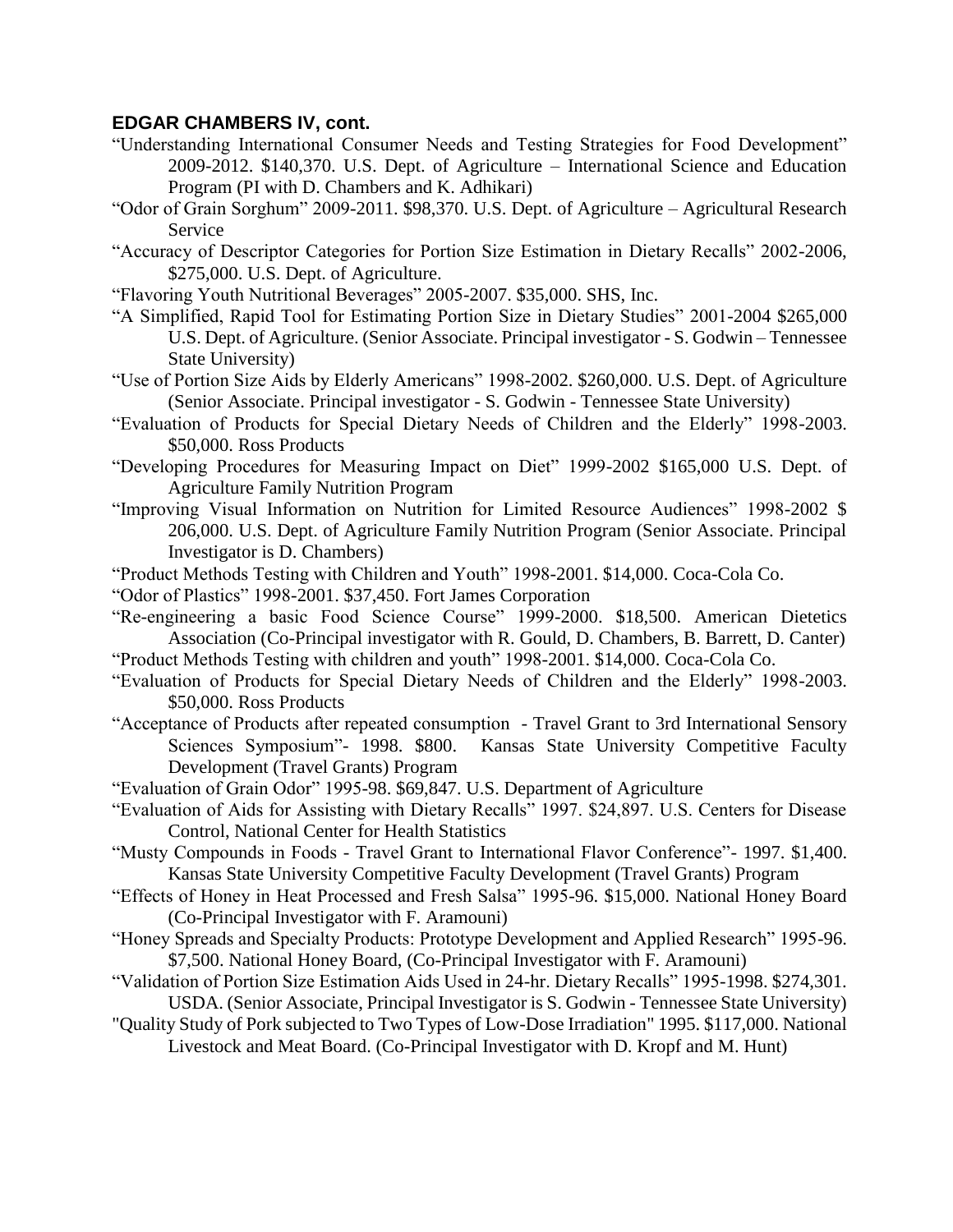**EDGAR CHAMBERS IV, cont.**

"Understanding International Consumer Needs and Testing Strategies for Food Development" 2009-2012. $140,370. U.S. Dept. of Agriculture – International Science and Education Program (PI with D. Chambers and K. Adhikari)

"Odor of Grain Sorghum" 2009-2011. $98,370. U.S. Dept. of Agriculture – Agricultural Research Service

"Accuracy of Descriptor Categories for Portion Size Estimation in Dietary Recalls" 2002-2006, $275,000. U.S. Dept. of Agriculture.

"Flavoring Youth Nutritional Beverages" 2005-2007. $35,000. SHS, Inc.

"A Simplified, Rapid Tool for Estimating Portion Size in Dietary Studies" 2001-2004 $265,000 U.S. Dept. of Agriculture. (Senior Associate. Principal investigator - S. Godwin – Tennessee State University)

"Use of Portion Size Aids by Elderly Americans" 1998-2002. $260,000. U.S. Dept. of Agriculture (Senior Associate. Principal investigator - S. Godwin - Tennessee State University)

"Evaluation of Products for Special Dietary Needs of Children and the Elderly" 1998-2003. $50,000. Ross Products

"Developing Procedures for Measuring Impact on Diet" 1999-2002 $165,000 U.S. Dept. of Agriculture Family Nutrition Program

"Improving Visual Information on Nutrition for Limited Resource Audiences" 1998-2002 $ 206,000. U.S. Dept. of Agriculture Family Nutrition Program (Senior Associate. Principal Investigator is D. Chambers)

"Product Methods Testing with Children and Youth" 1998-2001. $14,000. Coca-Cola Co.

"Odor of Plastics" 1998-2001. $37,450. Fort James Corporation

"Re-engineering a basic Food Science Course" 1999-2000. $18,500. American Dietetics Association (Co-Principal investigator with R. Gould, D. Chambers, B. Barrett, D. Canter)

"Product Methods Testing with children and youth" 1998-2001. $14,000. Coca-Cola Co.

"Evaluation of Products for Special Dietary Needs of Children and the Elderly" 1998-2003. $50,000. Ross Products

"Acceptance of Products after repeated consumption - Travel Grant to 3rd International Sensory Sciences Symposium"- 1998. $800. Kansas State University Competitive Faculty Development (Travel Grants) Program

"Evaluation of Grain Odor" 1995-98. $69,847. U.S. Department of Agriculture

"Evaluation of Aids for Assisting with Dietary Recalls" 1997. $24,897. U.S. Centers for Disease Control, National Center for Health Statistics

"Musty Compounds in Foods - Travel Grant to International Flavor Conference"- 1997. $1,400. Kansas State University Competitive Faculty Development (Travel Grants) Program

"Effects of Honey in Heat Processed and Fresh Salsa" 1995-96. $15,000. National Honey Board (Co-Principal Investigator with F. Aramouni)

"Honey Spreads and Specialty Products: Prototype Development and Applied Research" 1995-96. $7,500. National Honey Board, (Co-Principal Investigator with F. Aramouni)

"Validation of Portion Size Estimation Aids Used in 24-hr. Dietary Recalls" 1995-1998. $274,301. USDA. (Senior Associate, Principal Investigator is S. Godwin - Tennessee State University)

"Quality Study of Pork subjected to Two Types of Low-Dose Irradiation" 1995. $117,000. National Livestock and Meat Board. (Co-Principal Investigator with D. Kropf and M. Hunt)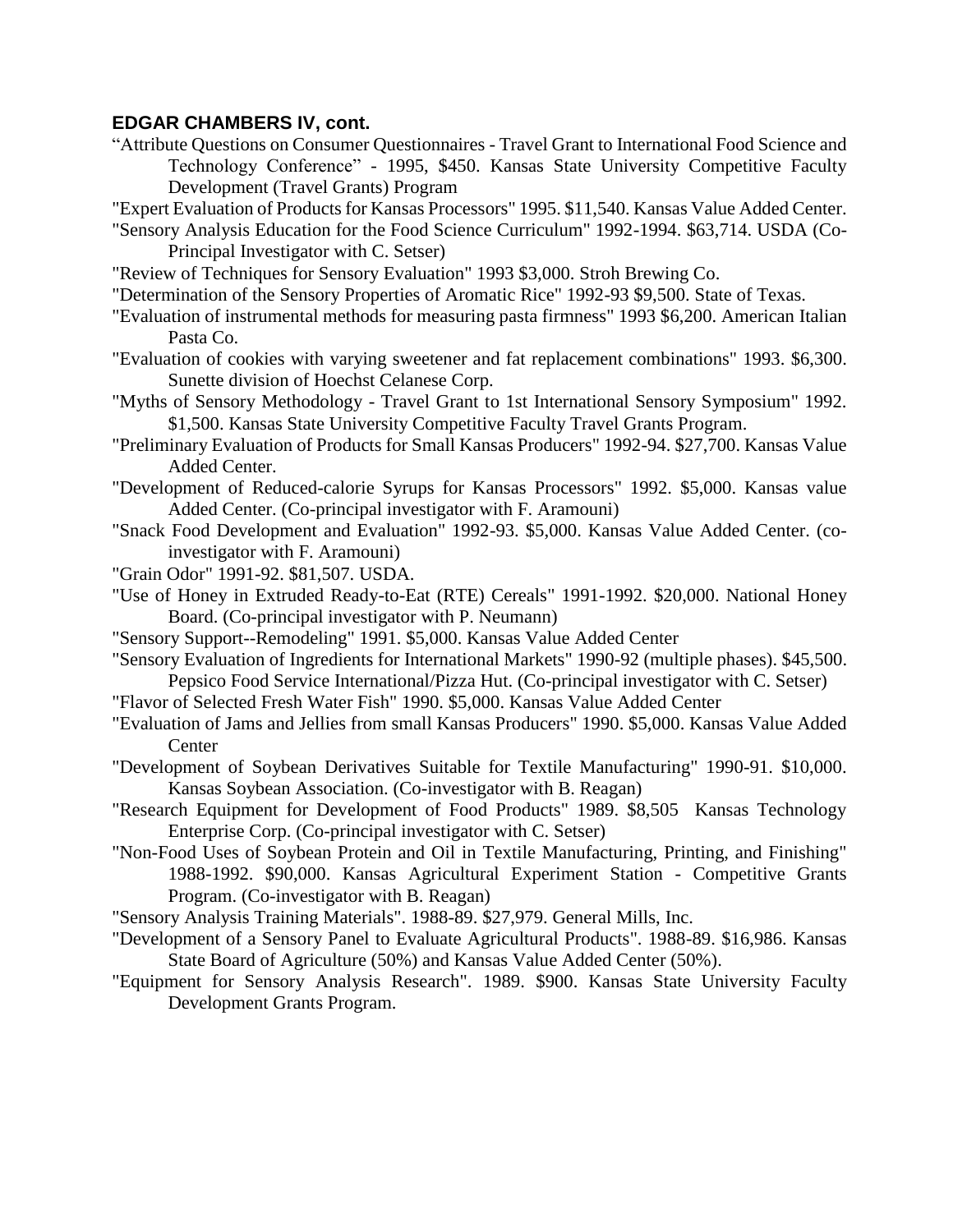**EDGAR CHAMBERS IV, cont.**

"Attribute Questions on Consumer Questionnaires - Travel Grant to International Food Science and Technology Conference" - 1995, $450. Kansas State University Competitive Faculty Development (Travel Grants) Program

"Expert Evaluation of Products for Kansas Processors" 1995. $11,540. Kansas Value Added Center.

"Sensory Analysis Education for the Food Science Curriculum" 1992-1994. $63,714. USDA (Co-Principal Investigator with C. Setser)

"Review of Techniques for Sensory Evaluation" 1993 $3,000. Stroh Brewing Co.

"Determination of the Sensory Properties of Aromatic Rice" 1992-93 $9,500. State of Texas.

"Evaluation of instrumental methods for measuring pasta firmness" 1993 $6,200. American Italian Pasta Co.

"Evaluation of cookies with varying sweetener and fat replacement combinations" 1993. $6,300. Sunette division of Hoechst Celanese Corp.

"Myths of Sensory Methodology - Travel Grant to 1st International Sensory Symposium" 1992. $1,500. Kansas State University Competitive Faculty Travel Grants Program.

"Preliminary Evaluation of Products for Small Kansas Producers" 1992-94. $27,700. Kansas Value Added Center.

"Development of Reduced-calorie Syrups for Kansas Processors" 1992. $5,000. Kansas value Added Center. (Co-principal investigator with F. Aramouni)

"Snack Food Development and Evaluation" 1992-93. $5,000. Kansas Value Added Center. (co-investigator with F. Aramouni)

"Grain Odor" 1991-92. $81,507. USDA.

"Use of Honey in Extruded Ready-to-Eat (RTE) Cereals" 1991-1992. $20,000. National Honey Board. (Co-principal investigator with P. Neumann)

"Sensory Support--Remodeling" 1991. $5,000. Kansas Value Added Center

"Sensory Evaluation of Ingredients for International Markets" 1990-92 (multiple phases). $45,500. Pepsico Food Service International/Pizza Hut. (Co-principal investigator with C. Setser)

"Flavor of Selected Fresh Water Fish" 1990. $5,000. Kansas Value Added Center

"Evaluation of Jams and Jellies from small Kansas Producers" 1990. $5,000. Kansas Value Added Center

"Development of Soybean Derivatives Suitable for Textile Manufacturing" 1990-91. $10,000. Kansas Soybean Association. (Co-investigator with B. Reagan)

"Research Equipment for Development of Food Products" 1989. $8,505 Kansas Technology Enterprise Corp. (Co-principal investigator with C. Setser)

"Non-Food Uses of Soybean Protein and Oil in Textile Manufacturing, Printing, and Finishing" 1988-1992. $90,000. Kansas Agricultural Experiment Station - Competitive Grants Program. (Co-investigator with B. Reagan)

"Sensory Analysis Training Materials". 1988-89. $27,979. General Mills, Inc.

"Development of a Sensory Panel to Evaluate Agricultural Products". 1988-89. $16,986. Kansas State Board of Agriculture (50%) and Kansas Value Added Center (50%).

"Equipment for Sensory Analysis Research". 1989. $900. Kansas State University Faculty Development Grants Program.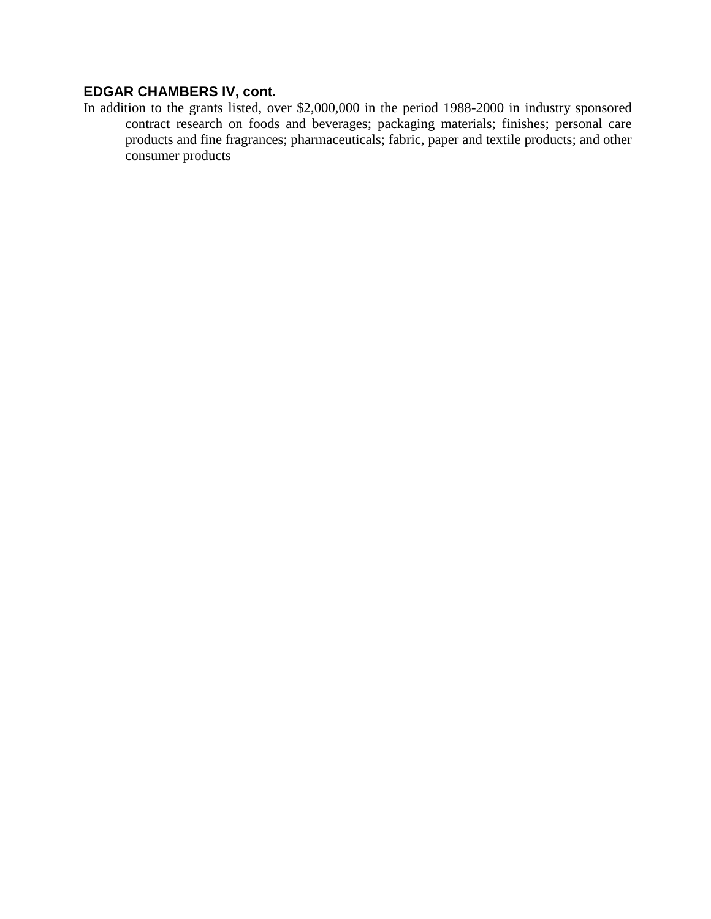**EDGAR CHAMBERS IV, cont.**

In addition to the grants listed, over $2,000,000 in the period 1988-2000 in industry sponsored contract research on foods and beverages; packaging materials; finishes; personal care products and fine fragrances; pharmaceuticals; fabric, paper and textile products; and other consumer products